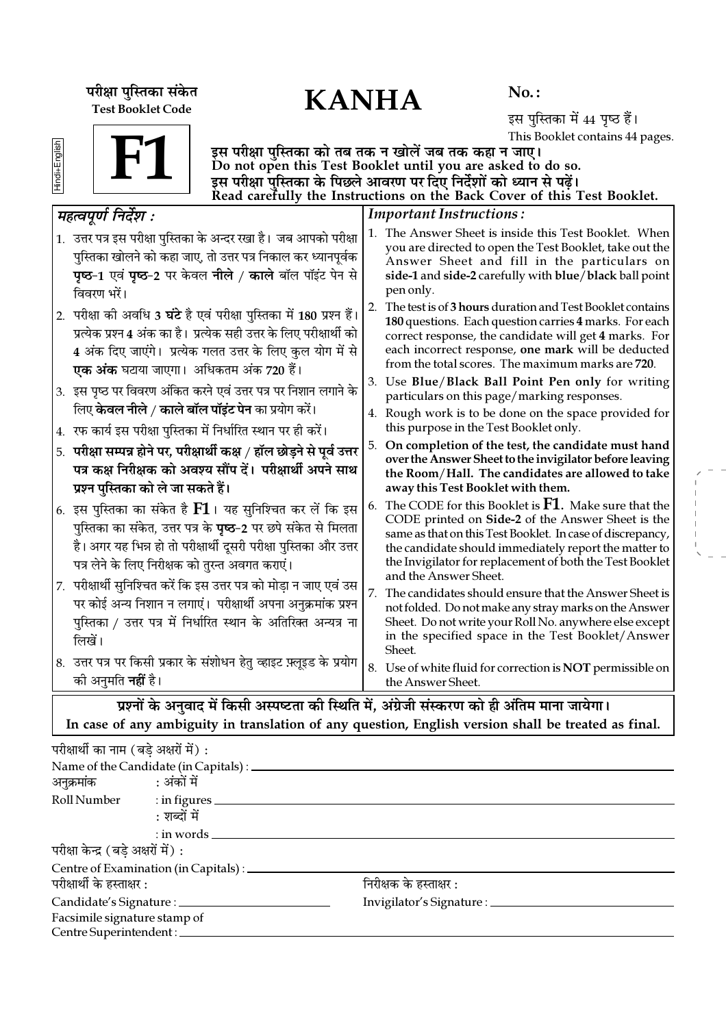परीक्षा पुस्तिका संकेत
**Test Booklet Code**

# F1

Hindi+English

# KANHA

**No. :**

इस पुस्तिका में 44 पृष्ठ हैं।
This Booklet contains 44 pages.

**इस परीक्षा पुस्तिका को तब तक न खोलें जब तक कहा न जाए।**
**Do not open this Test Booklet until you are asked to do so.**
**इस परीक्षा पुस्तिका के पिछले आवरण पर दिए निर्देशों को ध्यान से पढ़ें।**
**Read carefully the Instructions on the Back Cover of this Test Booklet.**

## *महत्वपूर्ण निर्देश :*

1. उत्तर पत्र इस परीक्षा पुस्तिका के अन्दर रखा है। जब आपको परीक्षा पुस्तिका खोलने को कहा जाए, तो उत्तर पत्र निकाल कर ध्यानपूर्वक **पृष्ठ-1** एवं **पृष्ठ-2** पर केवल **नीले** / **काले** बॉल पॉइंट पेन से विवरण भरें।
2. परीक्षा की अवधि **3 घंटे** है एवं परीक्षा पुस्तिका में **180** प्रश्न हैं। प्रत्येक प्रश्न **4** अंक का है। प्रत्येक सही उत्तर के लिए परीक्षार्थी को **4** अंक दिए जाएंगे। प्रत्येक गलत उत्तर के लिए कुल योग में से **एक अंक** घटाया जाएगा। अधिकतम अंक **720** हैं।
3. इस पृष्ठ पर विवरण अंकित करने एवं उत्तर पत्र पर निशान लगाने के लिए **केवल नीले / काले बॉल पॉइंट पेन** का प्रयोग करें।
4. रफ कार्य इस परीक्षा पुस्तिका में निर्धारित स्थान पर ही करें।
5. **परीक्षा सम्पन्न होने पर, परीक्षार्थी कक्ष / हॉल छोड़ने से पूर्व उत्तर पत्र कक्ष निरीक्षक को अवश्य सौंप दें। परीक्षार्थी अपने साथ प्रश्न पुस्तिका को ले जा सकते हैं।**
6. इस पुस्तिका का संकेत है **F1**। यह सुनिश्चित कर लें कि इस पुस्तिका का संकेत, उत्तर पत्र के **पृष्ठ-2** पर छपे संकेत से मिलता है। अगर यह भिन्न हो तो परीक्षार्थी दूसरी परीक्षा पुस्तिका और उत्तर पत्र लेने के लिए निरीक्षक को तुरन्त अवगत कराएं।
7. परीक्षार्थी सुनिश्चित करें कि इस उत्तर पत्र को मोड़ा न जाए एवं उस पर कोई अन्य निशान न लगाएं। परीक्षार्थी अपना अनुक्रमांक प्रश्न पुस्तिका / उत्तर पत्र में निर्धारित स्थान के अतिरिक्त अन्यत्र ना लिखें।
8. उत्तर पत्र पर किसी प्रकार के संशोधन हेतु व्हाइट फ़्लूइड के प्रयोग की अनुमति **नहीं** है।

## *Important Instructions :*

1. The Answer Sheet is inside this Test Booklet. When you are directed to open the Test Booklet, take out the Answer Sheet and fill in the particulars on **side-1** and **side-2** carefully with **blue**/**black** ball point pen only.
2. The test is of **3 hours** duration and Test Booklet contains **180** questions. Each question carries **4** marks. For each correct response, the candidate will get **4** marks. For each incorrect response, **one mark** will be deducted from the total scores. The maximum marks are **720**.
3. Use **Blue/Black Ball Point Pen only** for writing particulars on this page/marking responses.
4. Rough work is to be done on the space provided for this purpose in the Test Booklet only.
5. **On completion of the test, the candidate must hand over the Answer Sheet to the invigilator before leaving the Room/Hall. The candidates are allowed to take away this Test Booklet with them.**
6. The CODE for this Booklet is **F1**. Make sure that the CODE printed on **Side-2** of the Answer Sheet is the same as that on this Test Booklet. In case of discrepancy, the candidate should immediately report the matter to the Invigilator for replacement of both the Test Booklet and the Answer Sheet.
7. The candidates should ensure that the Answer Sheet is not folded. Do not make any stray marks on the Answer Sheet. Do not write your Roll No. anywhere else except in the specified space in the Test Booklet/Answer Sheet.
8. Use of white fluid for correction is **NOT** permissible on the Answer Sheet.

**प्रश्नों के अनुवाद में किसी अस्पष्टता की स्थिति में, अंग्रेजी संस्करण को ही अंतिम माना जायेगा।**
**In case of any ambiguity in translation of any question, English version shall be treated as final.**

परीक्षार्थी का नाम (बड़े अक्षरों में) :
Name of the Candidate (in Capitals) : ____________________

अनुक्रमांक : अंकों में
Roll Number : in figures ____________________
: शब्दों में
: in words ____________________

परीक्षा केन्द्र (बड़े अक्षरों में) :
Centre of Examination (in Capitals) : ____________________

परीक्षार्थी के हस्ताक्षर :
Candidate's Signature : ____________________

निरीक्षक के हस्ताक्षर :
Invigilator's Signature : ____________________

Facsimile signature stamp of
Centre Superintendent : ____________________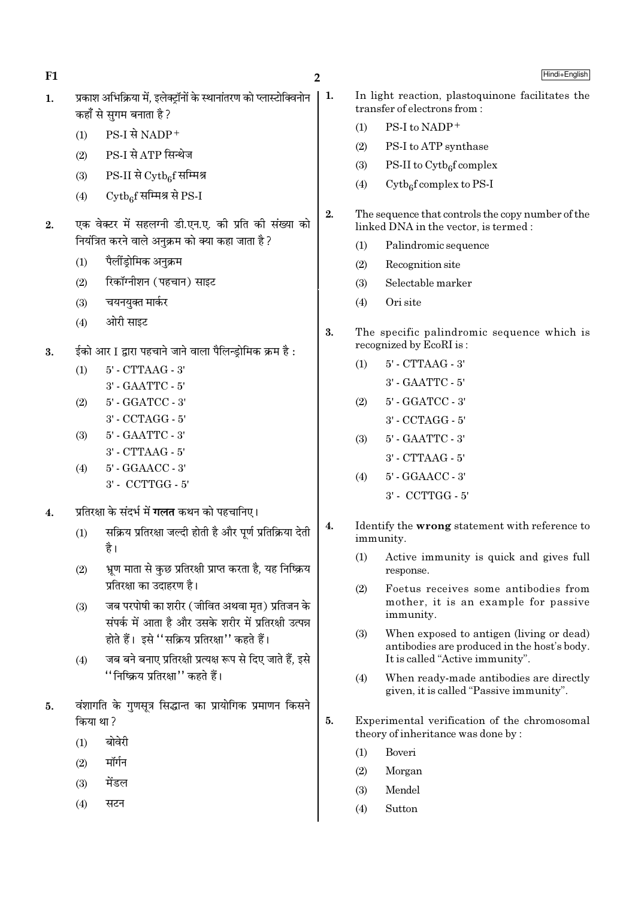1. प्रकाश अभिक्रिया में, इलेक्ट्रॉनों के स्थानांतरण को प्लास्टोक्विनोन कहाँ से सुगम बनाता है ?
   (1) PS-I से $NADP^+$
   (2) PS-I से ATP सिन्थेज
   (3) PS-II से $Cytb_6f$ सम्मिश्र
   (4) $Cytb_6f$ सम्मिश्र से PS-I

2. एक वेक्टर में सहलग्नी डी.एन.ए. की प्रति की संख्या को नियंत्रित करने वाले अनुक्रम को क्या कहा जाता है ?
   (1) पैलींड्रोमिक अनुक्रम
   (2) रिकॉग्नीशन (पहचान) साइट
   (3) चयनयुक्त मार्कर
   (4) ओरी साइट

3. ईको आर I द्वारा पहचाने जाने वाला पैलिन्ड्रोमिक क्रम है :
   (1) 5' - CTTAAG - 3'
       3' - GAATTC - 5'
   (2) 5' - GGATCC - 3'
       3' - CCTAGG - 5'
   (3) 5' - GAATTC - 3'
       3' - CTTAAG - 5'
   (4) 5' - GGAACC - 3'
       3' - CCTTGG - 5'

4. प्रतिरक्षा के संदर्भ में **गलत** कथन को पहचानिए।
   (1) सक्रिय प्रतिरक्षा जल्दी होती है और पूर्ण प्रतिक्रिया देती है।
   (2) भ्रूण माता से कुछ प्रतिरक्षी प्राप्त करता है, यह निष्क्रिय प्रतिरक्षा का उदाहरण है।
   (3) जब परपोषी का शरीर (जीवित अथवा मृत) प्रतिजन के संपर्क में आता है और उसके शरीर में प्रतिरक्षी उत्पन्न होते हैं। इसे "सक्रिय प्रतिरक्षा" कहते हैं।
   (4) जब बने बनाए प्रतिरक्षी प्रत्यक्ष रूप से दिए जाते हैं, इसे "निष्क्रिय प्रतिरक्षा" कहते हैं।

5. वंशागति के गुणसूत्र सिद्धान्त का प्रायोगिक प्रमाणन किसने किया था ?
   (1) बोवेरी
   (2) मॉर्गन
   (3) मेंडल
   (4) सटन

---

1. In light reaction, plastoquinone facilitates the transfer of electrons from :
   (1) PS-I to $NADP^+$
   (2) PS-I to ATP synthase
   (3) PS-II to $Cytb_6f$ complex
   (4) $Cytb_6f$ complex to PS-I

2. The sequence that controls the copy number of the linked DNA in the vector, is termed :
   (1) Palindromic sequence
   (2) Recognition site
   (3) Selectable marker
   (4) Ori site

3. The specific palindromic sequence which is recognized by EcoRI is :
   (1) 5' - CTTAAG - 3'
       3' - GAATTC - 5'
   (2) 5' - GGATCC - 3'
       3' - CCTAGG - 5'
   (3) 5' - GAATTC - 3'
       3' - CTTAAG - 5'
   (4) 5' - GGAACC - 3'
       3' - CCTTGG - 5'

4. Identify the **wrong** statement with reference to immunity.
   (1) Active immunity is quick and gives full response.
   (2) Foetus receives some antibodies from mother, it is an example for passive immunity.
   (3) When exposed to antigen (living or dead) antibodies are produced in the host's body. It is called "Active immunity".
   (4) When ready-made antibodies are directly given, it is called "Passive immunity".

5. Experimental verification of the chromosomal theory of inheritance was done by :
   (1) Boveri
   (2) Morgan
   (3) Mendel
   (4) Sutton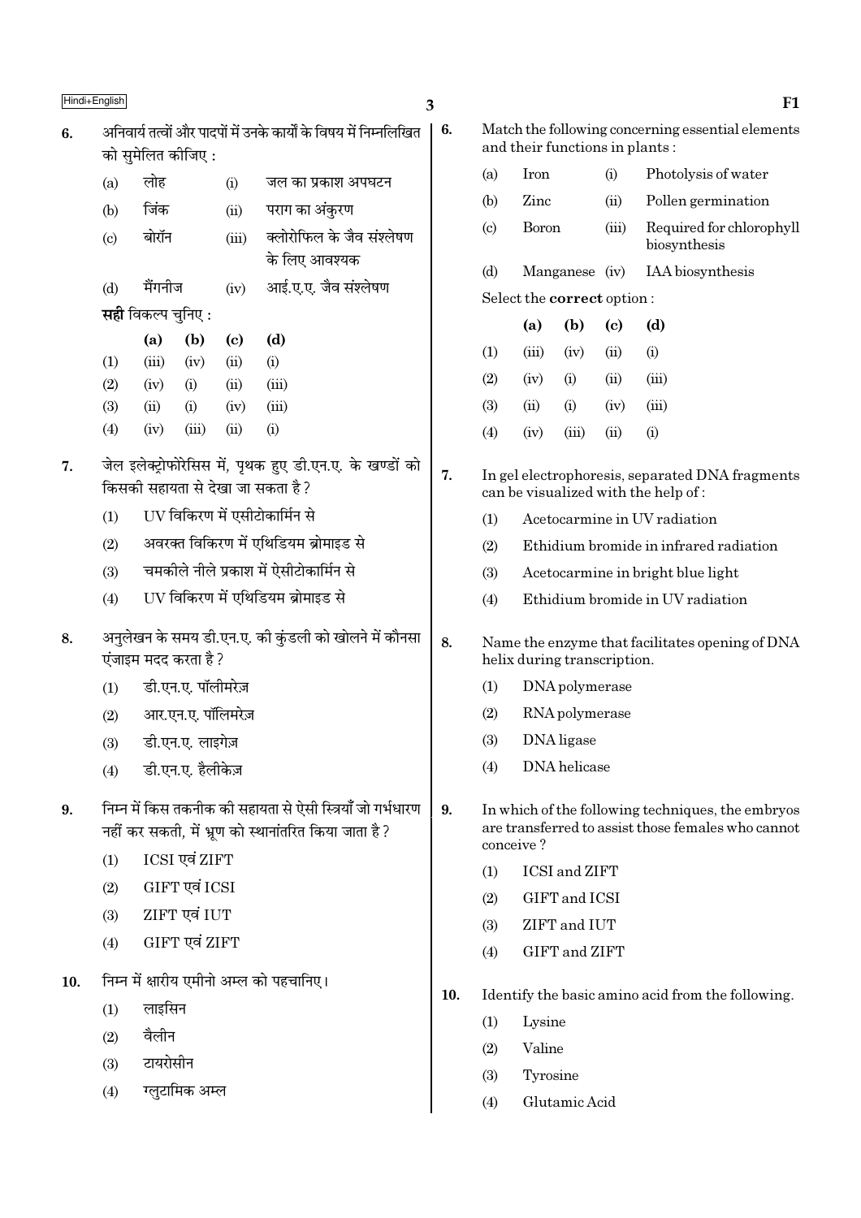6. अनिवार्य तत्वों और पादपों में उनके कार्यों के विषय में निम्नलिखित को सुमेलित कीजिए :

| | | | |
|---|---|---|---|
| (a) | लोह | (i) | जल का प्रकाश अपघटन |
| (b) | जिंक | (ii) | पराग का अंकुरण |
| (c) | बोरॉन | (iii) | क्लोरोफिल के जैव संश्लेषण के लिए आवश्यक |
| (d) | मैंगनीज | (iv) | आई.ए.ए. जैव संश्लेषण |

**सही** विकल्प चुनिए :

| | (a) | (b) | (c) | (d) |
|---|---|---|---|---|
| (1) | (iii) | (iv) | (ii) | (i) |
| (2) | (iv) | (i) | (ii) | (iii) |
| (3) | (ii) | (i) | (iv) | (iii) |
| (4) | (iv) | (iii) | (ii) | (i) |

7. जेल इलेक्ट्रोफोरेसिस में, पृथक हुए डी.एन.ए. के खण्डों को किसकी सहायता से देखा जा सकता है ?

(1) UV विकिरण में एसीटोकार्मिन से
(2) अवरक्त विकिरण में एथिडियम ब्रोमाइड से
(3) चमकीले नीले प्रकाश में ऐसीटोकार्मिन से
(4) UV विकिरण में एथिडियम ब्रोमाइड से

8. अनुलेखन के समय डी.एन.ए. की कुंडली को खोलने में कौनसा एंजाइम मदद करता है ?

(1) डी.एन.ए. पॉलीमरेज़
(2) आर.एन.ए. पॉलिमरेज़
(3) डी.एन.ए. लाइगेज़
(4) डी.एन.ए. हैलीकेज़

9. निम्न में किस तकनीक की सहायता से ऐसी स्त्रियाँ जो गर्भधारण नहीं कर सकती, में भ्रूण को स्थानांतरित किया जाता है ?

(1) ICSI एवं ZIFT
(2) GIFT एवं ICSI
(3) ZIFT एवं IUT
(4) GIFT एवं ZIFT

10. निम्न में क्षारीय एमीनो अम्ल को पहचानिए।

(1) लाइसिन
(2) वैलीन
(3) टायरोसीन
(4) ग्लुटामिक अम्ल

6. Match the following concerning essential elements and their functions in plants :

| | | | |
|---|---|---|---|
| (a) | Iron | (i) | Photolysis of water |
| (b) | Zinc | (ii) | Pollen germination |
| (c) | Boron | (iii) | Required for chlorophyll biosynthesis |
| (d) | Manganese | (iv) | IAA biosynthesis |

Select the **correct** option :

| | (a) | (b) | (c) | (d) |
|---|---|---|---|---|
| (1) | (iii) | (iv) | (ii) | (i) |
| (2) | (iv) | (i) | (ii) | (iii) |
| (3) | (ii) | (i) | (iv) | (iii) |
| (4) | (iv) | (iii) | (ii) | (i) |

7. In gel electrophoresis, separated DNA fragments can be visualized with the help of :

(1) Acetocarmine in UV radiation
(2) Ethidium bromide in infrared radiation
(3) Acetocarmine in bright blue light
(4) Ethidium bromide in UV radiation

8. Name the enzyme that facilitates opening of DNA helix during transcription.

(1) DNA polymerase
(2) RNA polymerase
(3) DNA ligase
(4) DNA helicase

9. In which of the following techniques, the embryos are transferred to assist those females who cannot conceive ?

(1) ICSI and ZIFT
(2) GIFT and ICSI
(3) ZIFT and IUT
(4) GIFT and ZIFT

10. Identify the basic amino acid from the following.

(1) Lysine
(2) Valine
(3) Tyrosine
(4) Glutamic Acid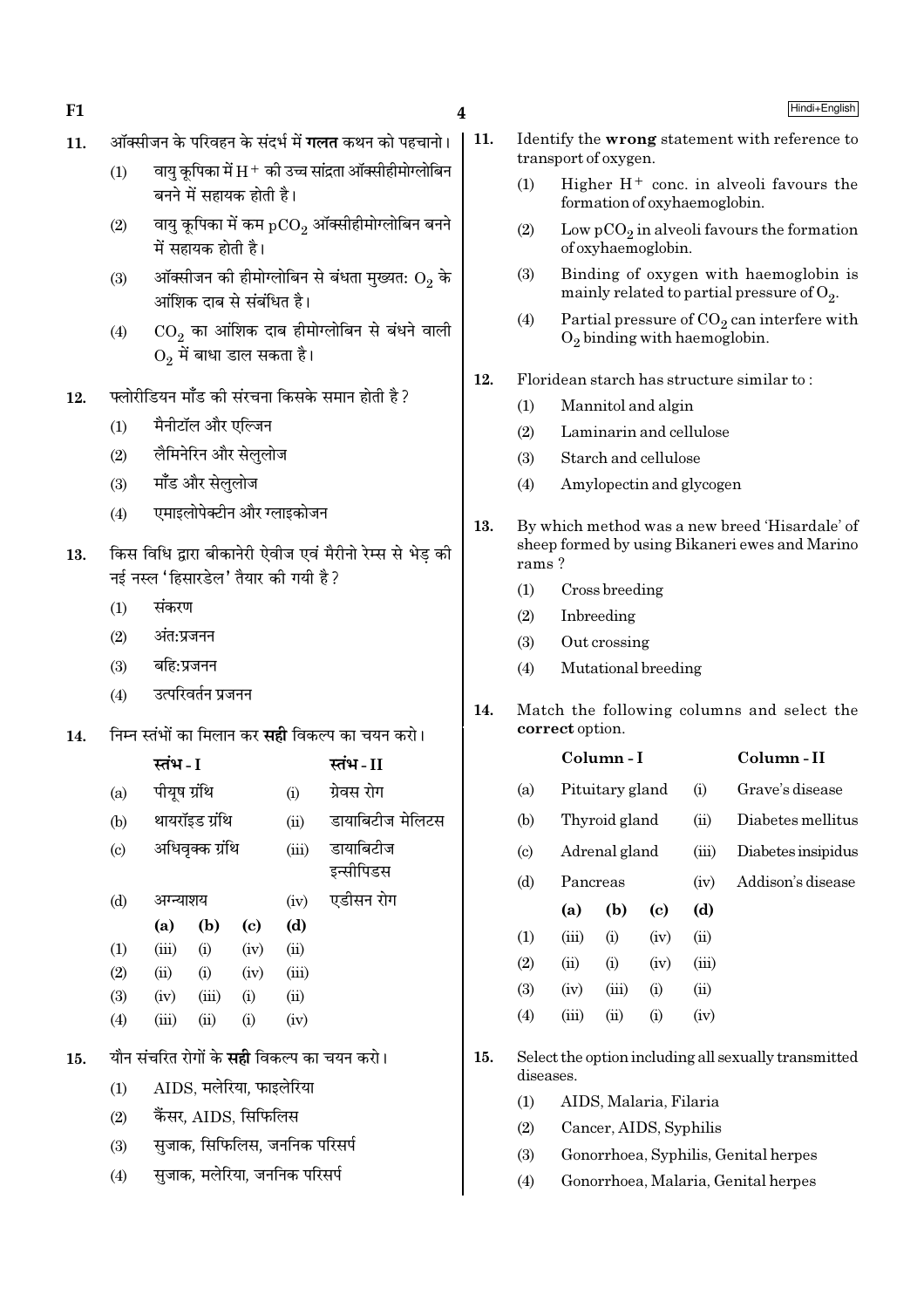11. ऑक्सीजन के परिवहन के संदर्भ में **गलत** कथन को पहचानो।

(1) वायु कूपिका में $H^+$ की उच्च सांद्रता ऑक्सीहीमोग्लोबिन बनने में सहायक होती है।

(2) वायु कूपिका में कम $pCO_2$ ऑक्सीहीमोग्लोबिन बनने में सहायक होती है।

(3) ऑक्सीजन की हीमोग्लोबिन से बंधता मुख्यत: $O_2$ के आंशिक दाब से संबंधित है।

(4) $CO_2$ का आंशिक दाब हीमोग्लोबिन से बंधने वाली $O_2$ में बाधा डाल सकता है।

12. फ्लोरीडियन माँड की संरचना किसके समान होती है?

(1) मैनीटॉल और एल्जिन

(2) लैमिनेरिन और सेलुलोज

(3) माँड और सेलुलोज

(4) एमाइलोपेक्टीन और ग्लाइकोजन

13. किस विधि द्वारा बीकानेरी ऐवीज एवं मैरीनो रेम्स से भेड़ की नई नस्ल 'हिसारडेल' तैयार की गयी है?

(1) संकरण

(2) अंत:प्रजनन

(3) बहि:प्रजनन

(4) उत्परिवर्तन प्रजनन

14. निम्न स्तंभों का मिलान कर **सही** विकल्प का चयन करो।

| | स्तंभ - I | | स्तंभ - II |
|---|---|---|---|
| (a) | पीयूष ग्रंथि | (i) | ग्रेवस रोग |
| (b) | थायरॉइड ग्रंथि | (ii) | डायाबिटीज मेलिटस |
| (c) | अधिवृक्क ग्रंथि | (iii) | डायाबिटीज इन्सीपिडस |
| (d) | अग्न्याशय | (iv) | एडीसन रोग |

| | (a) | (b) | (c) | (d) |
|---|---|---|---|---|
| (1) | (iii) | (i) | (iv) | (ii) |
| (2) | (ii) | (i) | (iv) | (iii) |
| (3) | (iv) | (iii) | (i) | (ii) |
| (4) | (iii) | (ii) | (i) | (iv) |

15. यौन संचरित रोगों के **सही** विकल्प का चयन करो।

(1) AIDS, मलेरिया, फाइलेरिया

(2) कैंसर, AIDS, सिफिलिस

(3) सुजाक, सिफिलिस, जननिक परिसर्प

(4) सुजाक, मलेरिया, जननिक परिसर्प

11. Identify the **wrong** statement with reference to transport of oxygen.

(1) Higher $H^+$ conc. in alveoli favours the formation of oxyhaemoglobin.

(2) Low $pCO_2$ in alveoli favours the formation of oxyhaemoglobin.

(3) Binding of oxygen with haemoglobin is mainly related to partial pressure of $O_2$.

(4) Partial pressure of $CO_2$ can interfere with $O_2$ binding with haemoglobin.

12. Floridean starch has structure similar to :

(1) Mannitol and algin

(2) Laminarin and cellulose

(3) Starch and cellulose

(4) Amylopectin and glycogen

13. By which method was a new breed 'Hisardale' of sheep formed by using Bikaneri ewes and Marino rams ?

(1) Cross breeding

(2) Inbreeding

(3) Out crossing

(4) Mutational breeding

14. Match the following columns and select the **correct** option.

| | Column - I | | Column - II |
|---|---|---|---|
| (a) | Pituitary gland | (i) | Grave's disease |
| (b) | Thyroid gland | (ii) | Diabetes mellitus |
| (c) | Adrenal gland | (iii) | Diabetes insipidus |
| (d) | Pancreas | (iv) | Addison's disease |

| | (a) | (b) | (c) | (d) |
|---|---|---|---|---|
| (1) | (iii) | (i) | (iv) | (ii) |
| (2) | (ii) | (i) | (iv) | (iii) |
| (3) | (iv) | (iii) | (i) | (ii) |
| (4) | (iii) | (ii) | (i) | (iv) |

15. Select the option including all sexually transmitted diseases.

(1) AIDS, Malaria, Filaria

(2) Cancer, AIDS, Syphilis

(3) Gonorrhoea, Syphilis, Genital herpes

(4) Gonorrhoea, Malaria, Genital herpes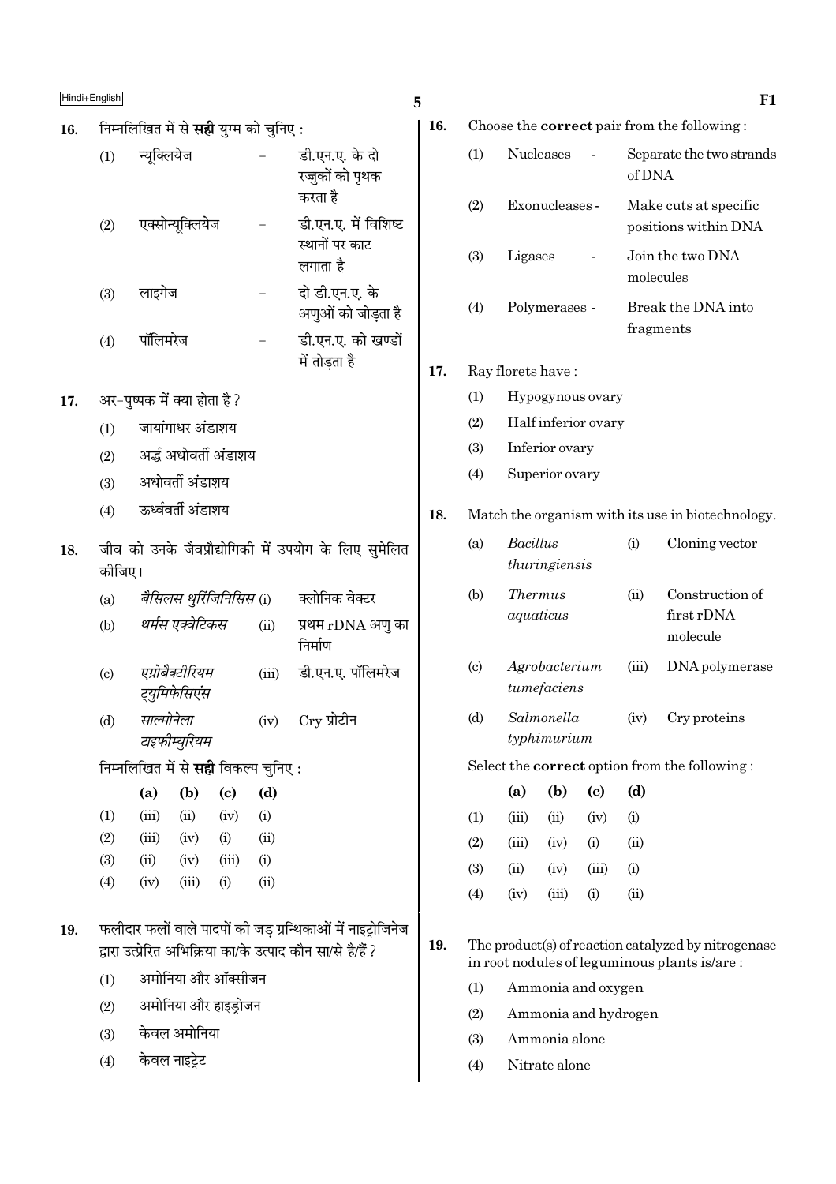16. निम्नलिखित में से **सही** युग्म को चुनिए :

(1) न्यूक्लियेज – डी.एन.ए. के दो रज्जुकों को पृथक करता है

(2) एक्सोन्यूक्लियेज – डी.एन.ए. में विशिष्ट स्थानों पर काट लगाता है

(3) लाइगेज – दो डी.एन.ए. के अणुओं को जोड़ता है

(4) पॉलिमरेज – डी.एन.ए. को खण्डों में तोड़ता है

17. अर-पुष्पक में क्या होता है ?

(1) जायांगाधर अंडाशय

(2) अर्द्ध अधोवर्ती अंडाशय

(3) अधोवर्ती अंडाशय

(4) ऊर्ध्ववर्ती अंडाशय

18. जीव को उनके जैवप्रौद्योगिकी में उपयोग के लिए सुमेलित कीजिए।

| | | | |
|---|---|---|---|
| (a) | *बैसिलस थुरिंजिनिसिस* | (i) | क्लोनिक वेक्टर |
| (b) | *थर्मस एक्वेटिकस* | (ii) | प्रथम rDNA अणु का निर्माण |
| (c) | *एग्रोबैक्टीरियम ट्युमिफेसिएंस* | (iii) | डी.एन.ए. पॉलिमरेज |
| (d) | *साल्मोनेला टाइफीम्युरियम* | (iv) | Cry प्रोटीन |

निम्नलिखित में से **सही** विकल्प चुनिए :

| | **(a)** | **(b)** | **(c)** | **(d)** |
|---|---|---|---|---|
| (1) | (iii) | (ii) | (iv) | (i) |
| (2) | (iii) | (iv) | (i) | (ii) |
| (3) | (ii) | (iv) | (iii) | (i) |
| (4) | (iv) | (iii) | (i) | (ii) |

19. फलीदार फलों वाले पादपों की जड़ ग्रन्थिकाओं में नाइट्रोजिनेज द्वारा उत्प्रेरित अभिक्रिया का/के उत्पाद कौन सा/से है/हैं ?

(1) अमोनिया और ऑक्सीजन

(2) अमोनिया और हाइड्रोजन

(3) केवल अमोनिया

(4) केवल नाइट्रेट

16. Choose the **correct** pair from the following :

(1) Nucleases - Separate the two strands of DNA

(2) Exonucleases - Make cuts at specific positions within DNA

(3) Ligases - Join the two DNA molecules

(4) Polymerases - Break the DNA into fragments

17. Ray florets have :

(1) Hypogynous ovary

(2) Half inferior ovary

(3) Inferior ovary

(4) Superior ovary

18. Match the organism with its use in biotechnology.

| | | | |
|---|---|---|---|
| (a) | *Bacillus thuringiensis* | (i) | Cloning vector |
| (b) | *Thermus aquaticus* | (ii) | Construction of first rDNA molecule |
| (c) | *Agrobacterium tumefaciens* | (iii) | DNA polymerase |
| (d) | *Salmonella typhimurium* | (iv) | Cry proteins |

Select the **correct** option from the following :

| | **(a)** | **(b)** | **(c)** | **(d)** |
|---|---|---|---|---|
| (1) | (iii) | (ii) | (iv) | (i) |
| (2) | (iii) | (iv) | (i) | (ii) |
| (3) | (ii) | (iv) | (iii) | (i) |
| (4) | (iv) | (iii) | (i) | (ii) |

19. The product(s) of reaction catalyzed by nitrogenase in root nodules of leguminous plants is/are :

(1) Ammonia and oxygen

(2) Ammonia and hydrogen

(3) Ammonia alone

(4) Nitrate alone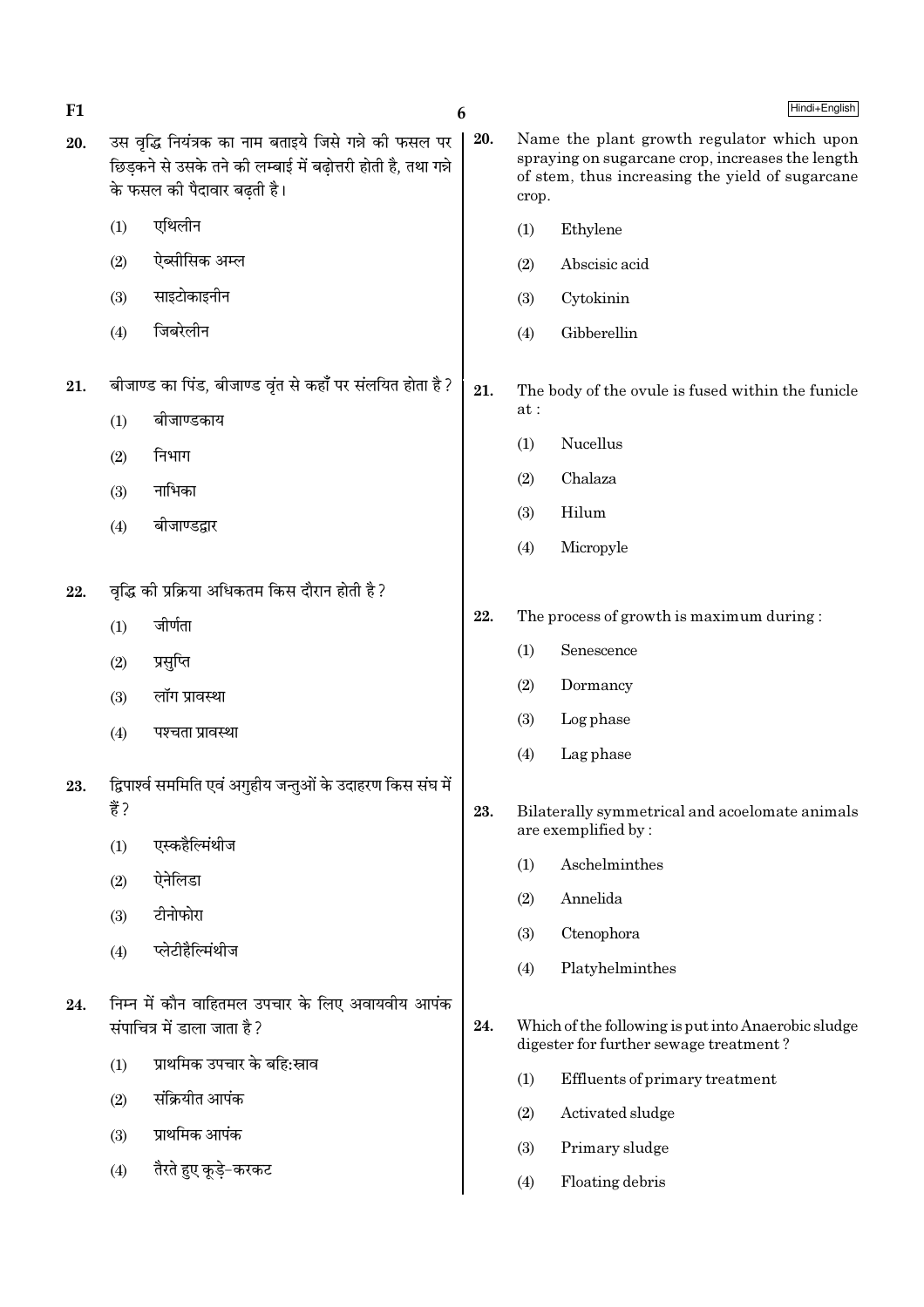20. उस वृद्धि नियंत्रक का नाम बताइये जिसे गन्ने की फसल पर छिड़कने से उसके तने की लम्बाई में बढ़ोत्तरी होती है, तथा गन्ने के फसल की पैदावार बढ़ती है।

(1) एथिलीन

(2) ऐब्सीसिक अम्ल

(3) साइटोकाइनीन

(4) जिबरेलीन

21. बीजाण्ड का पिंड, बीजाण्ड वृंत से कहाँ पर संलयित होता है?

(1) बीजाण्डकाय

(2) निभाग

(3) नाभिका

(4) बीजाण्डद्वार

22. वृद्धि की प्रक्रिया अधिकतम किस दौरान होती है?

(1) जीर्णता

(2) प्रसुप्ति

(3) लॉग प्रावस्था

(4) पश्चता प्रावस्था

23. द्विपार्श्व सममिति एवं अगुहीय जन्तुओं के उदाहरण किस संघ में हैं?

(1) एस्कहैल्मिंथीज

(2) ऐनेलिडा

(3) टीनोफोरा

(4) प्लेटीहैल्मिंथीज

24. निम्न में कौन वाहितमल उपचार के लिए अवायवीय आपंक संपाचित्र में डाला जाता है?

(1) प्राथमिक उपचार के बहिःस्राव

(2) संक्रियीत आपंक

(3) प्राथमिक आपंक

(4) तैरते हुए कूड़े-करकट

20. Name the plant growth regulator which upon spraying on sugarcane crop, increases the length of stem, thus increasing the yield of sugarcane crop.

(1) Ethylene

(2) Abscisic acid

(3) Cytokinin

(4) Gibberellin

21. The body of the ovule is fused within the funicle at :

(1) Nucellus

(2) Chalaza

(3) Hilum

(4) Micropyle

22. The process of growth is maximum during :

(1) Senescence

(2) Dormancy

(3) Log phase

(4) Lag phase

23. Bilaterally symmetrical and acoelomate animals are exemplified by :

(1) Aschelminthes

(2) Annelida

(3) Ctenophora

(4) Platyhelminthes

24. Which of the following is put into Anaerobic sludge digester for further sewage treatment?

(1) Effluents of primary treatment

(2) Activated sludge

(3) Primary sludge

(4) Floating debris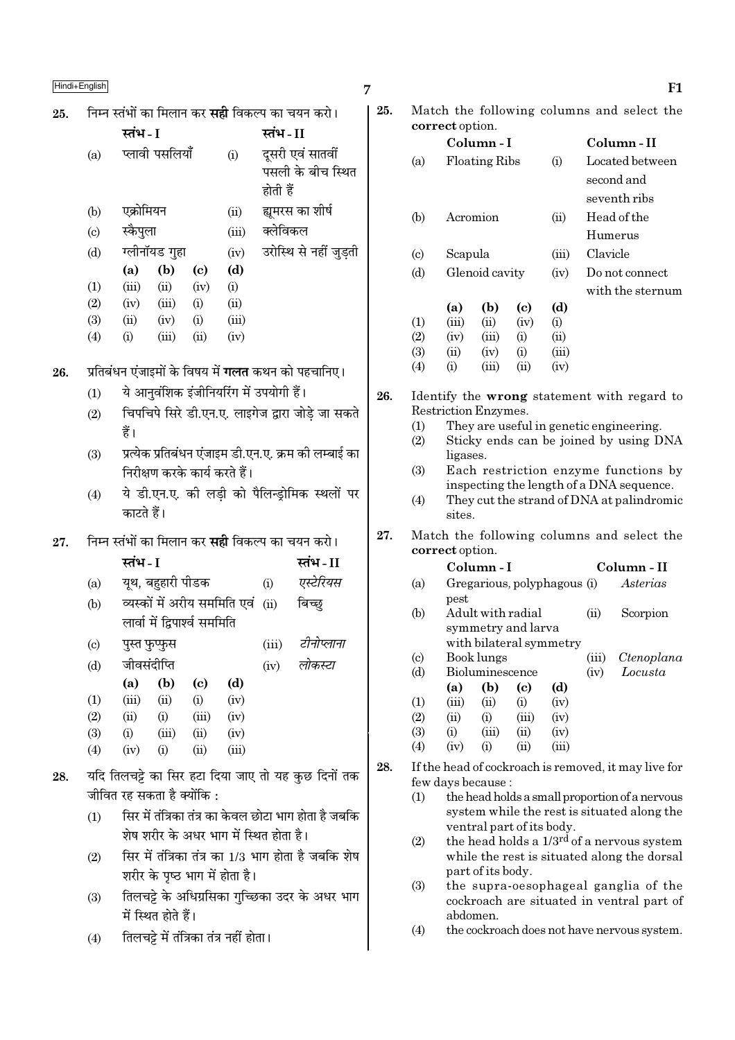25. निम्न स्तंभों का मिलान कर **सही** विकल्प का चयन करो।

| | स्तंभ - I | | स्तंभ - II |
|---|---|---|---|
| (a) | प्लावी पसलियाँ | (i) | दूसरी एवं सातवीं पसली के बीच स्थित होती हैं |
| (b) | एक्रोमियन | (ii) | ह्यूमरस का शीर्ष |
| (c) | स्कैपुला | (iii) | क्लेविकल |
| (d) | ग्लीनॉयड गुहा | (iv) | उरोस्थि से नहीं जुड़ती |

| | (a) | (b) | (c) | (d) |
|---|---|---|---|---|
| (1) | (iii) | (ii) | (iv) | (i) |
| (2) | (iv) | (iii) | (i) | (ii) |
| (3) | (ii) | (iv) | (i) | (iii) |
| (4) | (i) | (iii) | (ii) | (iv) |

26. प्रतिबंधन एंजाइमों के विषय में **गलत** कथन को पहचानिए।

(1) ये आनुवंशिक इंजीनियरिंग में उपयोगी हैं।
(2) चिपचिपे सिरे डी.एन.ए. लाइगेज द्वारा जोड़े जा सकते हैं।
(3) प्रत्येक प्रतिबंधन एंजाइम डी.एन.ए. क्रम की लम्बाई का निरीक्षण करके कार्य करते हैं।
(4) ये डी.एन.ए. की लड़ी को पैलिन्ड्रोमिक स्थलों पर काटते हैं।

27. निम्न स्तंभों का मिलान कर **सही** विकल्प का चयन करो।

| | स्तंभ - I | | स्तंभ - II |
|---|---|---|---|
| (a) | यूथ, बहुहारी पीडक | (i) | *एस्टेरियस* |
| (b) | व्यस्कों में अरीय सममिति एवं लार्वा में द्विपार्श्व सममिति | (ii) | बिच्छु |
| (c) | पुस्त फुप्फुस | (iii) | *टीनोप्लाना* |
| (d) | जीवसंदीप्ति | (iv) | *लोकस्टा* |

| | (a) | (b) | (c) | (d) |
|---|---|---|---|---|
| (1) | (iii) | (ii) | (i) | (iv) |
| (2) | (ii) | (i) | (iii) | (iv) |
| (3) | (i) | (iii) | (ii) | (iv) |
| (4) | (iv) | (i) | (ii) | (iii) |

28. यदि तिलचट्टे का सिर हटा दिया जाए तो यह कुछ दिनों तक जीवित रह सकता है क्योंकि :

(1) सिर में तंत्रिका तंत्र का केवल छोटा भाग होता है जबकि शेष शरीर के अधर भाग में स्थित होता है।
(2) सिर में तंत्रिका तंत्र का 1/3 भाग होता है जबकि शेष शरीर के पृष्ठ भाग में होता है।
(3) तिलचट्टे के अधिग्रसिका गुच्छिका उदर के अधर भाग में स्थित होते हैं।
(4) तिलचट्टे में तंत्रिका तंत्र नहीं होता।

25. Match the following columns and select the **correct** option.

| | Column - I | | Column - II |
|---|---|---|---|
| (a) | Floating Ribs | (i) | Located between second and seventh ribs |
| (b) | Acromion | (ii) | Head of the Humerus |
| (c) | Scapula | (iii) | Clavicle |
| (d) | Glenoid cavity | (iv) | Do not connect with the sternum |

| | (a) | (b) | (c) | (d) |
|---|---|---|---|---|
| (1) | (iii) | (ii) | (iv) | (i) |
| (2) | (iv) | (iii) | (i) | (ii) |
| (3) | (ii) | (iv) | (i) | (iii) |
| (4) | (i) | (iii) | (ii) | (iv) |

26. Identify the **wrong** statement with regard to Restriction Enzymes.

(1) They are useful in genetic engineering.
(2) Sticky ends can be joined by using DNA ligases.
(3) Each restriction enzyme functions by inspecting the length of a DNA sequence.
(4) They cut the strand of DNA at palindromic sites.

27. Match the following columns and select the **correct** option.

| | Column - I | | Column - II |
|---|---|---|---|
| (a) | Gregarious, polyphagous pest | (i) | *Asterias* |
| (b) | Adult with radial symmetry and larva with bilateral symmetry | (ii) | Scorpion |
| (c) | Book lungs | (iii) | *Ctenoplana* |
| (d) | Bioluminescence | (iv) | *Locusta* |

| | (a) | (b) | (c) | (d) |
|---|---|---|---|---|
| (1) | (iii) | (ii) | (i) | (iv) |
| (2) | (ii) | (i) | (iii) | (iv) |
| (3) | (i) | (iii) | (ii) | (iv) |
| (4) | (iv) | (i) | (ii) | (iii) |

28. If the head of cockroach is removed, it may live for few days because :

(1) the head holds a small proportion of a nervous system while the rest is situated along the ventral part of its body.
(2) the head holds a $1/3^{rd}$ of a nervous system while the rest is situated along the dorsal part of its body.
(3) the supra-oesophageal ganglia of the cockroach are situated in ventral part of abdomen.
(4) the cockroach does not have nervous system.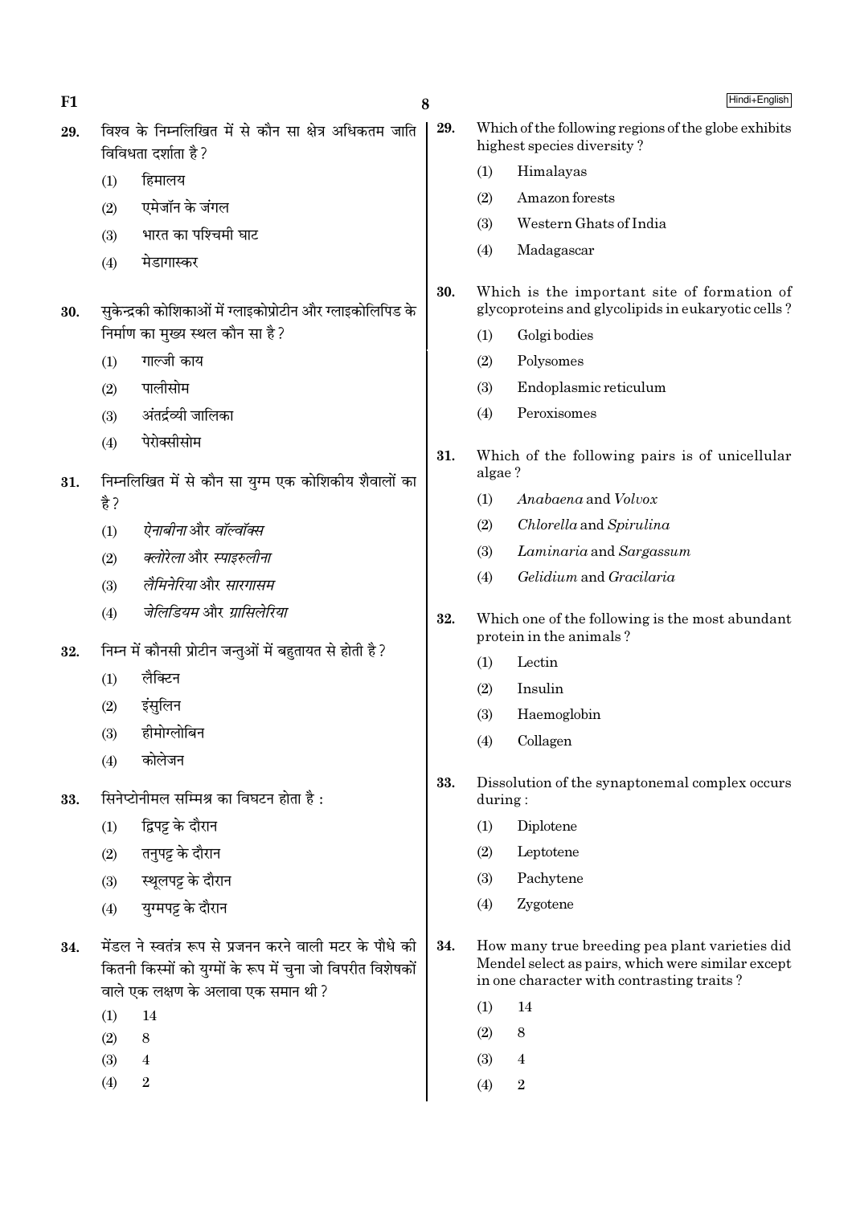29. विश्व के निम्नलिखित में से कौन सा क्षेत्र अधिकतम जाति विविधता दर्शाता है ?

(1) हिमालय
(2) एमेजॉन के जंगल
(3) भारत का पश्चिमी घाट
(4) मेडागास्कर

30. सुकेन्द्रकी कोशिकाओं में ग्लाइकोप्रोटीन और ग्लाइकोलिपिड के निर्माण का मुख्य स्थल कौन सा है ?

(1) गाल्जी काय
(2) पालीसोम
(3) अंतर्द्रव्यी जालिका
(4) पेरोक्सीसोम

31. निम्नलिखित में से कौन सा युग्म एक कोशिकीय शैवालों का है ?

(1) *ऐनाबीना* और *वॉल्वॉक्स*
(2) *क्लोरेला* और *स्पाइरुलीना*
(3) *लैमिनेरिया* और *सारगासम*
(4) *जेलिडियम* और *ग्रासिलेरिया*

32. निम्न में कौनसी प्रोटीन जन्तुओं में बहुतायत से होती है ?

(1) लैक्टिन
(2) इंसुलिन
(3) हीमोग्लोबिन
(4) कोलेजन

33. सिनेप्टोनीमल सम्मिश्र का विघटन होता है :

(1) द्विपट्ट के दौरान
(2) तनुपट्ट के दौरान
(3) स्थूलपट्ट के दौरान
(4) युग्मपट्ट के दौरान

34. मेंडल ने स्वतंत्र रूप से प्रजनन करने वाली मटर के पौधे की कितनी किस्मों को युग्मों के रूप में चुना जो विपरीत विशेषकों वाले एक लक्षण के अलावा एक समान थी ?

(1) 14
(2) 8
(3) 4
(4) 2

29. Which of the following regions of the globe exhibits highest species diversity ?

(1) Himalayas
(2) Amazon forests
(3) Western Ghats of India
(4) Madagascar

30. Which is the important site of formation of glycoproteins and glycolipids in eukaryotic cells ?

(1) Golgi bodies
(2) Polysomes
(3) Endoplasmic reticulum
(4) Peroxisomes

31. Which of the following pairs is of unicellular algae ?

(1) *Anabaena* and *Volvox*
(2) *Chlorella* and *Spirulina*
(3) *Laminaria* and *Sargassum*
(4) *Gelidium* and *Gracilaria*

32. Which one of the following is the most abundant protein in the animals ?

(1) Lectin
(2) Insulin
(3) Haemoglobin
(4) Collagen

33. Dissolution of the synaptonemal complex occurs during :

(1) Diplotene
(2) Leptotene
(3) Pachytene
(4) Zygotene

34. How many true breeding pea plant varieties did Mendel select as pairs, which were similar except in one character with contrasting traits ?

(1) 14
(2) 8
(3) 4
(4) 2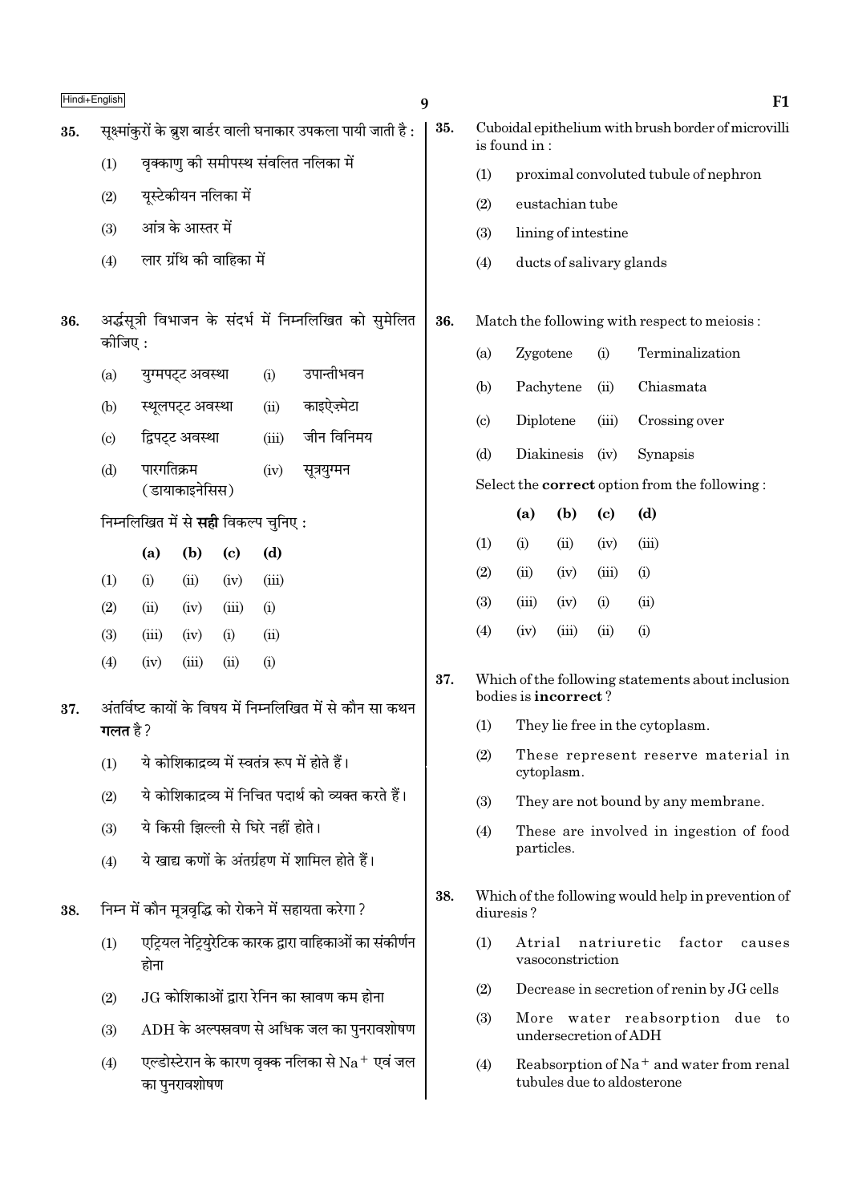35. सूक्ष्मांकुरों के ब्रुश बार्डर वाली घनाकार उपकला पायी जाती है :

(1) वृक्काणु की समीपस्थ संवलित नलिका में

(2) यूस्टेकीयन नलिका में

(3) आंत्र के आस्तर में

(4) लार ग्रंथि की वाहिका में

36. अर्द्धसूत्री विभाजन के संदर्भ में निम्नलिखित को सुमेलित कीजिए :

| | | | |
|---|---|---|---|
| (a) | युग्मपट्ट अवस्था | (i) | उपान्तीभवन |
| (b) | स्थूलपट्ट अवस्था | (ii) | काइऐज़्मेटा |
| (c) | द्विपट्ट अवस्था | (iii) | जीन विनिमय |
| (d) | पारगतिक्रम (डायाकाइनेसिस) | (iv) | सूत्रयुग्मन |

निम्नलिखित में से **सही** विकल्प चुनिए :

| | (a) | (b) | (c) | (d) |
|---|---|---|---|---|
| (1) | (i) | (ii) | (iv) | (iii) |
| (2) | (ii) | (iv) | (iii) | (i) |
| (3) | (iii) | (iv) | (i) | (ii) |
| (4) | (iv) | (iii) | (ii) | (i) |

37. अंतर्विष्ट कायों के विषय में निम्नलिखित में से कौन सा कथन **गलत** है ?

(1) ये कोशिकाद्रव्य में स्वतंत्र रूप में होते हैं।

(2) ये कोशिकाद्रव्य में निचित पदार्थ को व्यक्त करते हैं।

(3) ये किसी झिल्ली से घिरे नहीं होते।

(4) ये खाद्य कणों के अंतर्ग्रहण में शामिल होते हैं।

38. निम्न में कौन मूत्रवृद्धि को रोकने में सहायता करेगा ?

(1) एट्रियल नेट्रियुरेटिक कारक द्वारा वाहिकाओं का संकीर्णन होना

(2) JG कोशिकाओं द्वारा रेनिन का स्रावण कम होना

(3) ADH के अल्पस्रवण से अधिक जल का पुनरावशोषण

(4) एल्डोस्टेरान के कारण वृक्क नलिका से $Na^+$ एवं जल का पुनरावशोषण

35. Cuboidal epithelium with brush border of microvilli is found in :

(1) proximal convoluted tubule of nephron

(2) eustachian tube

(3) lining of intestine

(4) ducts of salivary glands

36. Match the following with respect to meiosis :

| | | | |
|---|---|---|---|
| (a) | Zygotene | (i) | Terminalization |
| (b) | Pachytene | (ii) | Chiasmata |
| (c) | Diplotene | (iii) | Crossing over |
| (d) | Diakinesis | (iv) | Synapsis |

Select the **correct** option from the following :

| | (a) | (b) | (c) | (d) |
|---|---|---|---|---|
| (1) | (i) | (ii) | (iv) | (iii) |
| (2) | (ii) | (iv) | (iii) | (i) |
| (3) | (iii) | (iv) | (i) | (ii) |
| (4) | (iv) | (iii) | (ii) | (i) |

37. Which of the following statements about inclusion bodies is **incorrect** ?

(1) They lie free in the cytoplasm.

(2) These represent reserve material in cytoplasm.

(3) They are not bound by any membrane.

(4) These are involved in ingestion of food particles.

38. Which of the following would help in prevention of diuresis ?

(1) Atrial natriuretic factor causes vasoconstriction

(2) Decrease in secretion of renin by JG cells

(3) More water reabsorption due to undersecretion of ADH

(4) Reabsorption of $Na^+$ and water from renal tubules due to aldosterone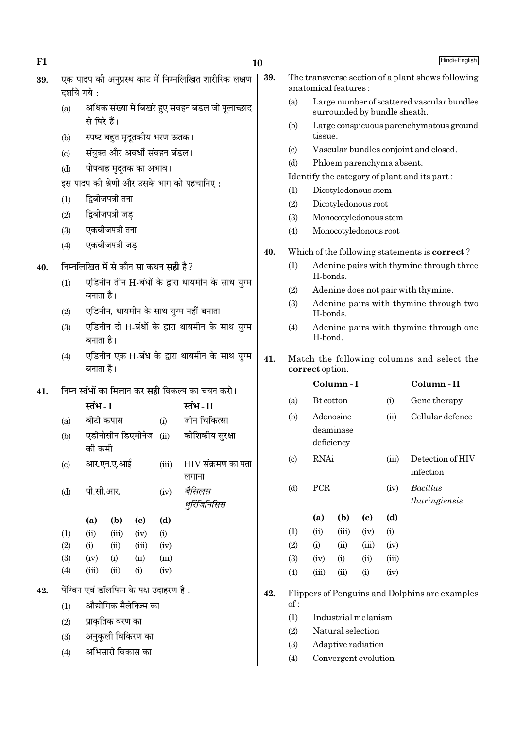39. एक पादप की अनुप्रस्थ काट में निम्नलिखित शारीरिक लक्षण दर्शाये गये :

(a) अधिक संख्या में बिखरे हुए संवहन बंडल जो पूलाच्छाद से घिरे हैं।
(b) स्पष्ट बहुत मृदूतकीय भरण ऊतक।
(c) संयुक्त और अवर्धी संवहन बंडल।
(d) पोषवाह मृदूतक का अभाव।

इस पादप की श्रेणी और उसके भाग को पहचानिए :

(1) द्विबीजपत्री तना
(2) द्विबीजपत्री जड़
(3) एकबीजपत्री तना
(4) एकबीजपत्री जड़

40. निम्नलिखित में से कौन सा कथन **सही** है ?

(1) एडिनीन तीन H-बंधों के द्वारा थायमीन के साथ युग्म बनाता है।
(2) एडिनीन, थायमीन के साथ युग्म नहीं बनाता।
(3) एडिनीन दो H-बंधों के द्वारा थायमीन के साथ युग्म बनाता है।
(4) एडिनीन एक H-बंध के द्वारा थायमीन के साथ युग्म बनाता है।

41. निम्न स्तंभों का मिलान कर **सही** विकल्प का चयन करो।

| | स्तंभ - I | | स्तंभ - II |
|---|---|---|---|
| (a) | बीटी कपास | (i) | जीन चिकित्सा |
| (b) | एडीनोसीन डिएमीनेज की कमी | (ii) | कोशिकीय सुरक्षा |
| (c) | आर.एन.ए.आई | (iii) | HIV संक्रमण का पता लगाना |
| (d) | पी.सी.आर. | (iv) | *बैसिलस थुरिंजिनिसिस* |

| | (a) | (b) | (c) | (d) |
|---|---|---|---|---|
| (1) | (ii) | (iii) | (iv) | (i) |
| (2) | (i) | (ii) | (iii) | (iv) |
| (3) | (iv) | (i) | (ii) | (iii) |
| (4) | (iii) | (ii) | (i) | (iv) |

42. पेंग्विन एवं डॉलफिन के पक्ष उदाहरण है :

(1) औद्योगिक मैलेनिज्म का
(2) प्राकृतिक वरण का
(3) अनुकूली विकिरण का
(4) अभिसारी विकास का

39. The transverse section of a plant shows following anatomical features :

(a) Large number of scattered vascular bundles surrounded by bundle sheath.
(b) Large conspicuous parenchymatous ground tissue.
(c) Vascular bundles conjoint and closed.
(d) Phloem parenchyma absent.

Identify the category of plant and its part :

(1) Dicotyledonous stem
(2) Dicotyledonous root
(3) Monocotyledonous stem
(4) Monocotyledonous root

40. Which of the following statements is **correct** ?

(1) Adenine pairs with thymine through three H-bonds.
(2) Adenine does not pair with thymine.
(3) Adenine pairs with thymine through two H-bonds.
(4) Adenine pairs with thymine through one H-bond.

41. Match the following columns and select the **correct** option.

| | Column - I | | Column - II |
|---|---|---|---|
| (a) | Bt cotton | (i) | Gene therapy |
| (b) | Adenosine deaminase deficiency | (ii) | Cellular defence |
| (c) | RNAi | (iii) | Detection of HIV infection |
| (d) | PCR | (iv) | *Bacillus thuringiensis* |

| | (a) | (b) | (c) | (d) |
|---|---|---|---|---|
| (1) | (ii) | (iii) | (iv) | (i) |
| (2) | (i) | (ii) | (iii) | (iv) |
| (3) | (iv) | (i) | (ii) | (iii) |
| (4) | (iii) | (ii) | (i) | (iv) |

42. Flippers of Penguins and Dolphins are examples of :

(1) Industrial melanism
(2) Natural selection
(3) Adaptive radiation
(4) Convergent evolution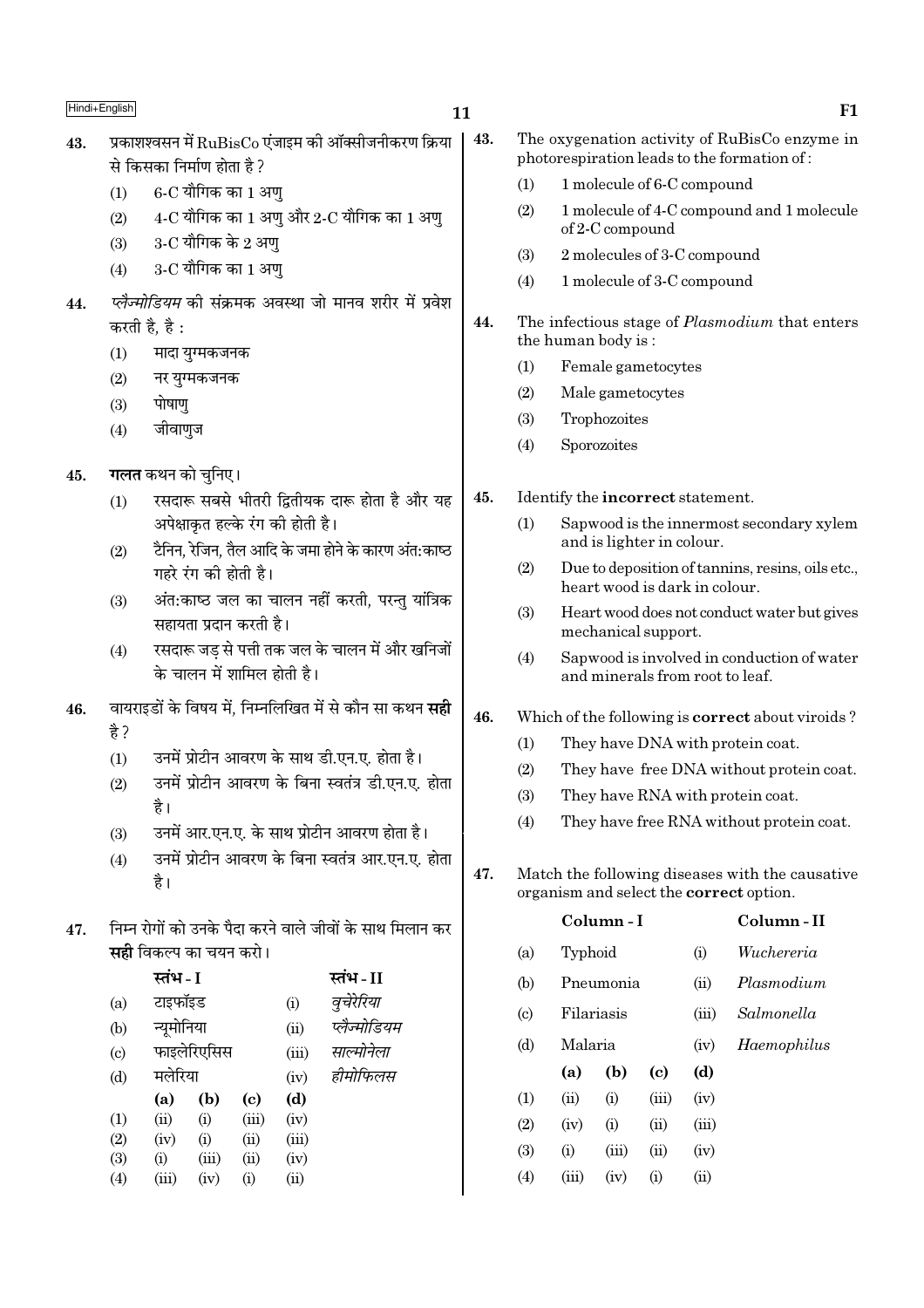43. प्रकाशश्वसन में RuBisCo एंजाइम की ऑक्सीजनीकरण क्रिया से किसका निर्माण होता है ?

(1) 6-C यौगिक का 1 अणु
(2) 4-C यौगिक का 1 अणु और 2-C यौगिक का 1 अणु
(3) 3-C यौगिक के 2 अणु
(4) 3-C यौगिक का 1 अणु

44. *प्लैज्मोडियम* की संक्रमक अवस्था जो मानव शरीर में प्रवेश करती है, है :

(1) मादा युग्मकजनक
(2) नर युग्मकजनक
(3) पोषाणु
(4) जीवाणुज

45. **गलत** कथन को चुनिए।

(1) रसदारू सबसे भीतरी द्वितीयक दारू होता है और यह अपेक्षाकृत हल्के रंग की होती है।
(2) टैनिन, रेजिन, तैल आदि के जमा होने के कारण अंत:काष्ठ गहरे रंग की होती है।
(3) अंत:काष्ठ जल का चालन नहीं करती, परन्तु यांत्रिक सहायता प्रदान करती है।
(4) रसदारू जड़ से पत्ती तक जल के चालन में और खनिजों के चालन में शामिल होती है।

46. वायराइडों के विषय में, निम्नलिखित में से कौन सा कथन **सही** है ?

(1) उनमें प्रोटीन आवरण के साथ डी.एन.ए. होता है।
(2) उनमें प्रोटीन आवरण के बिना स्वतंत्र डी.एन.ए. होता है।
(3) उनमें आर.एन.ए. के साथ प्रोटीन आवरण होता है।
(4) उनमें प्रोटीन आवरण के बिना स्वतंत्र आर.एन.ए. होता है।

47. निम्न रोगों को उनके पैदा करने वाले जीवों के साथ मिलान कर **सही** विकल्प का चयन करो।

| | स्तंभ - I | | स्तंभ - II |
|---|---|---|---|
| (a) | टाइफॉइड | (i) | *वुचेरेरिया* |
| (b) | न्यूमोनिया | (ii) | *प्लैज्मोडियम* |
| (c) | फाइलेरिएसिस | (iii) | *साल्मोनेला* |
| (d) | मलेरिया | (iv) | *हीमोफिलस* |

| | (a) | (b) | (c) | (d) |
|---|---|---|---|---|
| (1) | (ii) | (i) | (iii) | (iv) |
| (2) | (iv) | (i) | (ii) | (iii) |
| (3) | (i) | (iii) | (ii) | (iv) |
| (4) | (iii) | (iv) | (i) | (ii) |

43. The oxygenation activity of RuBisCo enzyme in photorespiration leads to the formation of :

(1) 1 molecule of 6-C compound
(2) 1 molecule of 4-C compound and 1 molecule of 2-C compound
(3) 2 molecules of 3-C compound
(4) 1 molecule of 3-C compound

44. The infectious stage of *Plasmodium* that enters the human body is :

(1) Female gametocytes
(2) Male gametocytes
(3) Trophozoites
(4) Sporozoites

45. Identify the **incorrect** statement.

(1) Sapwood is the innermost secondary xylem and is lighter in colour.
(2) Due to deposition of tannins, resins, oils etc., heart wood is dark in colour.
(3) Heart wood does not conduct water but gives mechanical support.
(4) Sapwood is involved in conduction of water and minerals from root to leaf.

46. Which of the following is **correct** about viroids ?

(1) They have DNA with protein coat.
(2) They have free DNA without protein coat.
(3) They have RNA with protein coat.
(4) They have free RNA without protein coat.

47. Match the following diseases with the causative organism and select the **correct** option.

| | Column - I | | Column - II |
|---|---|---|---|
| (a) | Typhoid | (i) | *Wuchereria* |
| (b) | Pneumonia | (ii) | *Plasmodium* |
| (c) | Filariasis | (iii) | *Salmonella* |
| (d) | Malaria | (iv) | *Haemophilus* |

| | (a) | (b) | (c) | (d) |
|---|---|---|---|---|
| (1) | (ii) | (i) | (iii) | (iv) |
| (2) | (iv) | (i) | (ii) | (iii) |
| (3) | (i) | (iii) | (ii) | (iv) |
| (4) | (iii) | (iv) | (i) | (ii) |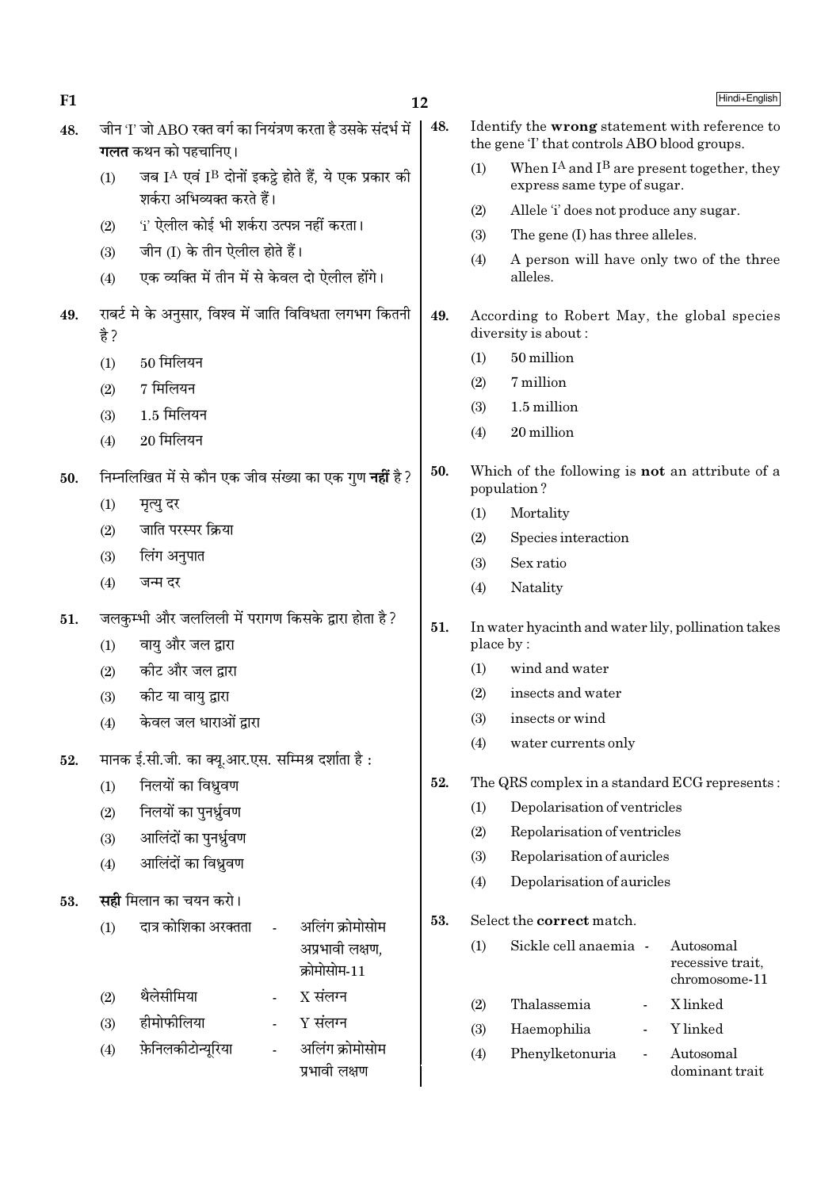48. जीन 'I' जो ABO रक्त वर्ग का नियंत्रण करता है उसके संदर्भ में **गलत** कथन को पहचानिए।

(1) जब $I^A$ एवं $I^B$ दोनों इकट्ठे होते हैं, ये एक प्रकार की शर्करा अभिव्यक्त करते हैं।

(2) 'i' ऐलील कोई भी शर्करा उत्पन्न नहीं करता।

(3) जीन (I) के तीन ऐलील होते हैं।

(4) एक व्यक्ति में तीन में से केवल दो ऐलील होंगे।

49. राबर्ट मे के अनुसार, विश्व में जाति विविधता लगभग कितनी है ?

(1) 50 मिलियन

(2) 7 मिलियन

(3) 1.5 मिलियन

(4) 20 मिलियन

50. निम्नलिखित में से कौन एक जीव संख्या का एक गुण **नहीं** है ?

(1) मृत्यु दर

(2) जाति परस्पर क्रिया

(3) लिंग अनुपात

(4) जन्म दर

51. जलकुम्भी और जललिली में परागण किसके द्वारा होता है ?

(1) वायु और जल द्वारा

(2) कीट और जल द्वारा

(3) कीट या वायु द्वारा

(4) केवल जल धाराओं द्वारा

52. मानक ई.सी.जी. का क्यू.आर.एस. सम्मिश्र दर्शाता है :

(1) निलयों का विध्रुवण

(2) निलयों का पुनर्ध्रुवण

(3) आलिंदों का पुनर्ध्रुवण

(4) आलिंदों का विध्रुवण

53. **सही** मिलान का चयन करो।

(1) दात्र कोशिका अरक्तता - अलिंग क्रोमोसोम अप्रभावी लक्षण, क्रोमोसोम-11

(2) थैलेसीमिया - X संलग्न

(3) हीमोफीलिया - Y संलग्न

(4) फ़ेनिलकीटोन्यूरिया - अलिंग क्रोमोसोम प्रभावी लक्षण

48. Identify the **wrong** statement with reference to the gene 'I' that controls ABO blood groups.

(1) When $I^A$ and $I^B$ are present together, they express same type of sugar.

(2) Allele 'i' does not produce any sugar.

(3) The gene (I) has three alleles.

(4) A person will have only two of the three alleles.

49. According to Robert May, the global species diversity is about :

(1) 50 million

(2) 7 million

(3) 1.5 million

(4) 20 million

50. Which of the following is **not** an attribute of a population ?

(1) Mortality

(2) Species interaction

(3) Sex ratio

(4) Natality

51. In water hyacinth and water lily, pollination takes place by :

(1) wind and water

(2) insects and water

(3) insects or wind

(4) water currents only

52. The QRS complex in a standard ECG represents :

(1) Depolarisation of ventricles

(2) Repolarisation of ventricles

(3) Repolarisation of auricles

(4) Depolarisation of auricles

53. Select the **correct** match.

(1) Sickle cell anaemia - Autosomal recessive trait, chromosome-11

(2) Thalassemia - X linked

(3) Haemophilia - Y linked

(4) Phenylketonuria - Autosomal dominant trait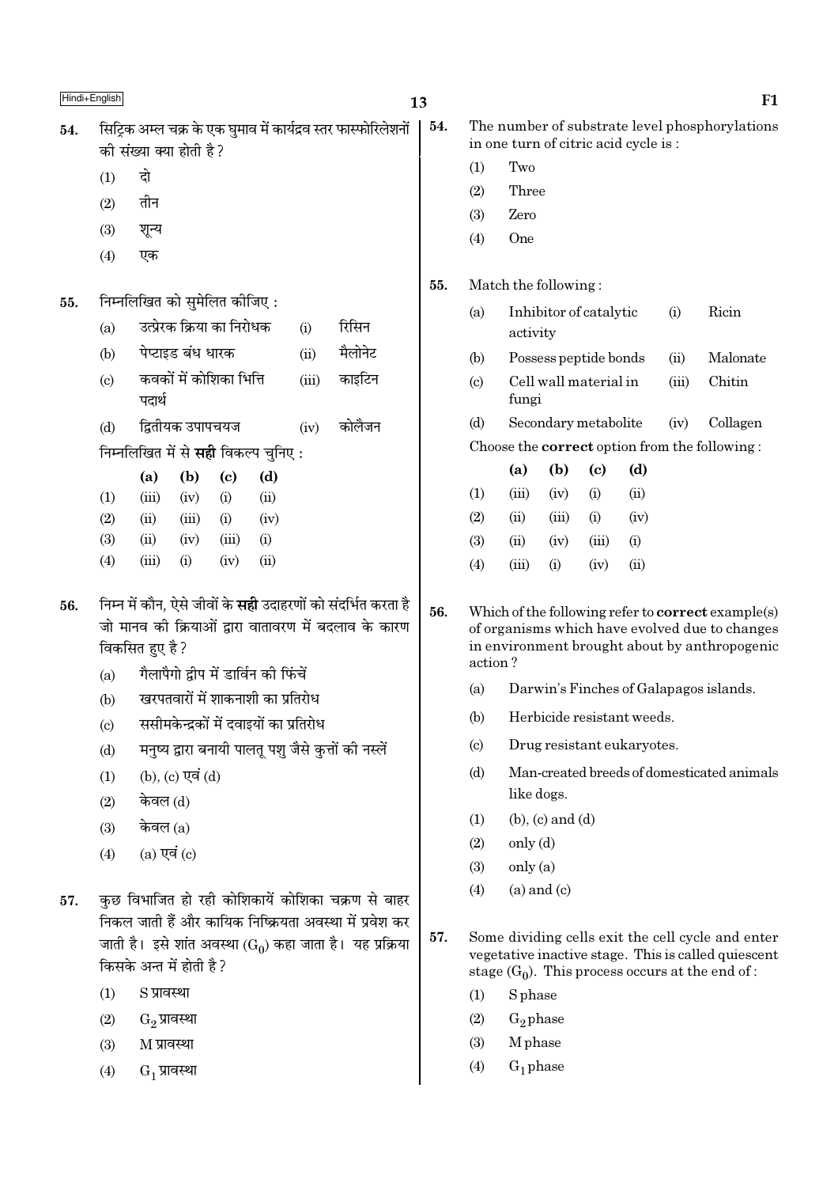**54.** सिट्रिक अम्ल चक्र के एक घुमाव में कार्यद्रव स्तर फास्फोरिलेशनों की संख्या क्या होती है ?

(1) दो

(2) तीन

(3) शून्य

(4) एक

**55.** निम्नलिखित को सुमेलित कीजिए :

| | | | |
|---|---|---|---|
| (a) | उत्प्रेरक क्रिया का निरोधक | (i) | रिसिन |
| (b) | पेप्टाइड बंध धारक | (ii) | मैलोनेट |
| (c) | कवकों में कोशिका भित्ति पदार्थ | (iii) | काइटिन |
| (d) | द्वितीयक उपापचयज | (iv) | कोलैजन |

निम्नलिखित में से **सही** विकल्प चुनिए :

| | **(a)** | **(b)** | **(c)** | **(d)** |
|---|---|---|---|---|
| (1) | (iii) | (iv) | (i) | (ii) |
| (2) | (ii) | (iii) | (i) | (iv) |
| (3) | (ii) | (iv) | (iii) | (i) |
| (4) | (iii) | (i) | (iv) | (ii) |

**56.** निम्न में कौन, ऐसे जीवों के **सही** उदाहरणों को संदर्भित करता है जो मानव की क्रियाओं द्वारा वातावरण में बदलाव के कारण विकसित हुए है ?

(a) गैलापैगो द्वीप में डार्विन की फिंचें

(b) खरपतवारों में शाकनाशी का प्रतिरोध

(c) ससीमकेन्द्रकों में दवाइयों का प्रतिरोध

(d) मनुष्य द्वारा बनायी पालतू पशु जैसे कुत्तों की नस्लें

(1) (b), (c) एवं (d)

(2) केवल (d)

(3) केवल (a)

(4) (a) एवं (c)

**57.** कुछ विभाजित हो रही कोशिकायें कोशिका चक्रण से बाहर निकल जाती हैं और कायिक निष्क्रियता अवस्था में प्रवेश कर जाती है। इसे शांत अवस्था ($G_0$) कहा जाता है। यह प्रक्रिया किसके अन्त में होती है ?

(1) S प्रावस्था

(2) $G_2$ प्रावस्था

(3) M प्रावस्था

(4) $G_1$ प्रावस्था

**54.** The number of substrate level phosphorylations in one turn of citric acid cycle is :

(1) Two

(2) Three

(3) Zero

(4) One

**55.** Match the following :

| | | | |
|---|---|---|---|
| (a) | Inhibitor of catalytic activity | (i) | Ricin |
| (b) | Possess peptide bonds | (ii) | Malonate |
| (c) | Cell wall material in fungi | (iii) | Chitin |
| (d) | Secondary metabolite | (iv) | Collagen |

Choose the **correct** option from the following :

| | **(a)** | **(b)** | **(c)** | **(d)** |
|---|---|---|---|---|
| (1) | (iii) | (iv) | (i) | (ii) |
| (2) | (ii) | (iii) | (i) | (iv) |
| (3) | (ii) | (iv) | (iii) | (i) |
| (4) | (iii) | (i) | (iv) | (ii) |

**56.** Which of the following refer to **correct** example(s) of organisms which have evolved due to changes in environment brought about by anthropogenic action ?

(a) Darwin's Finches of Galapagos islands.

(b) Herbicide resistant weeds.

(c) Drug resistant eukaryotes.

(d) Man-created breeds of domesticated animals like dogs.

(1) (b), (c) and (d)

(2) only (d)

(3) only (a)

(4) (a) and (c)

**57.** Some dividing cells exit the cell cycle and enter vegetative inactive stage. This is called quiescent stage ($G_0$). This process occurs at the end of :

(1) S phase

(2) $G_2$ phase

(3) M phase

(4) $G_1$ phase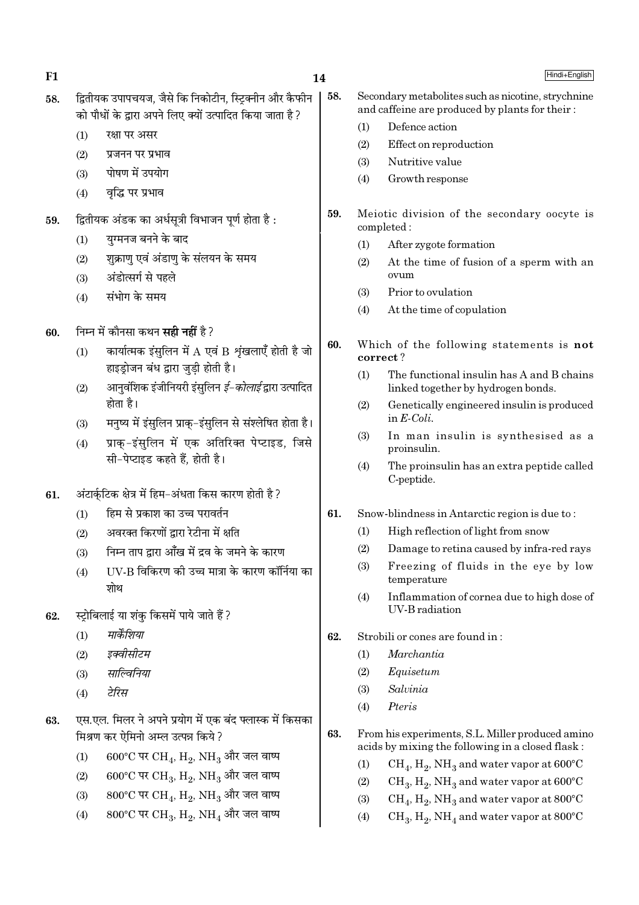58. द्वितीयक उपापचयज, जैसे कि निकोटीन, स्ट्रिक्नीन और कैफीन को पौधों के द्वारा अपने लिए क्यों उत्पादित किया जाता है ?

   (1) रक्षा पर असर
   (2) प्रजनन पर प्रभाव
   (3) पोषण में उपयोग
   (4) वृद्धि पर प्रभाव

59. द्वितीयक अंडक का अर्धसूत्री विभाजन पूर्ण होता है :

   (1) युग्मनज बनने के बाद
   (2) शुक्राणु एवं अंडाणु के संलयन के समय
   (3) अंडोत्सर्ग से पहले
   (4) संभोग के समय

60. निम्न में कौनसा कथन **सही नहीं** है ?

   (1) कार्यात्मक इंसुलिन में A एवं B शृंखलाएँ होती है जो हाइड्रोजन बंध द्वारा जुड़ी होती है।
   (2) आनुवंशिक इंजीनियरी इंसुलिन *ई-कोलाई* द्वारा उत्पादित होता है।
   (3) मनुष्य में इंसुलिन प्राक्-इंसुलिन से संश्लेषित होता है।
   (4) प्राक्-इंसुलिन में एक अतिरिक्त पेप्टाइड, जिसे सी-पेप्टाइड कहते हैं, होती है।

61. अंटार्कटिक क्षेत्र में हिम-अंधता किस कारण होती है ?

   (1) हिम से प्रकाश का उच्च परावर्तन
   (2) अवरक्त किरणों द्वारा रेटीना में क्षति
   (3) निम्न ताप द्वारा आँख में द्रव के जमने के कारण
   (4) UV-B विकिरण की उच्च मात्रा के कारण कॉर्निया का शोथ

62. स्ट्रोबिलाई या शंकु किसमें पाये जाते हैं ?

   (1) *मार्केशिया*
   (2) *इक्वीसीटम*
   (3) *साल्विनिया*
   (4) *टेरिस*

63. एस.एल. मिलर ने अपने प्रयोग में एक बंद फ्लास्क में किसका मिश्रण कर ऐमिनो अम्ल उत्पन्न किये ?

   (1) 600°C पर $CH_4$, $H_2$, $NH_3$ और जल वाष्प
   (2) 600°C पर $CH_3$, $H_2$, $NH_3$ और जल वाष्प
   (3) 800°C पर $CH_4$, $H_2$, $NH_3$ और जल वाष्प
   (4) 800°C पर $CH_3$, $H_2$, $NH_4$ और जल वाष्प

58. Secondary metabolites such as nicotine, strychnine and caffeine are produced by plants for their :

   (1) Defence action
   (2) Effect on reproduction
   (3) Nutritive value
   (4) Growth response

59. Meiotic division of the secondary oocyte is completed :

   (1) After zygote formation
   (2) At the time of fusion of a sperm with an ovum
   (3) Prior to ovulation
   (4) At the time of copulation

60. Which of the following statements is **not correct** ?

   (1) The functional insulin has A and B chains linked together by hydrogen bonds.
   (2) Genetically engineered insulin is produced in *E-Coli*.
   (3) In man insulin is synthesised as a proinsulin.
   (4) The proinsulin has an extra peptide called C-peptide.

61. Snow-blindness in Antarctic region is due to :

   (1) High reflection of light from snow
   (2) Damage to retina caused by infra-red rays
   (3) Freezing of fluids in the eye by low temperature
   (4) Inflammation of cornea due to high dose of UV-B radiation

62. Strobili or cones are found in :

   (1) *Marchantia*
   (2) *Equisetum*
   (3) *Salvinia*
   (4) *Pteris*

63. From his experiments, S.L. Miller produced amino acids by mixing the following in a closed flask :

   (1) $CH_4$, $H_2$, $NH_3$ and water vapor at 600°C
   (2) $CH_3$, $H_2$, $NH_3$ and water vapor at 600°C
   (3) $CH_4$, $H_2$, $NH_3$ and water vapor at 800°C
   (4) $CH_3$, $H_2$, $NH_4$ and water vapor at 800°C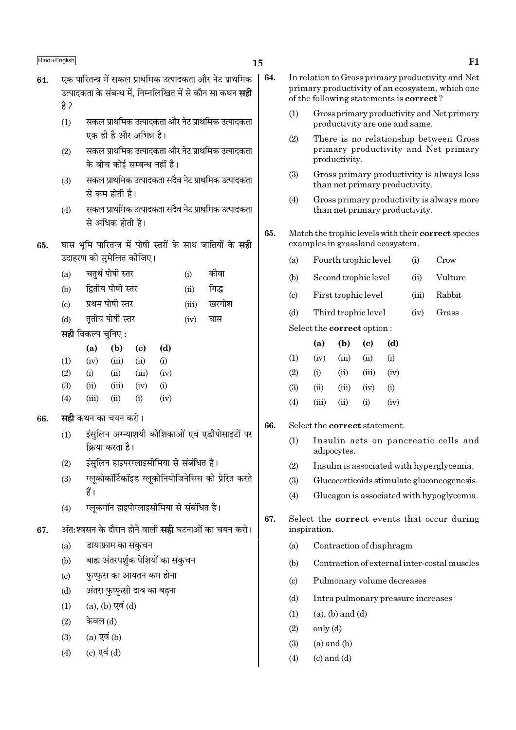64. एक पारितन्त्र में सकल प्राथमिक उत्पादकता और नेट प्राथमिक उत्पादकता के संबन्ध में, निम्नलिखित में से कौन सा कथन **सही** है ?

(1) सकल प्राथमिक उत्पादकता और नेट प्राथमिक उत्पादकता एक ही है और अभिन्न है।

(2) सकल प्राथमिक उत्पादकता और नेट प्राथमिक उत्पादकता के बीच कोई सम्बन्ध नहीं है।

(3) सकल प्राथमिक उत्पादकता सदैव नेट प्राथमिक उत्पादकता से कम होती है।

(4) सकल प्राथमिक उत्पादकता सदैव नेट प्राथमिक उत्पादकता से अधिक होती है।

65. घास भूमि पारितन्त्र में पोषी स्तरों के साथ जातियों के **सही** उदाहरण को सुमेलित कीजिए।

| | | | |
|---|---|---|---|
| (a) | चतुर्थ पोषी स्तर | (i) | कौवा |
| (b) | द्वितीय पोषी स्तर | (ii) | गिद्ध |
| (c) | प्रथम पोषी स्तर | (iii) | खरगोश |
| (d) | तृतीय पोषी स्तर | (iv) | घास |

**सही** विकल्प चुनिए :

| | (a) | (b) | (c) | (d) |
|---|---|---|---|---|
| (1) | (iv) | (iii) | (ii) | (i) |
| (2) | (i) | (ii) | (iii) | (iv) |
| (3) | (ii) | (iii) | (iv) | (i) |
| (4) | (iii) | (ii) | (i) | (iv) |

66. **सही** कथन का चयन करो।

(1) इंसुलिन अग्न्याशयी कोशिकाओं एवं एडीपोसाइटों पर क्रिया करता है।

(2) इंसुलिन हाइपरग्लाइसीमिया से संबंधित है।

(3) ग्लूकोकॉर्टिकॉइड ग्लूकोनियोजिनेसिस को प्रेरित करते हैं।

(4) ग्लूकगॉन हाइपोग्लाइसीमिया से संबंधित है।

67. अंत:श्वसन के दौरान होने वाली **सही** घटनाओं का चयन करो।

(a) डायाफ्राम का संकुचन

(b) बाह्य अंतरपर्शुक पेशियों का संकुचन

(c) फुप्फुस का आयतन कम होना

(d) अंतरा फुप्फुसी दाब का बढ़ना

(1) (a), (b) एवं (d)

(2) केवल (d)

(3) (a) एवं (b)

(4) (c) एवं (d)

64. In relation to Gross primary productivity and Net primary productivity of an ecosystem, which one of the following statements is **correct** ?

(1) Gross primary productivity and Net primary productivity are one and same.

(2) There is no relationship between Gross primary productivity and Net primary productivity.

(3) Gross primary productivity is always less than net primary productivity.

(4) Gross primary productivity is always more than net primary productivity.

65. Match the trophic levels with their **correct** species examples in grassland ecosystem.

| | | | |
|---|---|---|---|
| (a) | Fourth trophic level | (i) | Crow |
| (b) | Second trophic level | (ii) | Vulture |
| (c) | First trophic level | (iii) | Rabbit |
| (d) | Third trophic level | (iv) | Grass |

Select the **correct** option :

| | (a) | (b) | (c) | (d) |
|---|---|---|---|---|
| (1) | (iv) | (iii) | (ii) | (i) |
| (2) | (i) | (ii) | (iii) | (iv) |
| (3) | (ii) | (iii) | (iv) | (i) |
| (4) | (iii) | (ii) | (i) | (iv) |

66. Select the **correct** statement.

(1) Insulin acts on pancreatic cells and adipocytes.

(2) Insulin is associated with hyperglycemia.

(3) Glucocorticoids stimulate gluconeogenesis.

(4) Glucagon is associated with hypoglycemia.

67. Select the **correct** events that occur during inspiration.

(a) Contraction of diaphragm

(b) Contraction of external inter-costal muscles

(c) Pulmonary volume decreases

(d) Intra pulmonary pressure increases

(1) (a), (b) and (d)

(2) only (d)

(3) (a) and (b)

(4) (c) and (d)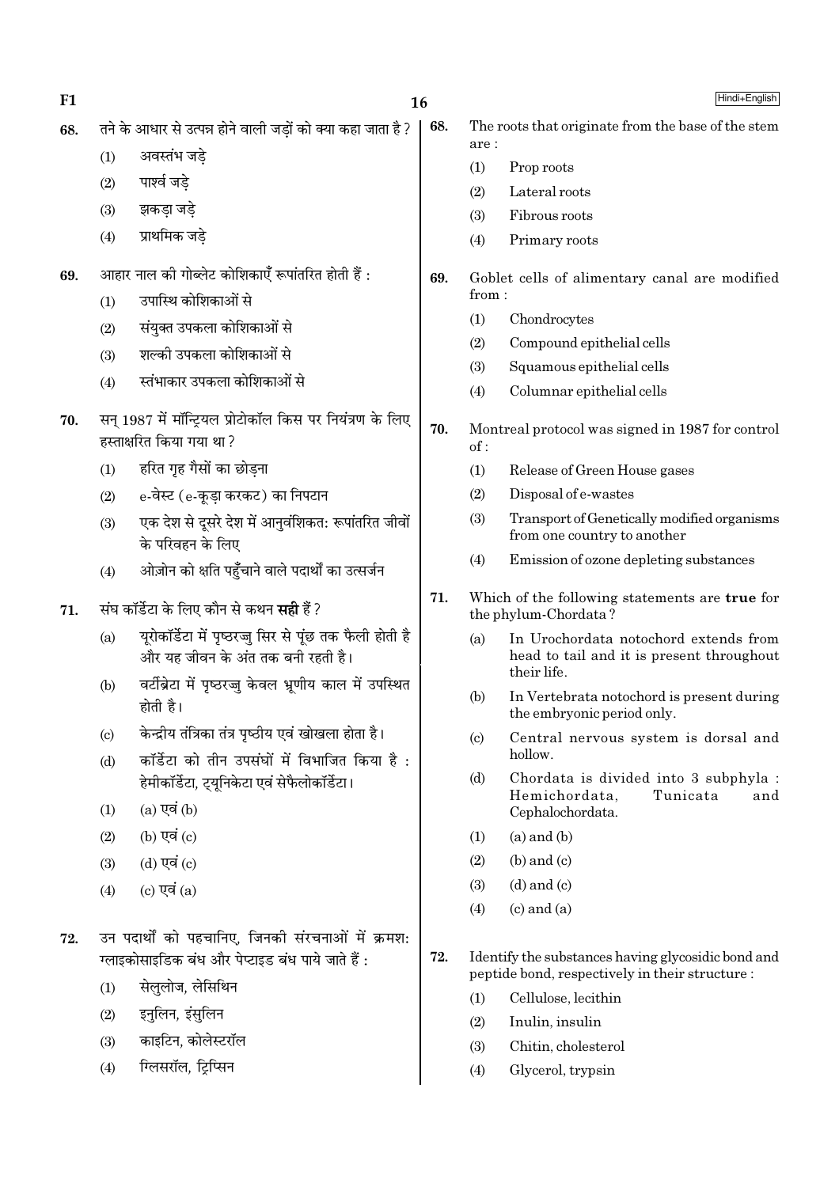68. तने के आधार से उत्पन्न होने वाली जड़ों को क्या कहा जाता है ?
   (1) अवस्तंभ जड़े
   (2) पार्श्व जड़े
   (3) झकड़ा जड़े
   (4) प्राथमिक जड़े

69. आहार नाल की गोब्लेट कोशिकाएँ रूपांतरित होती हैं :
   (1) उपास्थि कोशिकाओं से
   (2) संयुक्त उपकला कोशिकाओं से
   (3) शल्की उपकला कोशिकाओं से
   (4) स्तंभाकार उपकला कोशिकाओं से

70. सन् 1987 में मॉन्ट्रियल प्रोटोकॉल किस पर नियंत्रण के लिए हस्ताक्षरित किया गया था ?
   (1) हरित गृह गैसों का छोड़ना
   (2) e-वेस्ट (e-कूड़ा करकट) का निपटान
   (3) एक देश से दूसरे देश में आनुवंशिकत: रूपांतरित जीवों के परिवहन के लिए
   (4) ओज़ोन को क्षति पहुँचाने वाले पदार्थों का उत्सर्जन

71. संघ कॉर्डेटा के लिए कौन से कथन **सही** हैं ?
   (a) यूरोकॉर्डेटा में पृष्ठरज्जु सिर से पूंछ तक फैली होती है और यह जीवन के अंत तक बनी रहती है।
   (b) वर्टीब्रेटा में पृष्ठरज्जु केवल भ्रूणीय काल में उपस्थित होती है।
   (c) केन्द्रीय तंत्रिका तंत्र पृष्ठीय एवं खोखला होता है।
   (d) कॉर्डेटा को तीन उपसंघों में विभाजित किया है : हेमीकॉर्डेटा, ट्यूनिकेटा एवं सेफैलोकॉर्डेटा।
   (1) (a) एवं (b)
   (2) (b) एवं (c)
   (3) (d) एवं (c)
   (4) (c) एवं (a)

72. उन पदार्थों को पहचानिए, जिनकी संरचनाओं में क्रमश: ग्लाइकोसाइडिक बंध और पेप्टाइड बंध पाये जाते हैं :
   (1) सेलुलोज, लेसिथिन
   (2) इनुलिन, इंसुलिन
   (3) काइटिन, कोलेस्टरॉल
   (4) ग्लिसरॉल, ट्रिप्सिन

68. The roots that originate from the base of the stem are :
   (1) Prop roots
   (2) Lateral roots
   (3) Fibrous roots
   (4) Primary roots

69. Goblet cells of alimentary canal are modified from :
   (1) Chondrocytes
   (2) Compound epithelial cells
   (3) Squamous epithelial cells
   (4) Columnar epithelial cells

70. Montreal protocol was signed in 1987 for control of :
   (1) Release of Green House gases
   (2) Disposal of e-wastes
   (3) Transport of Genetically modified organisms from one country to another
   (4) Emission of ozone depleting substances

71. Which of the following statements are **true** for the phylum-Chordata ?
   (a) In Urochordata notochord extends from head to tail and it is present throughout their life.
   (b) In Vertebrata notochord is present during the embryonic period only.
   (c) Central nervous system is dorsal and hollow.
   (d) Chordata is divided into 3 subphyla : Hemichordata, Tunicata and Cephalochordata.
   (1) (a) and (b)
   (2) (b) and (c)
   (3) (d) and (c)
   (4) (c) and (a)

72. Identify the substances having glycosidic bond and peptide bond, respectively in their structure :
   (1) Cellulose, lecithin
   (2) Inulin, insulin
   (3) Chitin, cholesterol
   (4) Glycerol, trypsin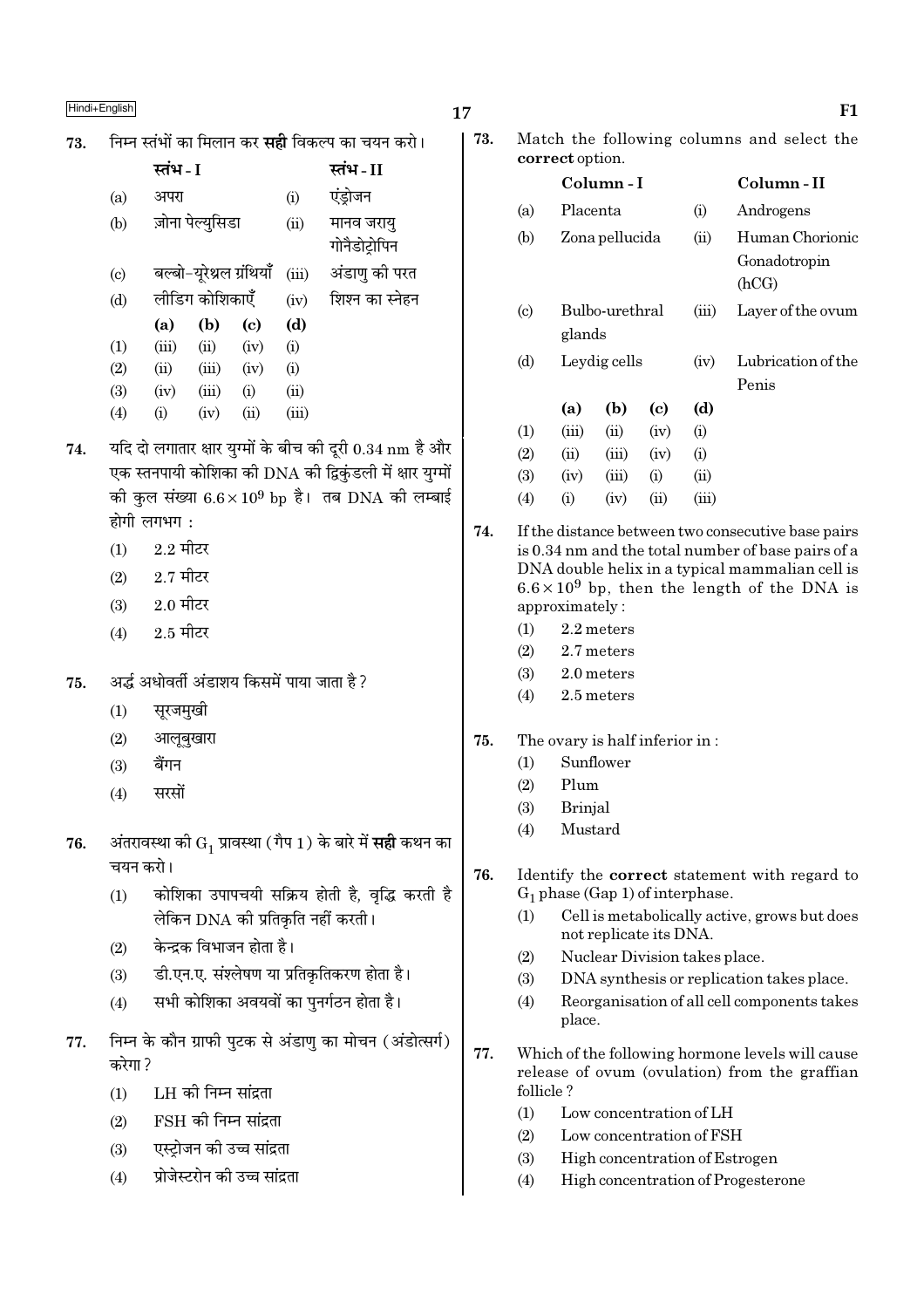73. निम्न स्तंभों का मिलान कर **सही** विकल्प का चयन करो।

| | स्तंभ - I | | स्तंभ - II |
|---|---|---|---|
| (a) | अपरा | (i) | एंड्रोजन |
| (b) | ज़ोना पेल्युसिडा | (ii) | मानव जरायु गोनैडोट्रोपिन |
| (c) | बल्बो-यूरेथ्रल ग्रंथियाँ | (iii) | अंडाणु की परत |
| (d) | लीडिग कोशिकाएँ | (iv) | शिश्न का स्नेहन |

| | (a) | (b) | (c) | (d) |
|---|---|---|---|---|
| (1) | (iii) | (ii) | (iv) | (i) |
| (2) | (ii) | (iii) | (iv) | (i) |
| (3) | (iv) | (iii) | (i) | (ii) |
| (4) | (i) | (iv) | (ii) | (iii) |

74. यदि दो लगातार क्षार युग्मों के बीच की दूरी 0.34 nm है और एक स्तनपायी कोशिका की DNA की द्विकुंडली में क्षार युग्मों की कुल संख्या $6.6 \times 10^9$ bp है। तब DNA की लम्बाई होगी लगभग :

(1) 2.2 मीटर
(2) 2.7 मीटर
(3) 2.0 मीटर
(4) 2.5 मीटर

75. अर्द्ध अधोवर्ती अंडाशय किसमें पाया जाता है ?

(1) सूरजमुखी
(2) आलूबुखारा
(3) बैंगन
(4) सरसों

76. अंतरावस्था की $G_1$ प्रावस्था (गैप 1) के बारे में **सही** कथन का चयन करो।

(1) कोशिका उपापचयी सक्रिय होती है, वृद्धि करती है लेकिन DNA की प्रतिकृति नहीं करती।
(2) केन्द्रक विभाजन होता है।
(3) डी.एन.ए. संश्लेषण या प्रतिकृतिकरण होता है।
(4) सभी कोशिका अवयवों का पुनर्गठन होता है।

77. निम्न के कौन ग्राफी पुटक से अंडाणु का मोचन (अंडोत्सर्ग) करेगा ?

(1) LH की निम्न सांद्रता
(2) FSH की निम्न सांद्रता
(3) एस्ट्रोजन की उच्च सांद्रता
(4) प्रोजेस्टरोन की उच्च सांद्रता

73. Match the following columns and select the **correct** option.

| | Column - I | | Column - II |
|---|---|---|---|
| (a) | Placenta | (i) | Androgens |
| (b) | Zona pellucida | (ii) | Human Chorionic Gonadotropin (hCG) |
| (c) | Bulbo-urethral glands | (iii) | Layer of the ovum |
| (d) | Leydig cells | (iv) | Lubrication of the Penis |

| | (a) | (b) | (c) | (d) |
|---|---|---|---|---|
| (1) | (iii) | (ii) | (iv) | (i) |
| (2) | (ii) | (iii) | (iv) | (i) |
| (3) | (iv) | (iii) | (i) | (ii) |
| (4) | (i) | (iv) | (ii) | (iii) |

74. If the distance between two consecutive base pairs is 0.34 nm and the total number of base pairs of a DNA double helix in a typical mammalian cell is $6.6 \times 10^9$ bp, then the length of the DNA is approximately :

(1) 2.2 meters
(2) 2.7 meters
(3) 2.0 meters
(4) 2.5 meters

75. The ovary is half inferior in :

(1) Sunflower
(2) Plum
(3) Brinjal
(4) Mustard

76. Identify the **correct** statement with regard to $G_1$ phase (Gap 1) of interphase.

(1) Cell is metabolically active, grows but does not replicate its DNA.
(2) Nuclear Division takes place.
(3) DNA synthesis or replication takes place.
(4) Reorganisation of all cell components takes place.

77. Which of the following hormone levels will cause release of ovum (ovulation) from the graffian follicle ?

(1) Low concentration of LH
(2) Low concentration of FSH
(3) High concentration of Estrogen
(4) High concentration of Progesterone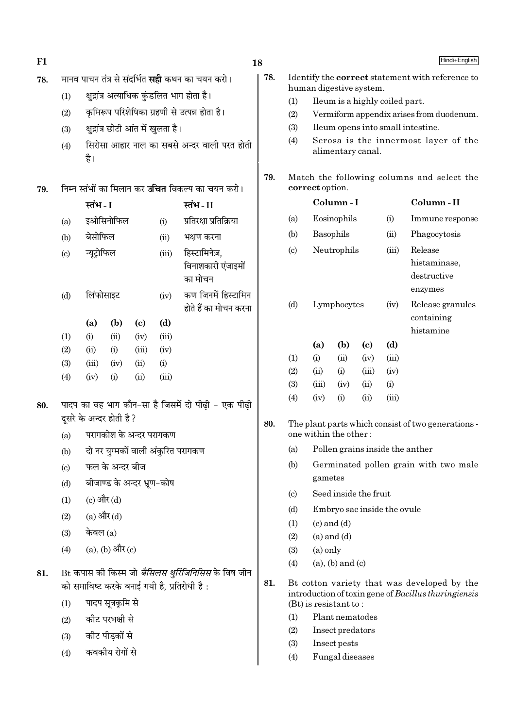78. मानव पाचन तंत्र से संदर्भित **सही** कथन का चयन करो।

(1) क्षुद्रांत्र अत्याधिक कुंडलित भाग होता है।

(2) कृमिरूप परिशेषिका ग्रहणी से उत्पन्न होता है।

(3) क्षुद्रांत्र छोटी आंत में खुलता है।

(4) सिरोसा आहार नाल का सबसे अन्दर वाली परत होती है।

79. निम्न स्तंभों का मिलान कर **उचित** विकल्प का चयन करो।

| | स्तंभ - I | | स्तंभ - II |
|---|---|---|---|
| (a) | इओसिनोफिल | (i) | प्रतिरक्षा प्रतिक्रिया |
| (b) | बेसोफिल | (ii) | भक्षण करना |
| (c) | न्यूट्रोफिल | (iii) | हिस्टामिनेज़, विनाशकारी एंजाइमों का मोचन |
| (d) | लिंफोसाइट | (iv) | कण जिनमें हिस्टामिन होते हैं का मोचन करना |

| | (a) | (b) | (c) | (d) |
|---|---|---|---|---|
| (1) | (i) | (ii) | (iv) | (iii) |
| (2) | (ii) | (i) | (iii) | (iv) |
| (3) | (iii) | (iv) | (ii) | (i) |
| (4) | (iv) | (i) | (ii) | (iii) |

80. पादप का वह भाग कौन-सा है जिसमें दो पीढ़ी - एक पीढ़ी दूसरे के अन्दर होती है?

(a) परागकोश के अन्दर परागकण

(b) दो नर युग्मकों वाली अंकुरित परागकण

(c) फल के अन्दर बीज

(d) बीजाण्ड के अन्दर भ्रूण-कोष

(1) (c) और (d)

(2) (a) और (d)

(3) केवल (a)

(4) (a), (b) और (c)

81. Bt कपास की किस्म जो *बैसिलस थुरिंजिनिसिस* के विष जीन को समाविष्ट करके बनाई गयी है, प्रतिरोधी है :

(1) पादप सूत्रकृमि से

(2) कीट परभक्षी से

(3) कीट पीड़कों से

(4) कवकीय रोगों से

78. Identify the **correct** statement with reference to human digestive system.

(1) Ileum is a highly coiled part.

(2) Vermiform appendix arises from duodenum.

(3) Ileum opens into small intestine.

(4) Serosa is the innermost layer of the alimentary canal.

79. Match the following columns and select the **correct** option.

| | Column - I | | Column - II |
|---|---|---|---|
| (a) | Eosinophils | (i) | Immune response |
| (b) | Basophils | (ii) | Phagocytosis |
| (c) | Neutrophils | (iii) | Release histaminase, destructive enzymes |
| (d) | Lymphocytes | (iv) | Release granules containing histamine |

| | (a) | (b) | (c) | (d) |
|---|---|---|---|---|
| (1) | (i) | (ii) | (iv) | (iii) |
| (2) | (ii) | (i) | (iii) | (iv) |
| (3) | (iii) | (iv) | (ii) | (i) |
| (4) | (iv) | (i) | (ii) | (iii) |

80. The plant parts which consist of two generations - one within the other :

(a) Pollen grains inside the anther

(b) Germinated pollen grain with two male gametes

(c) Seed inside the fruit

(d) Embryo sac inside the ovule

(1) (c) and (d)

(2) (a) and (d)

(3) (a) only

(4) (a), (b) and (c)

81. Bt cotton variety that was developed by the introduction of toxin gene of *Bacillus thuringiensis* (Bt) is resistant to :

(1) Plant nematodes

(2) Insect predators

(3) Insect pests

(4) Fungal diseases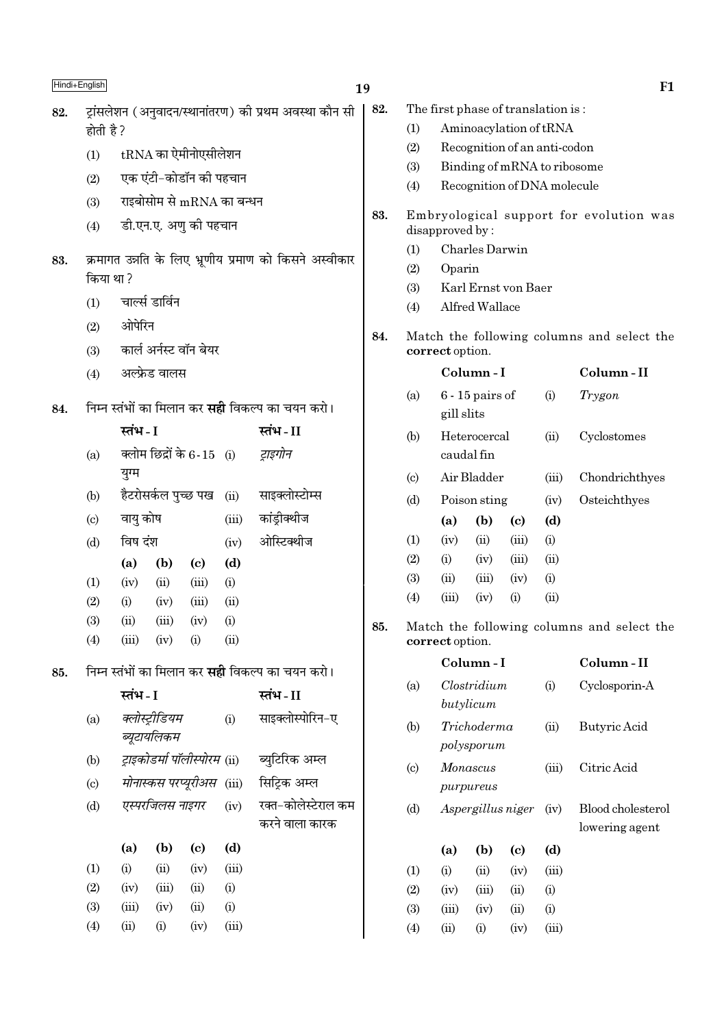82. ट्रांसलेशन (अनुवादन/स्थानांतरण) की प्रथम अवस्था कौन सी होती है?

(1) tRNA का ऐमीनोएसीलेशन

(2) एक एंटी-कोडॉन की पहचान

(3) राइबोसोम से mRNA का बन्धन

(4) डी.एन.ए. अणु की पहचान

83. क्रमागत उन्नति के लिए भ्रूणीय प्रमाण को किसने अस्वीकार किया था?

(1) चार्ल्स डार्विन

(2) ओपेरिन

(3) कार्ल अर्नस्ट वॉन बेयर

(4) अल्फ्रेड वालस

84. निम्न स्तंभों का मिलान कर **सही** विकल्प का चयन करो।

| | स्तंभ - I | | स्तंभ - II |
|---|---|---|---|
| (a) | क्लोम छिद्रों के 6-15 युग्म | (i) | *ट्राइगोन* |
| (b) | हैटरोसर्कल पुच्छ पख | (ii) | साइक्लोस्टोम्स |
| (c) | वायु कोष | (iii) | कांड्रीक्थीज |
| (d) | विष दंश | (iv) | ओस्टिक्थीज |

| | (a) | (b) | (c) | (d) |
|---|---|---|---|---|
| (1) | (iv) | (ii) | (iii) | (i) |
| (2) | (i) | (iv) | (iii) | (ii) |
| (3) | (ii) | (iii) | (iv) | (i) |
| (4) | (iii) | (iv) | (i) | (ii) |

85. निम्न स्तंभों का मिलान कर **सही** विकल्प का चयन करो।

| | स्तंभ - I | | स्तंभ - II |
|---|---|---|---|
| (a) | *क्लोस्ट्रीडियम ब्यूटायलिकम* | (i) | साइक्लोस्पोरिन-ए |
| (b) | *ट्राइकोडर्मा पॉलीस्पोरम* | (ii) | ब्युटिरिक अम्ल |
| (c) | *मोनास्कस परप्यूरीअस* | (iii) | सिट्रिक अम्ल |
| (d) | *एस्परजिलस नाइगर* | (iv) | रक्त-कोलेस्टेराल कम करने वाला कारक |

| | (a) | (b) | (c) | (d) |
|---|---|---|---|---|
| (1) | (i) | (ii) | (iv) | (iii) |
| (2) | (iv) | (iii) | (ii) | (i) |
| (3) | (iii) | (iv) | (ii) | (i) |
| (4) | (ii) | (i) | (iv) | (iii) |

82. The first phase of translation is :

(1) Aminoacylation of tRNA

(2) Recognition of an anti-codon

(3) Binding of mRNA to ribosome

(4) Recognition of DNA molecule

83. Embryological support for evolution was disapproved by :

(1) Charles Darwin

(2) Oparin

(3) Karl Ernst von Baer

(4) Alfred Wallace

84. Match the following columns and select the **correct** option.

| | Column - I | | Column - II |
|---|---|---|---|
| (a) | 6 - 15 pairs of gill slits | (i) | *Trygon* |
| (b) | Heterocercal caudal fin | (ii) | Cyclostomes |
| (c) | Air Bladder | (iii) | Chondrichthyes |
| (d) | Poison sting | (iv) | Osteichthyes |

| | (a) | (b) | (c) | (d) |
|---|---|---|---|---|
| (1) | (iv) | (ii) | (iii) | (i) |
| (2) | (i) | (iv) | (iii) | (ii) |
| (3) | (ii) | (iii) | (iv) | (i) |
| (4) | (iii) | (iv) | (i) | (ii) |

85. Match the following columns and select the **correct** option.

| | Column - I | | Column - II |
|---|---|---|---|
| (a) | *Clostridium butylicum* | (i) | Cyclosporin-A |
| (b) | *Trichoderma polysporum* | (ii) | Butyric Acid |
| (c) | *Monascus purpureus* | (iii) | Citric Acid |
| (d) | *Aspergillus niger* | (iv) | Blood cholesterol lowering agent |

| | (a) | (b) | (c) | (d) |
|---|---|---|---|---|
| (1) | (i) | (ii) | (iv) | (iii) |
| (2) | (iv) | (iii) | (ii) | (i) |
| (3) | (iii) | (iv) | (ii) | (i) |
| (4) | (ii) | (i) | (iv) | (iii) |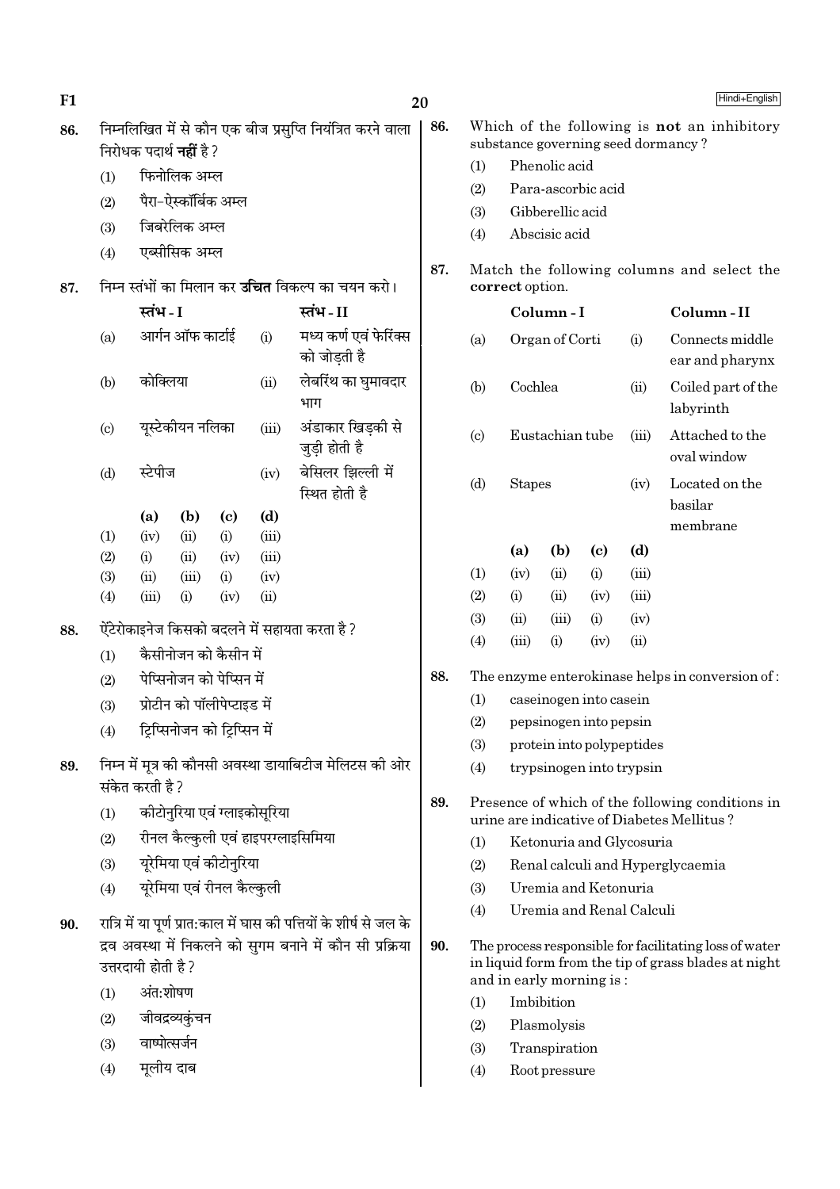86. निम्नलिखित में से कौन एक बीज प्रसुप्ति नियंत्रित करने वाला निरोधक पदार्थ **नहीं** है ?

(1) फिनोलिक अम्ल

(2) पैरा-ऐस्कॉर्बिक अम्ल

(3) जिबरेलिक अम्ल

(4) एब्सीसिक अम्ल

87. निम्न स्तंभों का मिलान कर **उचित** विकल्प का चयन करो।

| | स्तंभ - I | | स्तंभ - II |
|---|---|---|---|
| (a) | आर्गन ऑफ कार्टाई | (i) | मध्य कर्ण एवं फेरिंक्स को जोड़ती है |
| (b) | कोक्लिया | (ii) | लेबरिंथ का घुमावदार भाग |
| (c) | यूस्टेकीयन नलिका | (iii) | अंडाकार खिड़की से जुड़ी होती है |
| (d) | स्टेपीज | (iv) | बेसिलर झिल्ली में स्थित होती है |

| | (a) | (b) | (c) | (d) |
|---|---|---|---|---|
| (1) | (iv) | (ii) | (i) | (iii) |
| (2) | (i) | (ii) | (iv) | (iii) |
| (3) | (ii) | (iii) | (i) | (iv) |
| (4) | (iii) | (i) | (iv) | (ii) |

88. ऐंटेरोकाइनेज किसको बदलने में सहायता करता है ?

(1) कैसीनोजन को कैसीन में

(2) पेप्सिनोजन को पेप्सिन में

(3) प्रोटीन को पॉलीपेप्टाइड में

(4) ट्रिप्सिनोजन को ट्रिप्सिन में

89. निम्न में मूत्र की कौनसी अवस्था डायाबिटीज मेलिटस की ओर संकेत करती है ?

(1) कीटोनुरिया एवं ग्लाइकोसूरिया

(2) रीनल कैल्कुली एवं हाइपरग्लाइसिमिया

(3) यूरेमिया एवं कीटोनुरिया

(4) यूरेमिया एवं रीनल कैल्कुली

90. रात्रि में या पूर्ण प्रात:काल में घास की पत्तियों के शीर्ष से जल के द्रव अवस्था में निकलने को सुगम बनाने में कौन सी प्रक्रिया उत्तरदायी होती है ?

(1) अंत:शोषण

(2) जीवद्रव्यकुंचन

(3) वाष्पोत्सर्जन

(4) मूलीय दाब

86. Which of the following is **not** an inhibitory substance governing seed dormancy ?

(1) Phenolic acid

(2) Para-ascorbic acid

(3) Gibberellic acid

(4) Abscisic acid

87. Match the following columns and select the **correct** option.

| | Column - I | | Column - II |
|---|---|---|---|
| (a) | Organ of Corti | (i) | Connects middle ear and pharynx |
| (b) | Cochlea | (ii) | Coiled part of the labyrinth |
| (c) | Eustachian tube | (iii) | Attached to the oval window |
| (d) | Stapes | (iv) | Located on the basilar membrane |

| | (a) | (b) | (c) | (d) |
|---|---|---|---|---|
| (1) | (iv) | (ii) | (i) | (iii) |
| (2) | (i) | (ii) | (iv) | (iii) |
| (3) | (ii) | (iii) | (i) | (iv) |
| (4) | (iii) | (i) | (iv) | (ii) |

88. The enzyme enterokinase helps in conversion of :

(1) caseinogen into casein

(2) pepsinogen into pepsin

(3) protein into polypeptides

(4) trypsinogen into trypsin

89. Presence of which of the following conditions in urine are indicative of Diabetes Mellitus ?

(1) Ketonuria and Glycosuria

(2) Renal calculi and Hyperglycaemia

(3) Uremia and Ketonuria

(4) Uremia and Renal Calculi

90. The process responsible for facilitating loss of water in liquid form from the tip of grass blades at night and in early morning is :

(1) Imbibition

(2) Plasmolysis

(3) Transpiration

(4) Root pressure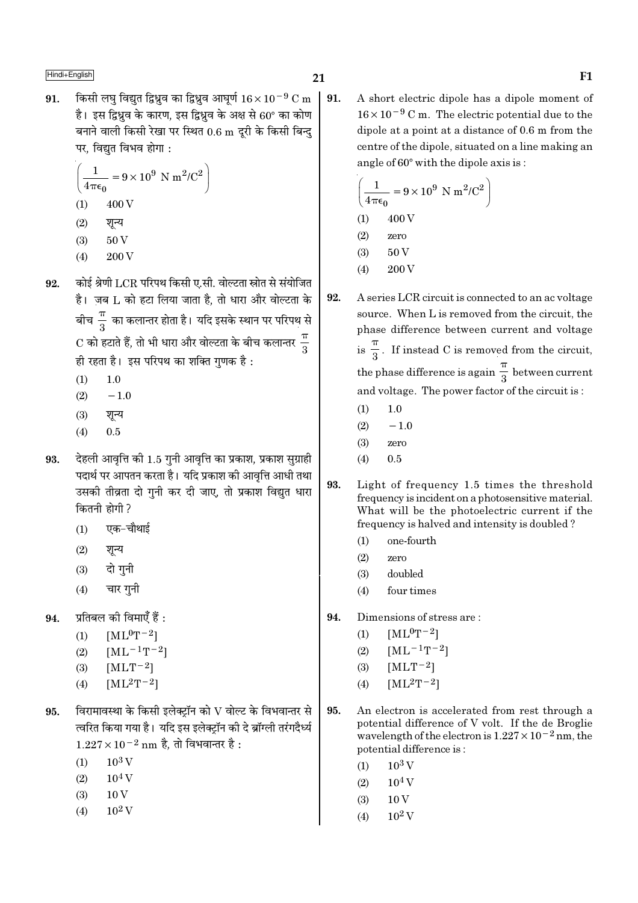91. किसी लघु विद्युत द्विध्रुव का द्विध्रुव आघूर्ण $16 \times 10^{-9}$ C m है। इस द्विध्रुव के कारण, इस द्विध्रुव के अक्ष से 60° का कोण बनाने वाली किसी रेखा पर स्थित 0.6 m दूरी के किसी बिन्दु पर, विद्युत विभव होगा :

$$\left(\frac{1}{4\pi\epsilon_0} = 9 \times 10^9 \text{ N m}^2/\text{C}^2\right)$$

(1) 400 V
(2) शून्य
(3) 50 V
(4) 200 V

92. कोई श्रेणी LCR परिपथ किसी ए.सी. वोल्टता स्रोत से संयोजित है। जब L को हटा लिया जाता है, तो धारा और वोल्टता के बीच $\frac{\pi}{3}$ का कलान्तर होता है। यदि इसके स्थान पर परिपथ से C को हटाते हैं, तो भी धारा और वोल्टता के बीच कलान्तर $\frac{\pi}{3}$ ही रहता है। इस परिपथ का शक्ति गुणक है :

(1) 1.0
(2) $-1.0$
(3) शून्य
(4) 0.5

93. देहली आवृत्ति की 1.5 गुनी आवृत्ति का प्रकाश, प्रकाश सुग्राही पदार्थ पर आपतन करता है। यदि प्रकाश की आवृत्ति आधी तथा उसकी तीव्रता दो गुनी कर दी जाए, तो प्रकाश विद्युत धारा कितनी होगी ?

(1) एक-चौथाई
(2) शून्य
(3) दो गुनी
(4) चार गुनी

94. प्रतिबल की विमाएँ हैं :

(1) $[ML^0T^{-2}]$
(2) $[ML^{-1}T^{-2}]$
(3) $[MLT^{-2}]$
(4) $[ML^2T^{-2}]$

95. विरामावस्था के किसी इलेक्ट्रॉन को V वोल्ट के विभवान्तर से त्वरित किया गया है। यदि इस इलेक्ट्रॉन की दे ब्रॉग्ली तरंगदैर्ध्य $1.227 \times 10^{-2}$ nm है, तो विभवान्तर है :

(1) $10^3$ V
(2) $10^4$ V
(3) 10 V
(4) $10^2$ V

91. A short electric dipole has a dipole moment of $16 \times 10^{-9}$ C m. The electric potential due to the dipole at a point at a distance of 0.6 m from the centre of the dipole, situated on a line making an angle of 60° with the dipole axis is :

$$\left(\frac{1}{4\pi\epsilon_0} = 9 \times 10^9 \text{ N m}^2/\text{C}^2\right)$$

(1) 400 V
(2) zero
(3) 50 V
(4) 200 V

92. A series LCR circuit is connected to an ac voltage source. When L is removed from the circuit, the phase difference between current and voltage is $\frac{\pi}{3}$. If instead C is removed from the circuit, the phase difference is again $\frac{\pi}{3}$ between current and voltage. The power factor of the circuit is :

(1) 1.0
(2) $-1.0$
(3) zero
(4) 0.5

93. Light of frequency 1.5 times the threshold frequency is incident on a photosensitive material. What will be the photoelectric current if the frequency is halved and intensity is doubled ?

(1) one-fourth
(2) zero
(3) doubled
(4) four times

94. Dimensions of stress are :

(1) $[ML^0T^{-2}]$
(2) $[ML^{-1}T^{-2}]$
(3) $[MLT^{-2}]$
(4) $[ML^2T^{-2}]$

95. An electron is accelerated from rest through a potential difference of V volt. If the de Broglie wavelength of the electron is $1.227 \times 10^{-2}$ nm, the potential difference is :

(1) $10^3$ V
(2) $10^4$ V
(3) 10 V
(4) $10^2$ V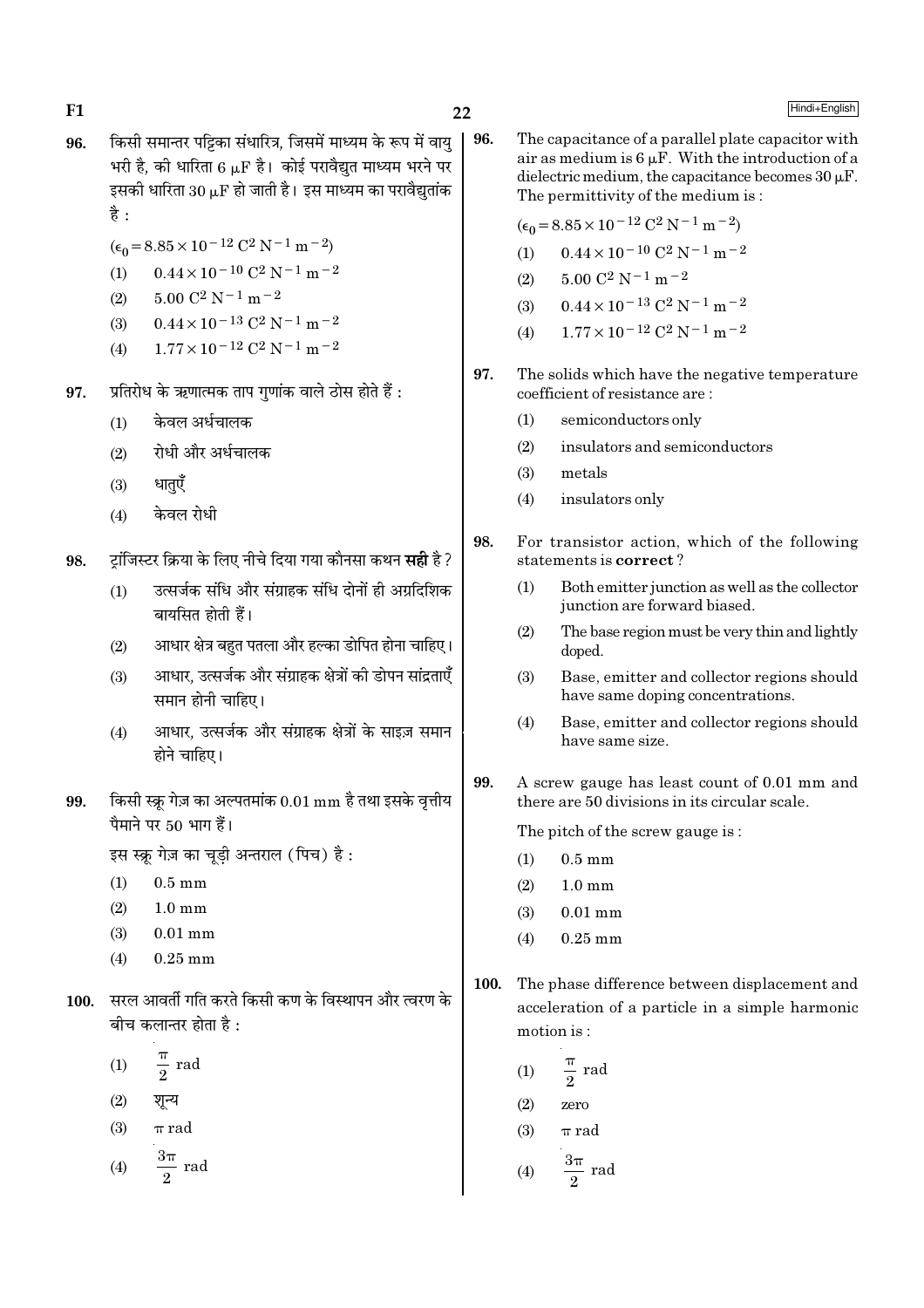96. किसी समान्तर पट्टिका संधारित्र, जिसमें माध्यम के रूप में वायु भरी है, की धारिता 6 $\mu$F है। कोई परावैद्युत माध्यम भरने पर इसकी धारिता 30 $\mu$F हो जाती है। इस माध्यम का परावैद्युतांक है :

($\epsilon_0 = 8.85 \times 10^{-12}$ C$^2$ N$^{-1}$ m$^{-2}$)

(1) $0.44 \times 10^{-10}$ C$^2$ N$^{-1}$ m$^{-2}$

(2) $5.00$ C$^2$ N$^{-1}$ m$^{-2}$

(3) $0.44 \times 10^{-13}$ C$^2$ N$^{-1}$ m$^{-2}$

(4) $1.77 \times 10^{-12}$ C$^2$ N$^{-1}$ m$^{-2}$

97. प्रतिरोध के ऋणात्मक ताप गुणांक वाले ठोस होते हैं :

(1) केवल अर्धचालक

(2) रोधी और अर्धचालक

(3) धातुएँ

(4) केवल रोधी

98. ट्रांजिस्टर क्रिया के लिए नीचे दिया गया कौनसा कथन **सही** है ?

(1) उत्सर्जक संधि और संग्राहक संधि दोनों ही अग्रदिशिक बायसित होती हैं।

(2) आधार क्षेत्र बहुत पतला और हल्का डोपित होना चाहिए।

(3) आधार, उत्सर्जक और संग्राहक क्षेत्रों की डोपन सांद्रताएँ समान होनी चाहिए।

(4) आधार, उत्सर्जक और संग्राहक क्षेत्रों के साइज़ समान होने चाहिए।

99. किसी स्क्रू गेज़ का अल्पतमांक 0.01 mm है तथा इसके वृत्तीय पैमाने पर 50 भाग हैं।

इस स्क्रू गेज़ का चूड़ी अन्तराल (पिच) है :

(1) 0.5 mm

(2) 1.0 mm

(3) 0.01 mm

(4) 0.25 mm

100. सरल आवर्ती गति करते किसी कण के विस्थापन और त्वरण के बीच कलान्तर होता है :

(1) $\frac{\pi}{2}$ rad

(2) शून्य

(3) $\pi$ rad

(4) $\frac{3\pi}{2}$ rad

96. The capacitance of a parallel plate capacitor with air as medium is 6 $\mu$F. With the introduction of a dielectric medium, the capacitance becomes 30 $\mu$F. The permittivity of the medium is :

($\epsilon_0 = 8.85 \times 10^{-12}$ C$^2$ N$^{-1}$ m$^{-2}$)

(1) $0.44 \times 10^{-10}$ C$^2$ N$^{-1}$ m$^{-2}$

(2) $5.00$ C$^2$ N$^{-1}$ m$^{-2}$

(3) $0.44 \times 10^{-13}$ C$^2$ N$^{-1}$ m$^{-2}$

(4) $1.77 \times 10^{-12}$ C$^2$ N$^{-1}$ m$^{-2}$

97. The solids which have the negative temperature coefficient of resistance are :

(1) semiconductors only

(2) insulators and semiconductors

(3) metals

(4) insulators only

98. For transistor action, which of the following statements is **correct** ?

(1) Both emitter junction as well as the collector junction are forward biased.

(2) The base region must be very thin and lightly doped.

(3) Base, emitter and collector regions should have same doping concentrations.

(4) Base, emitter and collector regions should have same size.

99. A screw gauge has least count of 0.01 mm and there are 50 divisions in its circular scale.

The pitch of the screw gauge is :

(1) 0.5 mm

(2) 1.0 mm

(3) 0.01 mm

(4) 0.25 mm

100. The phase difference between displacement and acceleration of a particle in a simple harmonic motion is :

(1) $\frac{\pi}{2}$ rad

(2) zero

(3) $\pi$ rad

(4) $\frac{3\pi}{2}$ rad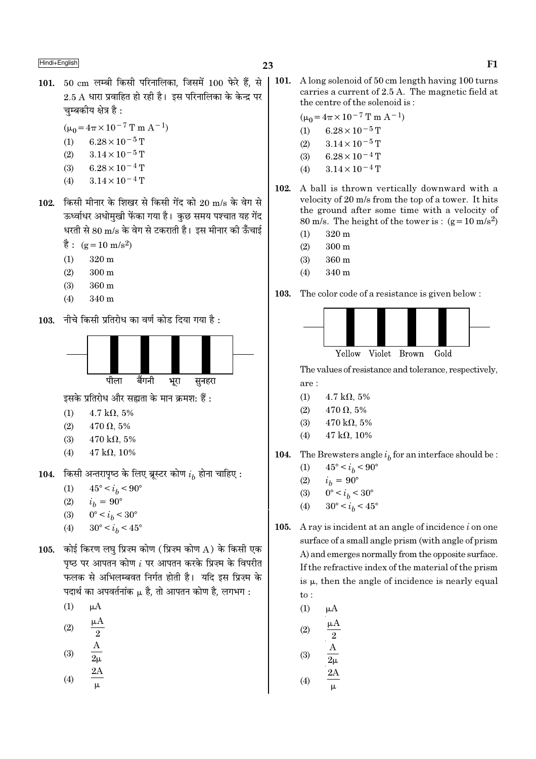101. 50 cm लम्बी किसी परिनालिका, जिसमें 100 फेरे हैं, से 2.5 A धारा प्रवाहित हो रही है। इस परिनालिका के केन्द्र पर चुम्बकीय क्षेत्र है :

($\mu_0 = 4\pi \times 10^{-7}$ T m $A^{-1}$)

(1) $6.28 \times 10^{-5}$ T
(2) $3.14 \times 10^{-5}$ T
(3) $6.28 \times 10^{-4}$ T
(4) $3.14 \times 10^{-4}$ T

102. किसी मीनार के शिखर से किसी गेंद को 20 m/s के वेग से ऊर्ध्वाधर अधोमुखी फेंका गया है। कुछ समय पश्चात यह गेंद धरती से 80 m/s के वेग से टकराती है। इस मीनार की ऊँचाई है : ($g = 10$ m/$s^2$)

(1) 320 m
(2) 300 m
(3) 360 m
(4) 340 m

103. नीचे किसी प्रतिरोध का वर्ण कोड दिया गया है :

पीला बैंगनी भूरा सुनहरा

इसके प्रतिरोध और सह्यता के मान क्रमशः हैं :

(1) 4.7 kΩ, 5%
(2) 470 Ω, 5%
(3) 470 kΩ, 5%
(4) 47 kΩ, 10%

104. किसी अन्तरापृष्ठ के लिए ब्रूस्टर कोण $i_b$ होना चाहिए :

(1) $45° < i_b < 90°$
(2) $i_b = 90°$
(3) $0° < i_b < 30°$
(4) $30° < i_b < 45°$

105. कोई किरण लघु प्रिज़्म कोण (प्रिज़्म कोण A) के किसी एक पृष्ठ पर आपतन कोण $i$ पर आपतन करके प्रिज़्म के विपरीत फलक से अभिलम्बवत निर्गत होती है। यदि इस प्रिज़्म के पदार्थ का अपवर्तनांक $\mu$ है, तो आपतन कोण है, लगभग :

(1) $\mu A$
(2) $\frac{\mu A}{2}$
(3) $\frac{A}{2\mu}$
(4) $\frac{2A}{\mu}$

101. A long solenoid of 50 cm length having 100 turns carries a current of 2.5 A. The magnetic field at the centre of the solenoid is :

($\mu_0 = 4\pi \times 10^{-7}$ T m $A^{-1}$)

(1) $6.28 \times 10^{-5}$ T
(2) $3.14 \times 10^{-5}$ T
(3) $6.28 \times 10^{-4}$ T
(4) $3.14 \times 10^{-4}$ T

102. A ball is thrown vertically downward with a velocity of 20 m/s from the top of a tower. It hits the ground after some time with a velocity of 80 m/s. The height of the tower is : ($g = 10$ m/$s^2$)

(1) 320 m
(2) 300 m
(3) 360 m
(4) 340 m

103. The color code of a resistance is given below :

Yellow Violet Brown Gold

The values of resistance and tolerance, respectively, are :

(1) 4.7 kΩ, 5%
(2) 470 Ω, 5%
(3) 470 kΩ, 5%
(4) 47 kΩ, 10%

104. The Brewsters angle $i_b$ for an interface should be :

(1) $45° < i_b < 90°$
(2) $i_b = 90°$
(3) $0° < i_b < 30°$
(4) $30° < i_b < 45°$

105. A ray is incident at an angle of incidence $i$ on one surface of a small angle prism (with angle of prism A) and emerges normally from the opposite surface. If the refractive index of the material of the prism is $\mu$, then the angle of incidence is nearly equal to :

(1) $\mu A$
(2) $\frac{\mu A}{2}$
(3) $\frac{A}{2\mu}$
(4) $\frac{2A}{\mu}$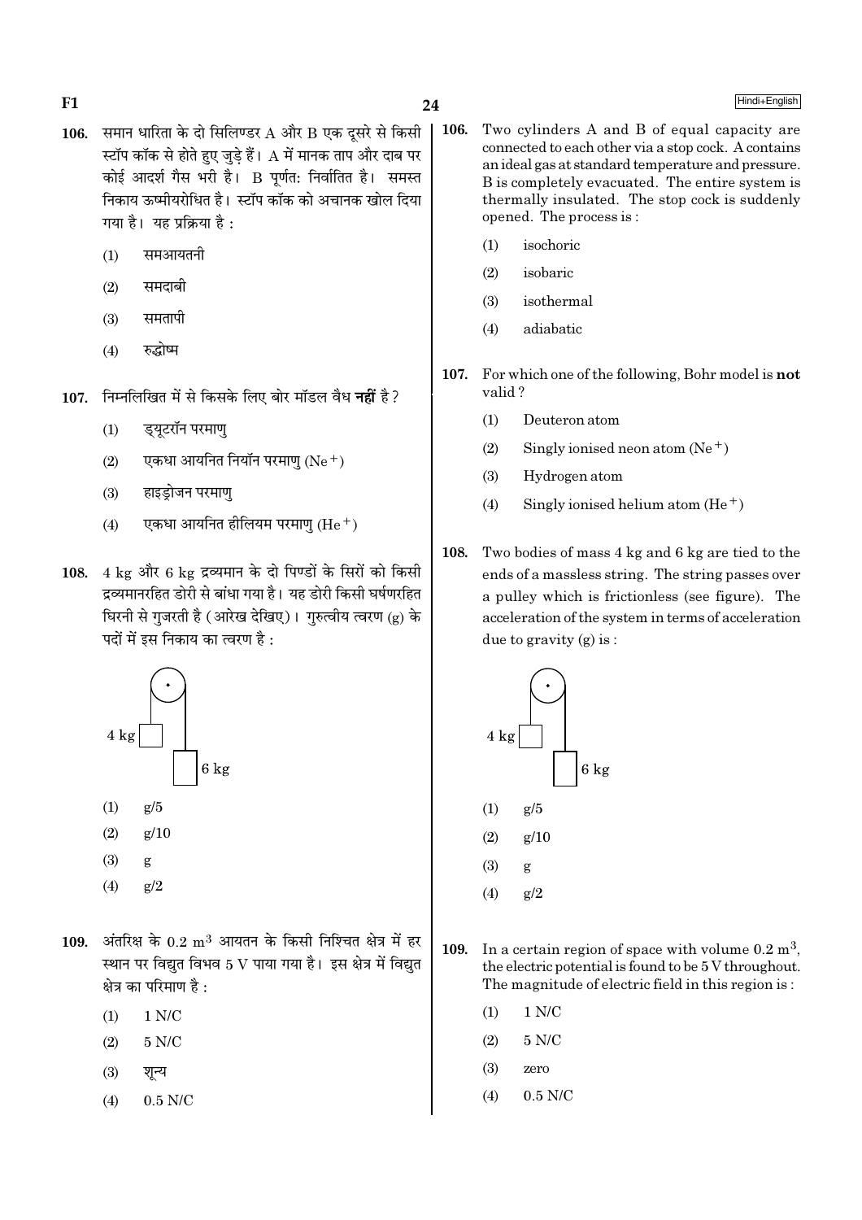106. समान धारिता के दो सिलिण्डर A और B एक दूसरे से किसी स्टॉप कॉक से होते हुए जुड़े हैं। A में मानक ताप और दाब पर कोई आदर्श गैस भरी है। B पूर्णतः निर्वातित है। समस्त निकाय ऊष्मीयरोधित है। स्टॉप कॉक को अचानक खोल दिया गया है। यह प्रक्रिया है :

(1) समआयतनी

(2) समदाबी

(3) समतापी

(4) रुद्धोष्म

107. निम्नलिखित में से किसके लिए बोर मॉडल वैध **नहीं** है ?

(1) ड्यूटरॉन परमाणु

(2) एकधा आयनित नियॉन परमाणु ($Ne^+$)

(3) हाइड्रोजन परमाणु

(4) एकधा आयनित हीलियम परमाणु ($He^+$)

108. 4 kg और 6 kg द्रव्यमान के दो पिण्डों के सिरों को किसी द्रव्यमानरहित डोरी से बांधा गया है। यह डोरी किसी घर्षणरहित घिरनी से गुजरती है (आरेख देखिए)। गुरुत्वीय त्वरण (g) के पदों में इस निकाय का त्वरण है :

(1) g/5

(2) g/10

(3) g

(4) g/2

109. अंतरिक्ष के 0.2 $m^3$ आयतन के किसी निश्चित क्षेत्र में हर स्थान पर विद्युत विभव 5 V पाया गया है। इस क्षेत्र में विद्युत क्षेत्र का परिमाण है :

(1) 1 N/C

(2) 5 N/C

(3) शून्य

(4) 0.5 N/C

106. Two cylinders A and B of equal capacity are connected to each other via a stop cock. A contains an ideal gas at standard temperature and pressure. B is completely evacuated. The entire system is thermally insulated. The stop cock is suddenly opened. The process is :

(1) isochoric

(2) isobaric

(3) isothermal

(4) adiabatic

107. For which one of the following, Bohr model is **not** valid ?

(1) Deuteron atom

(2) Singly ionised neon atom ($Ne^+$)

(3) Hydrogen atom

(4) Singly ionised helium atom ($He^+$)

108. Two bodies of mass 4 kg and 6 kg are tied to the ends of a massless string. The string passes over a pulley which is frictionless (see figure). The acceleration of the system in terms of acceleration due to gravity (g) is :

(1) g/5

(2) g/10

(3) g

(4) g/2

109. In a certain region of space with volume 0.2 $m^3$, the electric potential is found to be 5 V throughout. The magnitude of electric field in this region is :

(1) 1 N/C

(2) 5 N/C

(3) zero

(4) 0.5 N/C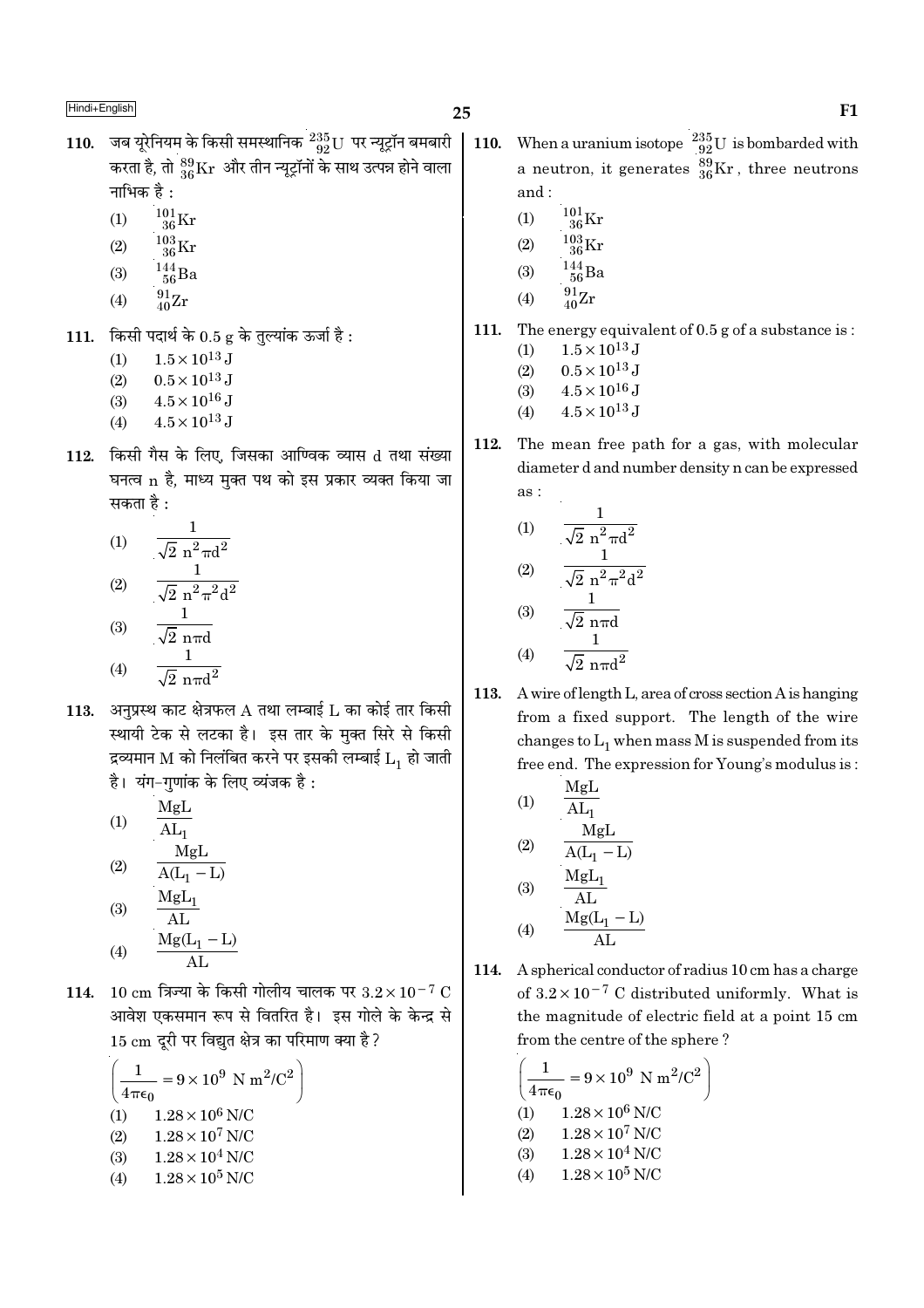110. जब यूरेनियम के किसी समस्थानिक ${}^{235}_{92}\text{U}$ पर न्यूट्रॉन बमबारी करता है, तो ${}^{89}_{36}\text{Kr}$ और तीन न्यूट्रॉनों के साथ उत्पन्न होने वाला नाभिक है :

(1) ${}^{101}_{36}\text{Kr}$
(2) ${}^{103}_{36}\text{Kr}$
(3) ${}^{144}_{56}\text{Ba}$
(4) ${}^{91}_{40}\text{Zr}$

111. किसी पदार्थ के 0.5 g के तुल्यांक ऊर्जा है :

(1) $1.5 \times 10^{13}$ J
(2) $0.5 \times 10^{13}$ J
(3) $4.5 \times 10^{16}$ J
(4) $4.5 \times 10^{13}$ J

112. किसी गैस के लिए, जिसका आण्विक व्यास d तथा संख्या घनत्व n है, माध्य मुक्त पथ को इस प्रकार व्यक्त किया जा सकता है :

(1) $\dfrac{1}{\sqrt{2}\, n^2 \pi d^2}$
(2) $\dfrac{1}{\sqrt{2}\, n^2 \pi^2 d^2}$
(3) $\dfrac{1}{\sqrt{2}\, n \pi d}$
(4) $\dfrac{1}{\sqrt{2}\, n \pi d^2}$

113. अनुप्रस्थ काट क्षेत्रफल A तथा लम्बाई L का कोई तार किसी स्थायी टेक से लटका है। इस तार के मुक्त सिरे से किसी द्रव्यमान M को निलंबित करने पर इसकी लम्बाई $L_1$ हो जाती है। यंग-गुणांक के लिए व्यंजक है :

(1) $\dfrac{MgL}{AL_1}$
(2) $\dfrac{MgL}{A(L_1 - L)}$
(3) $\dfrac{MgL_1}{AL}$
(4) $\dfrac{Mg(L_1 - L)}{AL}$

114. 10 cm त्रिज्या के किसी गोलीय चालक पर $3.2 \times 10^{-7}$ C आवेश एकसमान रूप से वितरित है। इस गोले के केन्द्र से 15 cm दूरी पर विद्युत क्षेत्र का परिमाण क्या है ?

$\left(\dfrac{1}{4\pi\epsilon_0} = 9 \times 10^9 \text{ N m}^2/\text{C}^2\right)$

(1) $1.28 \times 10^6$ N/C
(2) $1.28 \times 10^7$ N/C
(3) $1.28 \times 10^4$ N/C
(4) $1.28 \times 10^5$ N/C

110. When a uranium isotope ${}^{235}_{92}\text{U}$ is bombarded with a neutron, it generates ${}^{89}_{36}\text{Kr}$, three neutrons and :

(1) ${}^{101}_{36}\text{Kr}$
(2) ${}^{103}_{36}\text{Kr}$
(3) ${}^{144}_{56}\text{Ba}$
(4) ${}^{91}_{40}\text{Zr}$

111. The energy equivalent of 0.5 g of a substance is :

(1) $1.5 \times 10^{13}$ J
(2) $0.5 \times 10^{13}$ J
(3) $4.5 \times 10^{16}$ J
(4) $4.5 \times 10^{13}$ J

112. The mean free path for a gas, with molecular diameter d and number density n can be expressed as :

(1) $\dfrac{1}{\sqrt{2}\, n^2 \pi d^2}$
(2) $\dfrac{1}{\sqrt{2}\, n^2 \pi^2 d^2}$
(3) $\dfrac{1}{\sqrt{2}\, n \pi d}$
(4) $\dfrac{1}{\sqrt{2}\, n \pi d^2}$

113. A wire of length L, area of cross section A is hanging from a fixed support. The length of the wire changes to $L_1$ when mass M is suspended from its free end. The expression for Young's modulus is :

(1) $\dfrac{MgL}{AL_1}$
(2) $\dfrac{MgL}{A(L_1 - L)}$
(3) $\dfrac{MgL_1}{AL}$
(4) $\dfrac{Mg(L_1 - L)}{AL}$

114. A spherical conductor of radius 10 cm has a charge of $3.2 \times 10^{-7}$ C distributed uniformly. What is the magnitude of electric field at a point 15 cm from the centre of the sphere ?

$\left(\dfrac{1}{4\pi\epsilon_0} = 9 \times 10^9 \text{ N m}^2/\text{C}^2\right)$

(1) $1.28 \times 10^6$ N/C
(2) $1.28 \times 10^7$ N/C
(3) $1.28 \times 10^4$ N/C
(4) $1.28 \times 10^5$ N/C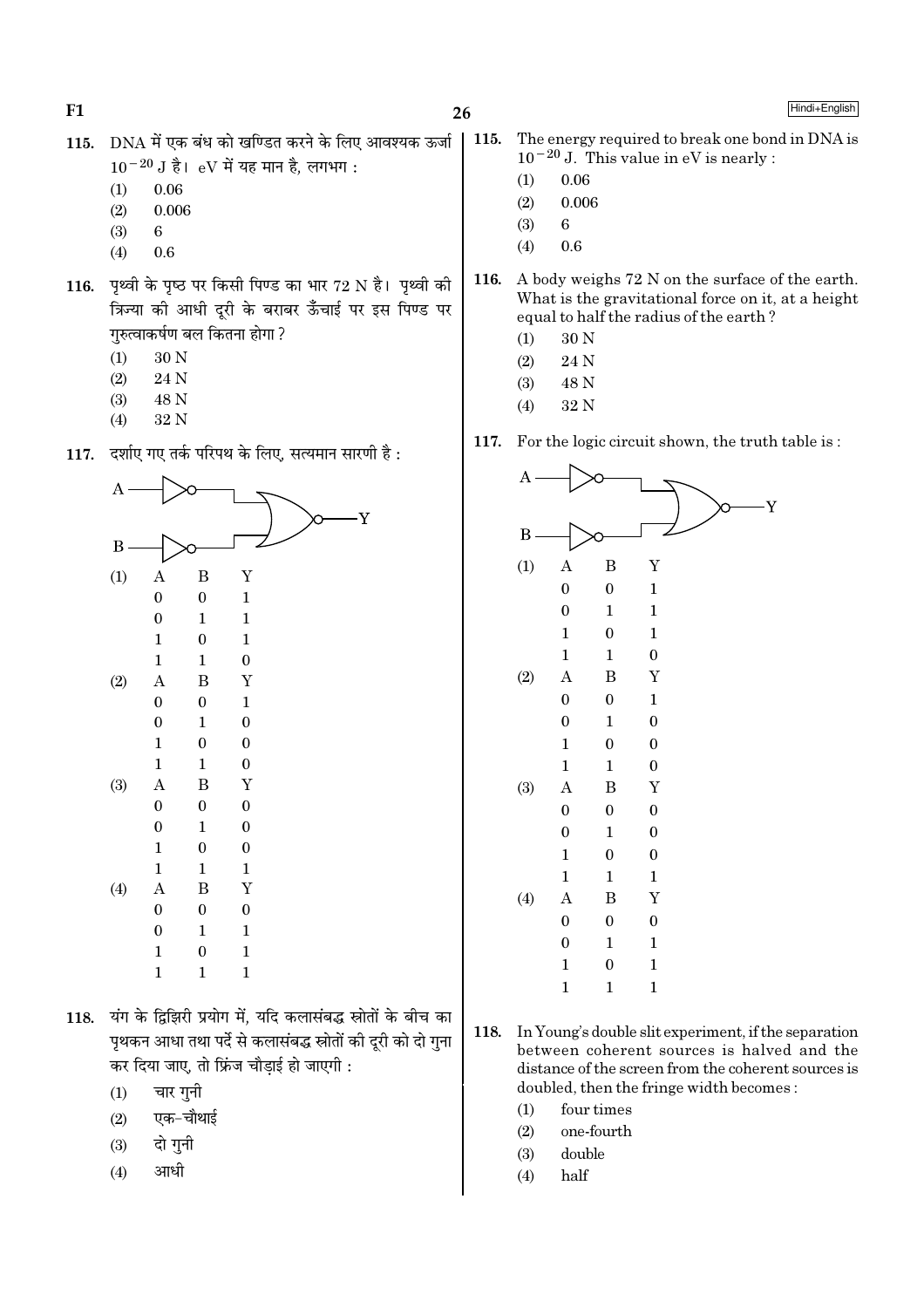115. DNA में एक बंध को खण्डित करने के लिए आवश्यक ऊर्जा $10^{-20}$ J है। eV में यह मान है, लगभग :

(1) 0.06
(2) 0.006
(3) 6
(4) 0.6

116. पृथ्वी के पृष्ठ पर किसी पिण्ड का भार 72 N है। पृथ्वी की त्रिज्या की आधी दूरी के बराबर ऊँचाई पर इस पिण्ड पर गुरुत्वाकर्षण बल कितना होगा ?

(1) 30 N
(2) 24 N
(3) 48 N
(4) 32 N

117. दर्शाए गए तर्क परिपथ के लिए, सत्यमान सारणी है :

(1)

| A | B | Y |
|---|---|---|
| 0 | 0 | 1 |
| 0 | 1 | 1 |
| 1 | 0 | 1 |
| 1 | 1 | 0 |

(2)

| A | B | Y |
|---|---|---|
| 0 | 0 | 1 |
| 0 | 1 | 0 |
| 1 | 0 | 0 |
| 1 | 1 | 0 |

(3)

| A | B | Y |
|---|---|---|
| 0 | 0 | 0 |
| 0 | 1 | 0 |
| 1 | 0 | 0 |
| 1 | 1 | 1 |

(4)

| A | B | Y |
|---|---|---|
| 0 | 0 | 0 |
| 0 | 1 | 1 |
| 1 | 0 | 1 |
| 1 | 1 | 1 |

118. यंग के द्विझिरी प्रयोग में, यदि कलासंबद्ध स्रोतों के बीच का पृथकन आधा तथा पर्दे से कलासंबद्ध स्रोतों की दूरी को दो गुना कर दिया जाए, तो फ्रिंज चौड़ाई हो जाएगी :

(1) चार गुनी
(2) एक-चौथाई
(3) दो गुनी
(4) आधी

115. The energy required to break one bond in DNA is $10^{-20}$ J. This value in eV is nearly :

(1) 0.06
(2) 0.006
(3) 6
(4) 0.6

116. A body weighs 72 N on the surface of the earth. What is the gravitational force on it, at a height equal to half the radius of the earth ?

(1) 30 N
(2) 24 N
(3) 48 N
(4) 32 N

117. For the logic circuit shown, the truth table is :

(1)

| A | B | Y |
|---|---|---|
| 0 | 0 | 1 |
| 0 | 1 | 1 |
| 1 | 0 | 1 |
| 1 | 1 | 0 |

(2)

| A | B | Y |
|---|---|---|
| 0 | 0 | 1 |
| 0 | 1 | 0 |
| 1 | 0 | 0 |
| 1 | 1 | 0 |

(3)

| A | B | Y |
|---|---|---|
| 0 | 0 | 0 |
| 0 | 1 | 0 |
| 1 | 0 | 0 |
| 1 | 1 | 1 |

(4)

| A | B | Y |
|---|---|---|
| 0 | 0 | 0 |
| 0 | 1 | 1 |
| 1 | 0 | 1 |
| 1 | 1 | 1 |

118. In Young's double slit experiment, if the separation between coherent sources is halved and the distance of the screen from the coherent sources is doubled, then the fringe width becomes :

(1) four times
(2) one-fourth
(3) double
(4) half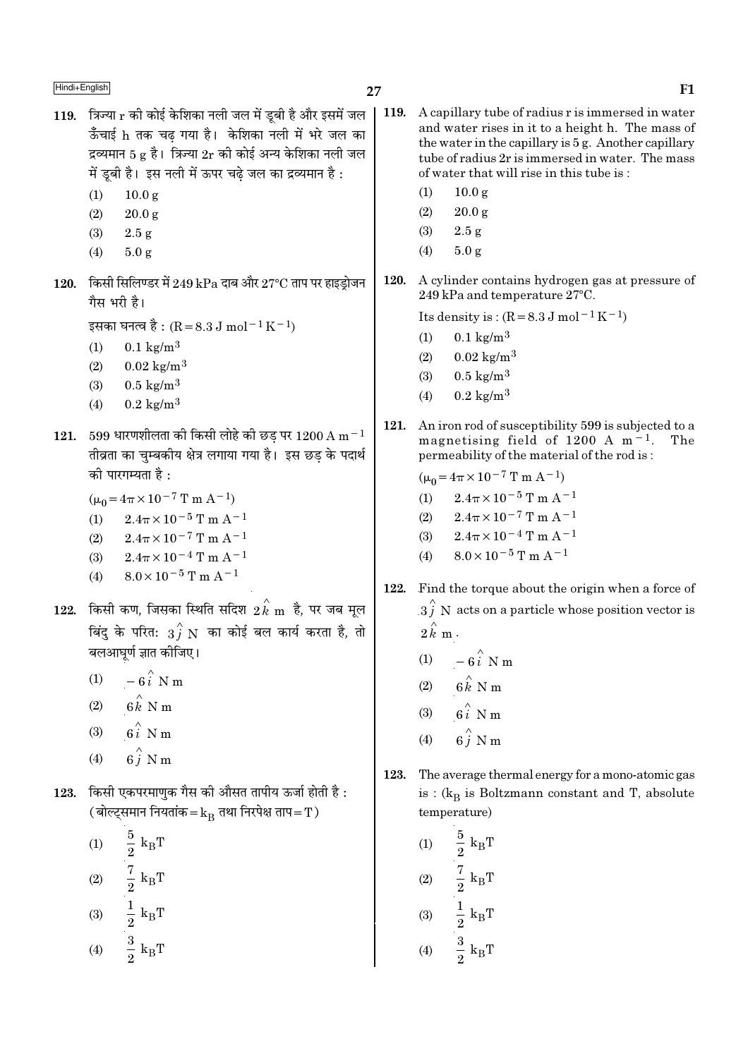**119.** त्रिज्या r की कोई केशिका नली जल में डूबी है और इसमें जल ऊँचाई h तक चढ़ गया है। केशिका नली में भरे जल का द्रव्यमान 5 g है। त्रिज्या 2r की कोई अन्य केशिका नली जल में डूबी है। इस नली में ऊपर चढ़े जल का द्रव्यमान है :

(1) 10.0 g
(2) 20.0 g
(3) 2.5 g
(4) 5.0 g

**120.** किसी सिलिण्डर में 249 kPa दाब और 27°C ताप पर हाइड्रोजन गैस भरी है।

इसका घनत्व है : ($R = 8.3 \text{ J mol}^{-1} \text{K}^{-1}$)

(1) $0.1 \text{ kg/m}^3$
(2) $0.02 \text{ kg/m}^3$
(3) $0.5 \text{ kg/m}^3$
(4) $0.2 \text{ kg/m}^3$

**121.** 599 धारणशीलता की किसी लोहे की छड़ पर $1200 \text{ A m}^{-1}$ तीव्रता का चुम्बकीय क्षेत्र लगाया गया है। इस छड़ के पदार्थ की पारगम्यता है :

($\mu_0 = 4\pi \times 10^{-7} \text{ T m A}^{-1}$)

(1) $2.4\pi \times 10^{-5} \text{ T m A}^{-1}$
(2) $2.4\pi \times 10^{-7} \text{ T m A}^{-1}$
(3) $2.4\pi \times 10^{-4} \text{ T m A}^{-1}$
(4) $8.0 \times 10^{-5} \text{ T m A}^{-1}$

**122.** किसी कण, जिसका स्थिति सदिश $2\hat{k}$ m है, पर जब मूल बिंदु के परितः $3\hat{j}$ N का कोई बल कार्य करता है, तो बलआघूर्ण ज्ञात कीजिए।

(1) $-6\hat{i}$ N m
(2) $6\hat{k}$ N m
(3) $6\hat{i}$ N m
(4) $6\hat{j}$ N m

**123.** किसी एकपरमाणुक गैस की औसत तापीय ऊर्जा होती है : (बोल्ट्समान नियतांक = $k_B$ तथा निरपेक्ष ताप = T)

(1) $\frac{5}{2} k_B T$
(2) $\frac{7}{2} k_B T$
(3) $\frac{1}{2} k_B T$
(4) $\frac{3}{2} k_B T$

**119.** A capillary tube of radius r is immersed in water and water rises in it to a height h. The mass of the water in the capillary is 5 g. Another capillary tube of radius 2r is immersed in water. The mass of water that will rise in this tube is :

(1) 10.0 g
(2) 20.0 g
(3) 2.5 g
(4) 5.0 g

**120.** A cylinder contains hydrogen gas at pressure of 249 kPa and temperature 27°C.

Its density is : ($R = 8.3 \text{ J mol}^{-1} \text{K}^{-1}$)

(1) $0.1 \text{ kg/m}^3$
(2) $0.02 \text{ kg/m}^3$
(3) $0.5 \text{ kg/m}^3$
(4) $0.2 \text{ kg/m}^3$

**121.** An iron rod of susceptibility 599 is subjected to a magnetising field of $1200 \text{ A m}^{-1}$. The permeability of the material of the rod is :

($\mu_0 = 4\pi \times 10^{-7} \text{ T m A}^{-1}$)

(1) $2.4\pi \times 10^{-5} \text{ T m A}^{-1}$
(2) $2.4\pi \times 10^{-7} \text{ T m A}^{-1}$
(3) $2.4\pi \times 10^{-4} \text{ T m A}^{-1}$
(4) $8.0 \times 10^{-5} \text{ T m A}^{-1}$

**122.** Find the torque about the origin when a force of $3\hat{j}$ N acts on a particle whose position vector is $2\hat{k}$ m.

(1) $-6\hat{i}$ N m
(2) $6\hat{k}$ N m
(3) $6\hat{i}$ N m
(4) $6\hat{j}$ N m

**123.** The average thermal energy for a mono-atomic gas is : ($k_B$ is Boltzmann constant and T, absolute temperature)

(1) $\frac{5}{2} k_B T$
(2) $\frac{7}{2} k_B T$
(3) $\frac{1}{2} k_B T$
(4) $\frac{3}{2} k_B T$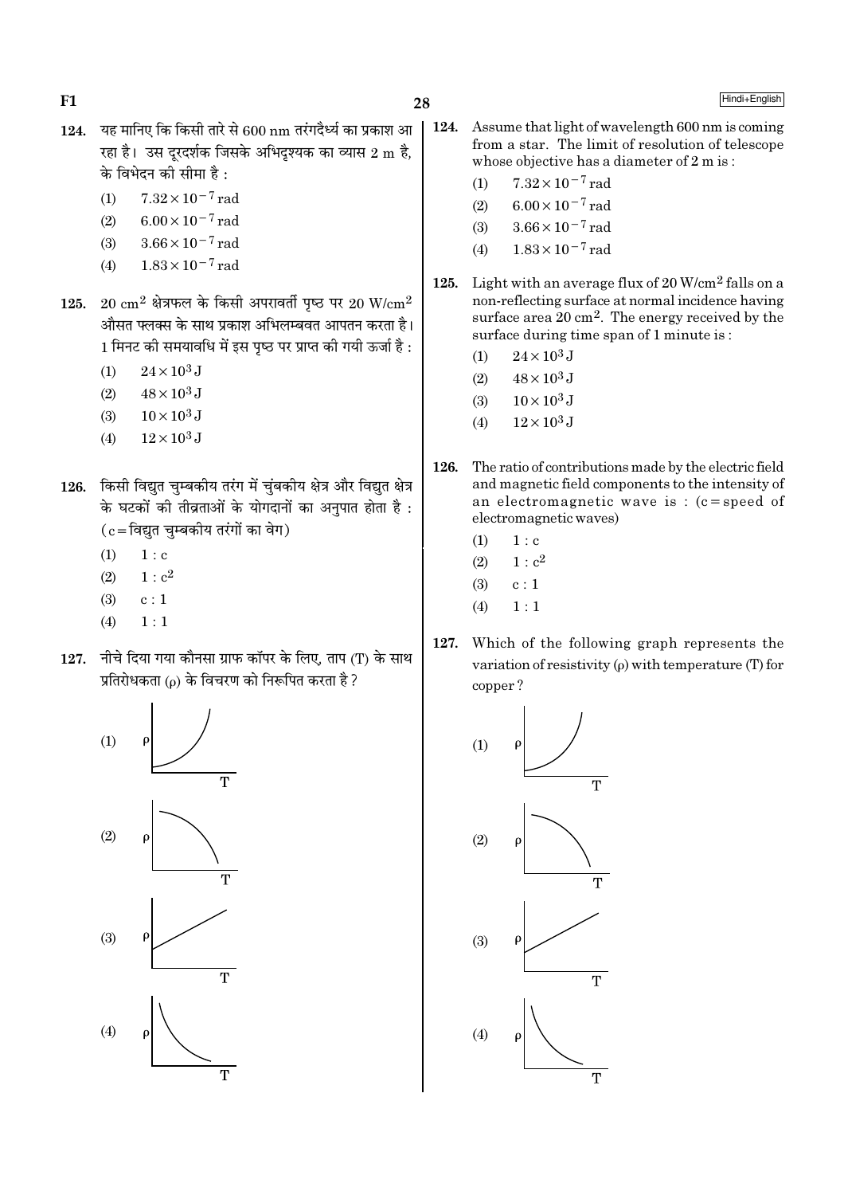124. यह मानिए कि किसी तारे से 600 nm तरंगदैर्ध्य का प्रकाश आ रहा है। उस दूरदर्शक जिसके अभिदृश्यक का व्यास 2 m है, के विभेदन की सीमा है :

(1) $7.32 \times 10^{-7}$ rad
(2) $6.00 \times 10^{-7}$ rad
(3) $3.66 \times 10^{-7}$ rad
(4) $1.83 \times 10^{-7}$ rad

125. 20 $cm^2$ क्षेत्रफल के किसी अपरावर्ती पृष्ठ पर 20 $W/cm^2$ औसत फ्लक्स के साथ प्रकाश अभिलम्बवत आपतन करता है। 1 मिनट की समयावधि में इस पृष्ठ पर प्राप्त की गयी ऊर्जा है :

(1) $24 \times 10^3$ J
(2) $48 \times 10^3$ J
(3) $10 \times 10^3$ J
(4) $12 \times 10^3$ J

126. किसी विद्युत चुम्बकीय तरंग में चुंबकीय क्षेत्र और विद्युत क्षेत्र के घटकों की तीव्रताओं के योगदानों का अनुपात होता है : (c = विद्युत चुम्बकीय तरंगों का वेग)

(1) 1 : c
(2) 1 : $c^2$
(3) c : 1
(4) 1 : 1

127. नीचे दिया गया कौनसा ग्राफ कॉपर के लिए, ताप (T) के साथ प्रतिरोधकता (ρ) के विचरण को निरूपित करता है ?

(1) [ग्राफ]
(2) [ग्राफ]
(3) [ग्राफ]
(4) [ग्राफ]

124. Assume that light of wavelength 600 nm is coming from a star. The limit of resolution of telescope whose objective has a diameter of 2 m is :

(1) $7.32 \times 10^{-7}$ rad
(2) $6.00 \times 10^{-7}$ rad
(3) $3.66 \times 10^{-7}$ rad
(4) $1.83 \times 10^{-7}$ rad

125. Light with an average flux of 20 $W/cm^2$ falls on a non-reflecting surface at normal incidence having surface area 20 $cm^2$. The energy received by the surface during time span of 1 minute is :

(1) $24 \times 10^3$ J
(2) $48 \times 10^3$ J
(3) $10 \times 10^3$ J
(4) $12 \times 10^3$ J

126. The ratio of contributions made by the electric field and magnetic field components to the intensity of an electromagnetic wave is : (c = speed of electromagnetic waves)

(1) 1 : c
(2) 1 : $c^2$
(3) c : 1
(4) 1 : 1

127. Which of the following graph represents the variation of resistivity (ρ) with temperature (T) for copper ?

(1) [graph]
(2) [graph]
(3) [graph]
(4) [graph]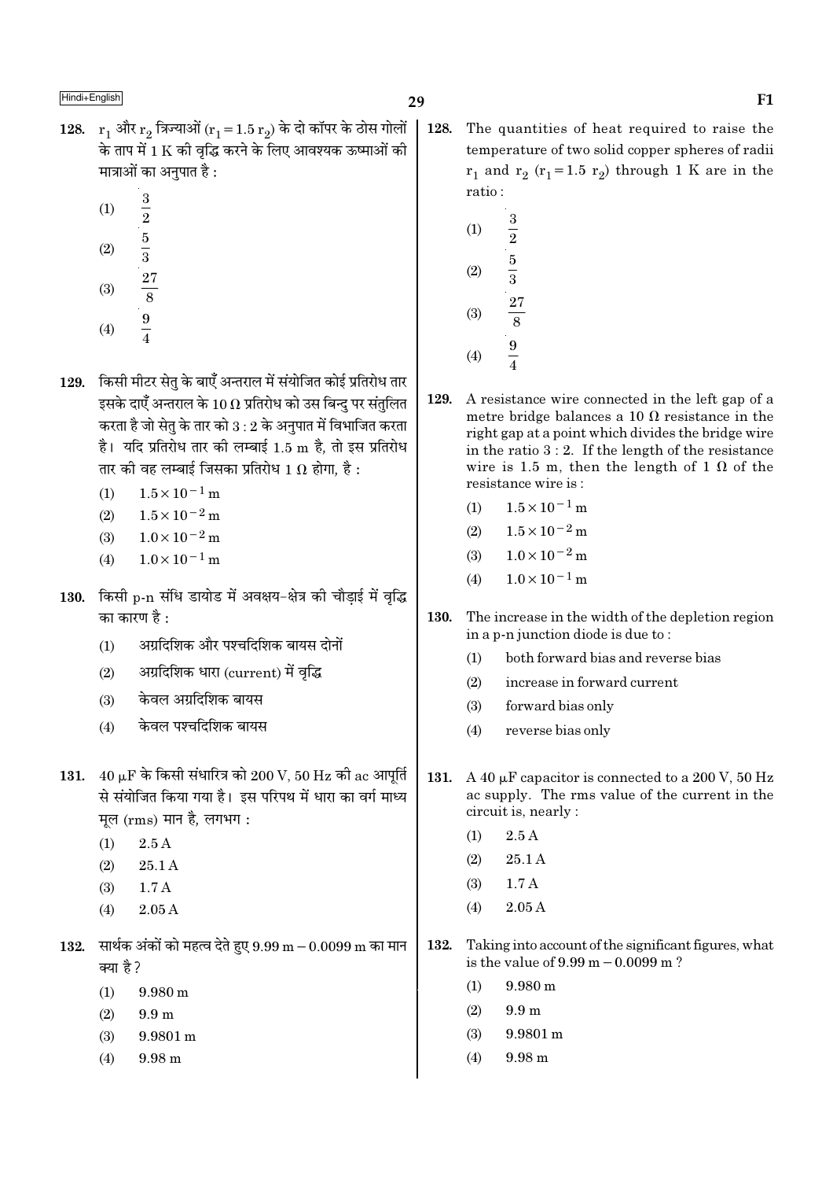128. $r_1$ और $r_2$ त्रिज्याओं ($r_1 = 1.5\ r_2$) के दो कॉपर के ठोस गोलों के ताप में 1 K की वृद्धि करने के लिए आवश्यक ऊष्माओं की मात्राओं का अनुपात है :

(1) $\frac{3}{2}$

(2) $\frac{5}{3}$

(3) $\frac{27}{8}$

(4) $\frac{9}{4}$

129. किसी मीटर सेतु के बाएँ अन्तराल में संयोजित कोई प्रतिरोध तार इसके दाएँ अन्तराल के $10\ \Omega$ प्रतिरोध को उस बिन्दु पर संतुलित करता है जो सेतु के तार को 3 : 2 के अनुपात में विभाजित करता है। यदि प्रतिरोध तार की लम्बाई 1.5 m है, तो इस प्रतिरोध तार की वह लम्बाई जिसका प्रतिरोध $1\ \Omega$ होगा, है :

(1) $1.5 \times 10^{-1}$ m

(2) $1.5 \times 10^{-2}$ m

(3) $1.0 \times 10^{-2}$ m

(4) $1.0 \times 10^{-1}$ m

130. किसी p-n संधि डायोड में अवक्षय-क्षेत्र की चौड़ाई में वृद्धि का कारण है :

(1) अग्रदिशिक और पश्चदिशिक बायस दोनों

(2) अग्रदिशिक धारा (current) में वृद्धि

(3) केवल अग्रदिशिक बायस

(4) केवल पश्चदिशिक बायस

131. $40\ \mu F$ के किसी संधारित्र को 200 V, 50 Hz की ac आपूर्ति से संयोजित किया गया है। इस परिपथ में धारा का वर्ग माध्य मूल (rms) मान है, लगभग :

(1) 2.5 A

(2) 25.1 A

(3) 1.7 A

(4) 2.05 A

132. सार्थक अंकों को महत्व देते हुए 9.99 m − 0.0099 m का मान क्या है ?

(1) 9.980 m

(2) 9.9 m

(3) 9.9801 m

(4) 9.98 m

128. The quantities of heat required to raise the temperature of two solid copper spheres of radii $r_1$ and $r_2$ ($r_1 = 1.5\ r_2$) through 1 K are in the ratio :

(1) $\frac{3}{2}$

(2) $\frac{5}{3}$

(3) $\frac{27}{8}$

(4) $\frac{9}{4}$

129. A resistance wire connected in the left gap of a metre bridge balances a $10\ \Omega$ resistance in the right gap at a point which divides the bridge wire in the ratio 3 : 2. If the length of the resistance wire is 1.5 m, then the length of $1\ \Omega$ of the resistance wire is :

(1) $1.5 \times 10^{-1}$ m

(2) $1.5 \times 10^{-2}$ m

(3) $1.0 \times 10^{-2}$ m

(4) $1.0 \times 10^{-1}$ m

130. The increase in the width of the depletion region in a p-n junction diode is due to :

(1) both forward bias and reverse bias

(2) increase in forward current

(3) forward bias only

(4) reverse bias only

131. A $40\ \mu F$ capacitor is connected to a 200 V, 50 Hz ac supply. The rms value of the current in the circuit is, nearly :

(1) 2.5 A

(2) 25.1 A

(3) 1.7 A

(4) 2.05 A

132. Taking into account of the significant figures, what is the value of 9.99 m − 0.0099 m ?

(1) 9.980 m

(2) 9.9 m

(3) 9.9801 m

(4) 9.98 m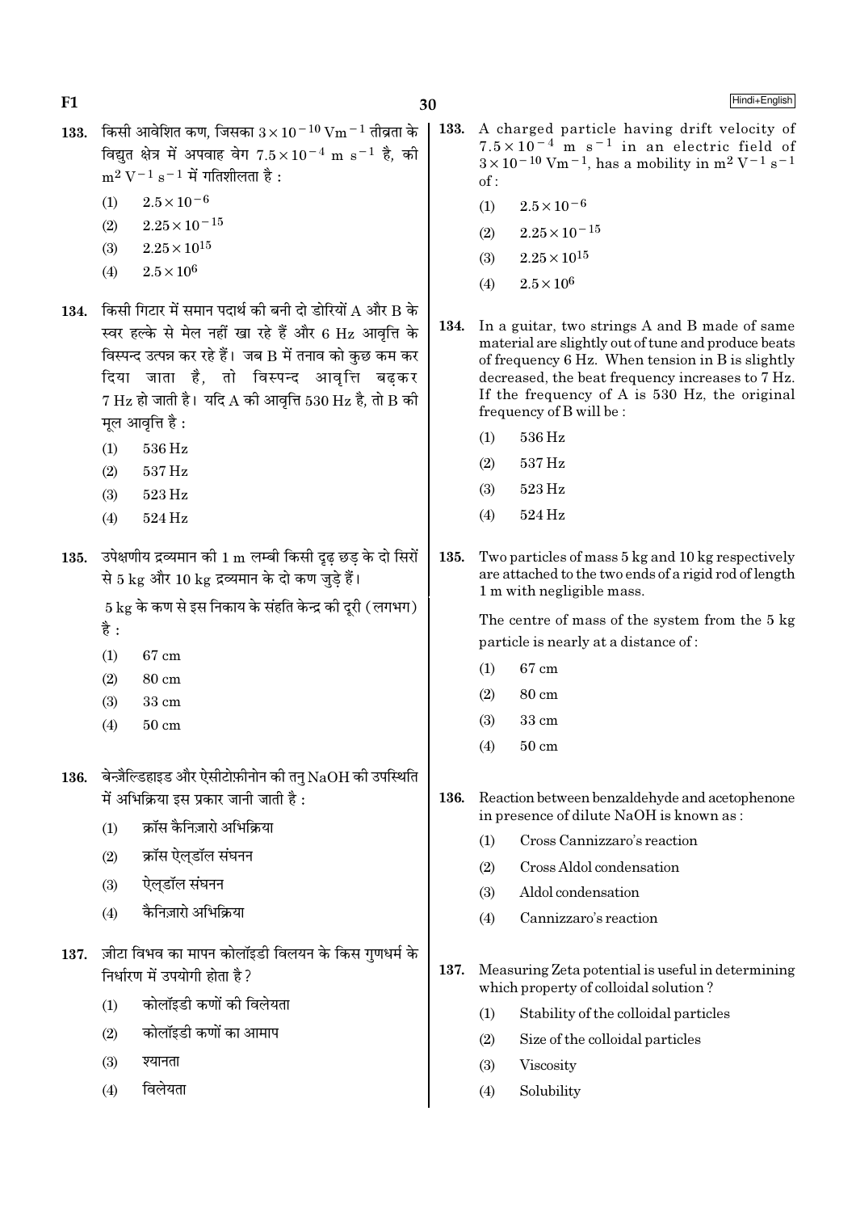133. किसी आवेशित कण, जिसका $3 \times 10^{-10}$ V$m^{-1}$ तीव्रता के विद्युत क्षेत्र में अपवाह वेग $7.5 \times 10^{-4}$ m $s^{-1}$ है, की $m^2 V^{-1} s^{-1}$ में गतिशीलता है :

(1) $2.5 \times 10^{-6}$

(2) $2.25 \times 10^{-15}$

(3) $2.25 \times 10^{15}$

(4) $2.5 \times 10^{6}$

134. किसी गिटार में समान पदार्थ की बनी दो डोरियों A और B के स्वर हल्के से मेल नहीं खा रहे हैं और 6 Hz आवृत्ति के विस्पन्द उत्पन्न कर रहे हैं। जब B में तनाव को कुछ कम कर दिया जाता है, तो विस्पन्द आवृत्ति बढ़कर 7 Hz हो जाती है। यदि A की आवृत्ति 530 Hz है, तो B की मूल आवृत्ति है :

(1) 536 Hz

(2) 537 Hz

(3) 523 Hz

(4) 524 Hz

135. उपेक्षणीय द्रव्यमान की 1 m लम्बी किसी दृढ़ छड़ के दो सिरों से 5 kg और 10 kg द्रव्यमान के दो कण जुड़े हैं।

5 kg के कण से इस निकाय के संहति केन्द्र की दूरी (लगभग) है :

(1) 67 cm

(2) 80 cm

(3) 33 cm

(4) 50 cm

136. बेन्ज़ैल्डिहाइड और ऐसीटोफ़ीनोन की तनु NaOH की उपस्थिति में अभिक्रिया इस प्रकार जानी जाती है :

(1) क्रॉस कैनिज़ारो अभिक्रिया

(2) क्रॉस ऐल्डॉल संघनन

(3) ऐल्डॉल संघनन

(4) कैनिज़ारो अभिक्रिया

137. ज़ीटा विभव का मापन कोलॉइडी विलयन के किस गुणधर्म के निर्धारण में उपयोगी होता है ?

(1) कोलॉइडी कणों की विलेयता

(2) कोलॉइडी कणों का आमाप

(3) श्यानता

(4) विलेयता

---

133. A charged particle having drift velocity of $7.5 \times 10^{-4}$ m $s^{-1}$ in an electric field of $3 \times 10^{-10}$ V$m^{-1}$, has a mobility in $m^2 V^{-1} s^{-1}$ of :

(1) $2.5 \times 10^{-6}$

(2) $2.25 \times 10^{-15}$

(3) $2.25 \times 10^{15}$

(4) $2.5 \times 10^{6}$

134. In a guitar, two strings A and B made of same material are slightly out of tune and produce beats of frequency 6 Hz. When tension in B is slightly decreased, the beat frequency increases to 7 Hz. If the frequency of A is 530 Hz, the original frequency of B will be :

(1) 536 Hz

(2) 537 Hz

(3) 523 Hz

(4) 524 Hz

135. Two particles of mass 5 kg and 10 kg respectively are attached to the two ends of a rigid rod of length 1 m with negligible mass.

The centre of mass of the system from the 5 kg particle is nearly at a distance of :

(1) 67 cm

(2) 80 cm

(3) 33 cm

(4) 50 cm

136. Reaction between benzaldehyde and acetophenone in presence of dilute NaOH is known as :

(1) Cross Cannizzaro's reaction

(2) Cross Aldol condensation

(3) Aldol condensation

(4) Cannizzaro's reaction

137. Measuring Zeta potential is useful in determining which property of colloidal solution ?

(1) Stability of the colloidal particles

(2) Size of the colloidal particles

(3) Viscosity

(4) Solubility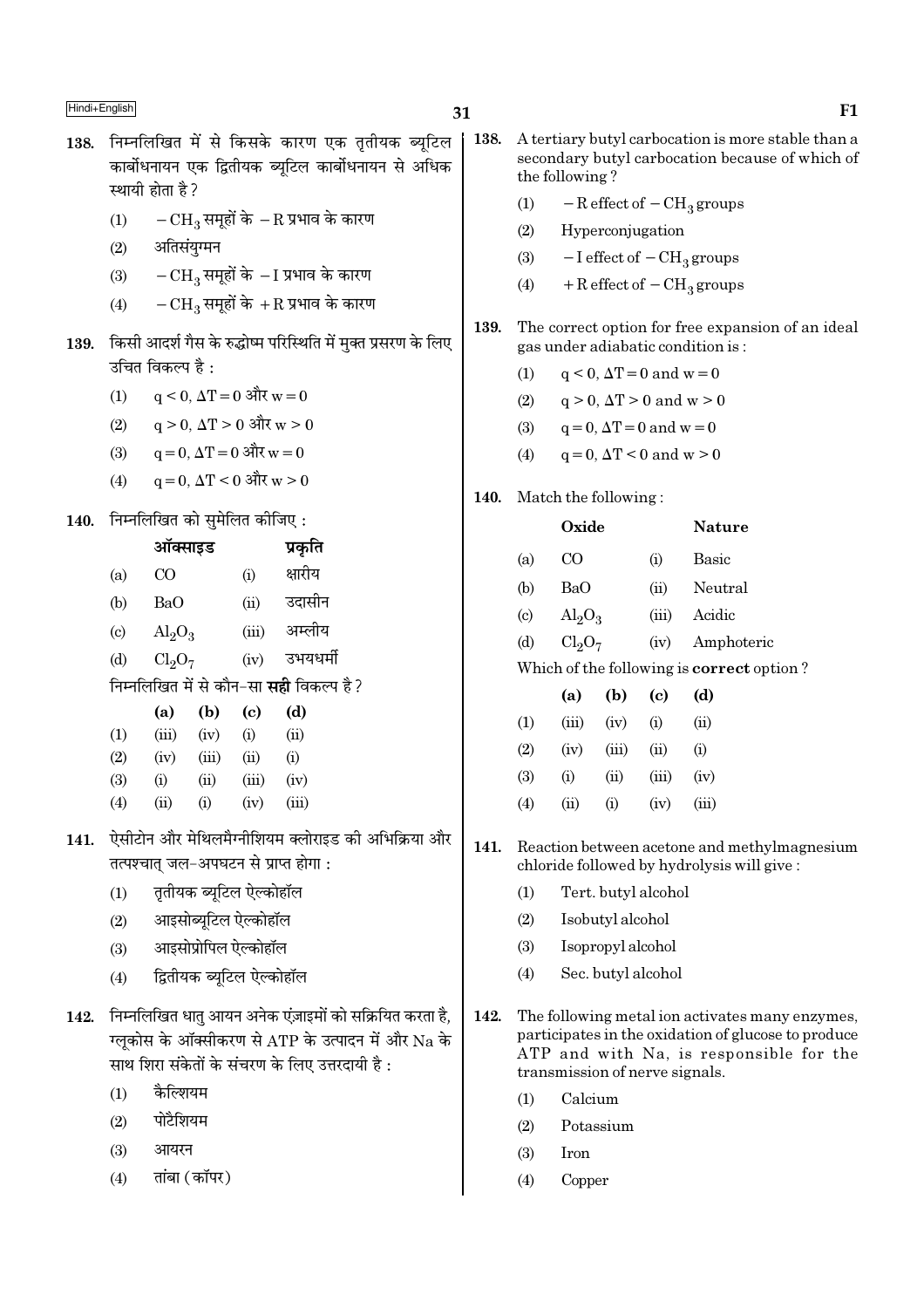138. निम्नलिखित में से किसके कारण एक तृतीयक ब्यूटिल कार्बोधनायन एक द्वितीयक ब्यूटिल कार्बोधनायन से अधिक स्थायी होता है ?

(1) $-CH_3$ समूहों के $-R$ प्रभाव के कारण

(2) अतिसंयुग्मन

(3) $-CH_3$ समूहों के $-I$ प्रभाव के कारण

(4) $-CH_3$ समूहों के $+R$ प्रभाव के कारण

139. किसी आदर्श गैस के रुद्धोष्म परिस्थिति में मुक्त प्रसरण के लिए उचित विकल्प है :

(1) $q < 0$, $\Delta T = 0$ और $w = 0$

(2) $q > 0$, $\Delta T > 0$ और $w > 0$

(3) $q = 0$, $\Delta T = 0$ और $w = 0$

(4) $q = 0$, $\Delta T < 0$ और $w > 0$

140. निम्नलिखित को सुमेलित कीजिए :

| | ऑक्साइड | | प्रकृति |
|---|---|---|---|
| (a) | CO | (i) | क्षारीय |
| (b) | BaO | (ii) | उदासीन |
| (c) | $Al_2O_3$ | (iii) | अम्लीय |
| (d) | $Cl_2O_7$ | (iv) | उभयधर्मी |

निम्नलिखित में से कौन-सा **सही** विकल्प है ?

| | (a) | (b) | (c) | (d) |
|---|---|---|---|---|
| (1) | (iii) | (iv) | (i) | (ii) |
| (2) | (iv) | (iii) | (ii) | (i) |
| (3) | (i) | (ii) | (iii) | (iv) |
| (4) | (ii) | (i) | (iv) | (iii) |

141. ऐसीटोन और मेथिलमैग्नीशियम क्लोराइड की अभिक्रिया और तत्पश्चात् जल-अपघटन से प्राप्त होगा :

(1) तृतीयक ब्यूटिल ऐल्कोहॉल

(2) आइसोब्यूटिल ऐल्कोहॉल

(3) आइसोप्रोपिल ऐल्कोहॉल

(4) द्वितीयक ब्यूटिल ऐल्कोहॉल

142. निम्नलिखित धातु आयन अनेक एंज़ाइमों को सक्रियित करता है, ग्लूकोस के ऑक्सीकरण से ATP के उत्पादन में और Na के साथ शिरा संकेतों के संचरण के लिए उत्तरदायी है :

(1) कैल्शियम

(2) पोटैशियम

(3) आयरन

(4) तांबा (कॉपर)

138. A tertiary butyl carbocation is more stable than a secondary butyl carbocation because of which of the following ?

(1) $-R$ effect of $-CH_3$ groups

(2) Hyperconjugation

(3) $-I$ effect of $-CH_3$ groups

(4) $+R$ effect of $-CH_3$ groups

139. The correct option for free expansion of an ideal gas under adiabatic condition is :

(1) $q < 0$, $\Delta T = 0$ and $w = 0$

(2) $q > 0$, $\Delta T > 0$ and $w > 0$

(3) $q = 0$, $\Delta T = 0$ and $w = 0$

(4) $q = 0$, $\Delta T < 0$ and $w > 0$

140. Match the following :

| | Oxide | | Nature |
|---|---|---|---|
| (a) | CO | (i) | Basic |
| (b) | BaO | (ii) | Neutral |
| (c) | $Al_2O_3$ | (iii) | Acidic |
| (d) | $Cl_2O_7$ | (iv) | Amphoteric |

Which of the following is **correct** option ?

| | (a) | (b) | (c) | (d) |
|---|---|---|---|---|
| (1) | (iii) | (iv) | (i) | (ii) |
| (2) | (iv) | (iii) | (ii) | (i) |
| (3) | (i) | (ii) | (iii) | (iv) |
| (4) | (ii) | (i) | (iv) | (iii) |

141. Reaction between acetone and methylmagnesium chloride followed by hydrolysis will give :

(1) Tert. butyl alcohol

(2) Isobutyl alcohol

(3) Isopropyl alcohol

(4) Sec. butyl alcohol

142. The following metal ion activates many enzymes, participates in the oxidation of glucose to produce ATP and with Na, is responsible for the transmission of nerve signals.

(1) Calcium

(2) Potassium

(3) Iron

(4) Copper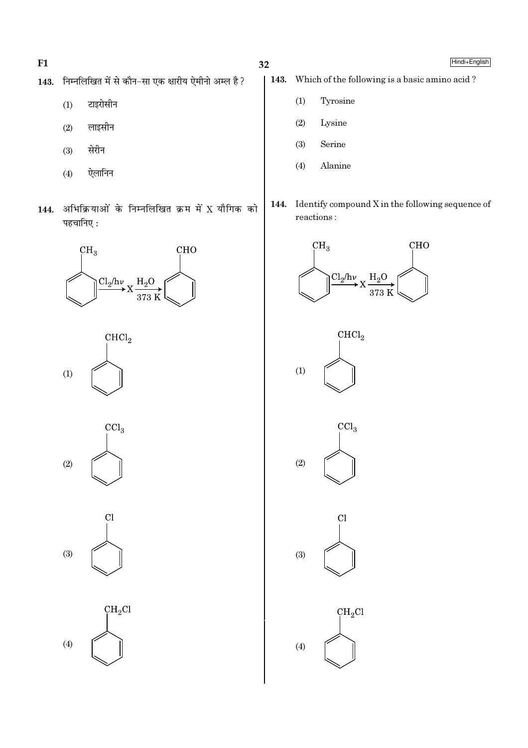143. निम्नलिखित में से कौन-सा एक क्षारीय ऐमीनो अम्ल है ?

(1) टाइरोसीन

(2) लाइसीन

(3) सेरीन

(4) ऐलानिन

144. अभिक्रियाओं के निम्नलिखित क्रम में X यौगिक को पहचानिए :

$$C_6H_5CH_3 \xrightarrow{Cl_2/h\nu} X \xrightarrow[373\ K]{H_2O} C_6H_5CHO$$

(1) $C_6H_5CHCl_2$

(2) $C_6H_5CCl_3$

(3) $C_6H_5Cl$

(4) $C_6H_5CH_2Cl$

143. Which of the following is a basic amino acid ?

(1) Tyrosine

(2) Lysine

(3) Serine

(4) Alanine

144. Identify compound X in the following sequence of reactions :

$$C_6H_5CH_3 \xrightarrow{Cl_2/h\nu} X \xrightarrow[373\ K]{H_2O} C_6H_5CHO$$

(1) $C_6H_5CHCl_2$

(2) $C_6H_5CCl_3$

(3) $C_6H_5Cl$

(4) $C_6H_5CH_2Cl$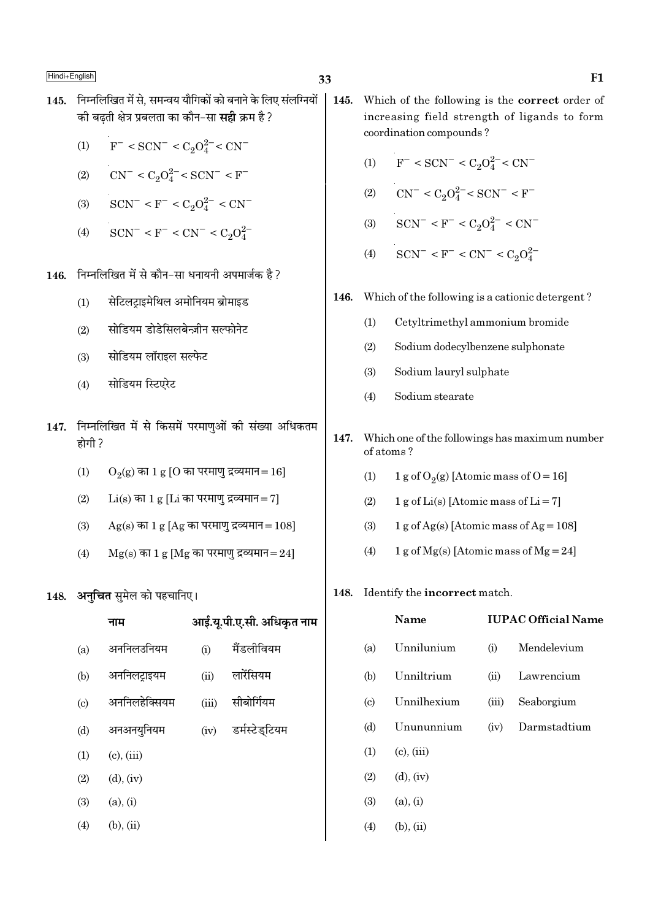145. निम्नलिखित में से, समन्वय यौगिकों को बनाने के लिए संलग्नियों की बढ़ती क्षेत्र प्रबलता का कौन-सा **सही** क्रम है ?

(1) $F^- < SCN^- < C_2O_4^{2-} < CN^-$

(2) $CN^- < C_2O_4^{2-} < SCN^- < F^-$

(3) $SCN^- < F^- < C_2O_4^{2-} < CN^-$

(4) $SCN^- < F^- < CN^- < C_2O_4^{2-}$

146. निम्नलिखित में से कौन-सा धनायनी अपमार्जक है ?

(1) सेटिलट्राइमेथिल अमोनियम ब्रोमाइड

(2) सोडियम डोडेसिलबेन्ज़ीन सल्फोनेट

(3) सोडियम लॉराइल सल्फेट

(4) सोडियम स्टिएरेट

147. निम्नलिखित में से किसमें परमाणुओं की संख्या अधिकतम होगी ?

(1) $O_2(g)$ का 1 g [O का परमाणु द्रव्यमान = 16]

(2) Li(s) का 1 g [Li का परमाणु द्रव्यमान = 7]

(3) Ag(s) का 1 g [Ag का परमाणु द्रव्यमान = 108]

(4) Mg(s) का 1 g [Mg का परमाणु द्रव्यमान = 24]

148. **अनुचित** सुमेल को पहचानिए।

| | नाम | | आई.यू.पी.ए.सी. अधिकृत नाम |
|---|---|---|---|
| (a) | अननिलउनियम | (i) | मैंडलीवियम |
| (b) | अननिलट्राइयम | (ii) | लारेंसियम |
| (c) | अननिलहेक्सियम | (iii) | सीबोर्गियम |
| (d) | अनअनयुनियम | (iv) | डर्मस्टेड्टियम |

(1) (c), (iii)

(2) (d), (iv)

(3) (a), (i)

(4) (b), (ii)

145. Which of the following is the **correct** order of increasing field strength of ligands to form coordination compounds ?

(1) $F^- < SCN^- < C_2O_4^{2-} < CN^-$

(2) $CN^- < C_2O_4^{2-} < SCN^- < F^-$

(3) $SCN^- < F^- < C_2O_4^{2-} < CN^-$

(4) $SCN^- < F^- < CN^- < C_2O_4^{2-}$

146. Which of the following is a cationic detergent ?

(1) Cetyltrimethyl ammonium bromide

(2) Sodium dodecylbenzene sulphonate

(3) Sodium lauryl sulphate

(4) Sodium stearate

147. Which one of the followings has maximum number of atoms ?

(1) 1 g of $O_2(g)$ [Atomic mass of O = 16]

(2) 1 g of Li(s) [Atomic mass of Li = 7]

(3) 1 g of Ag(s) [Atomic mass of Ag = 108]

(4) 1 g of Mg(s) [Atomic mass of Mg = 24]

148. Identify the **incorrect** match.

| | Name | | IUPAC Official Name |
|---|---|---|---|
| (a) | Unnilunium | (i) | Mendelevium |
| (b) | Unniltrium | (ii) | Lawrencium |
| (c) | Unnilhexium | (iii) | Seaborgium |
| (d) | Unununnium | (iv) | Darmstadtium |

(1) (c), (iii)

(2) (d), (iv)

(3) (a), (i)

(4) (b), (ii)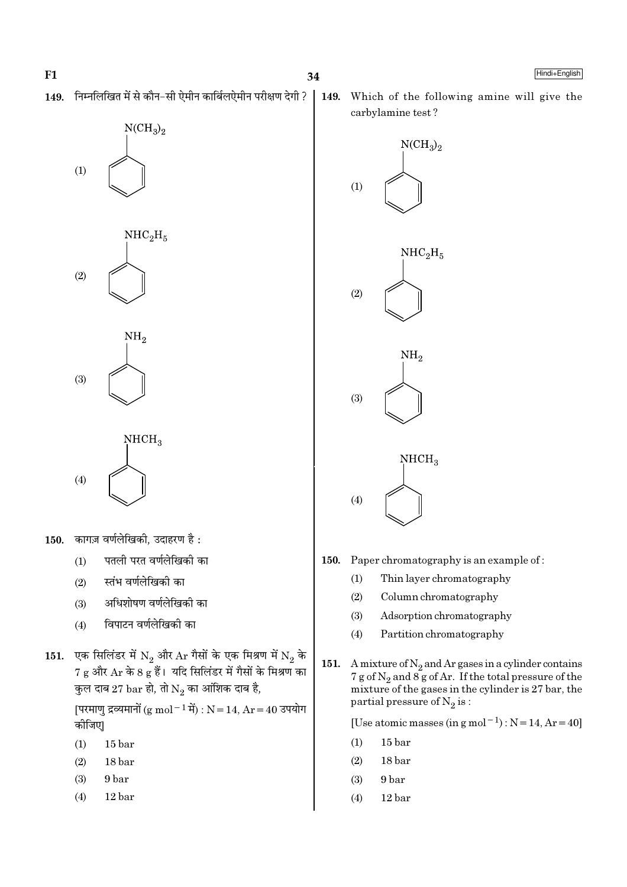149. निम्नलिखित में से कौन-सी ऐमीन कार्बिलऐमीन परीक्षण देगी ?

(1) $N(CH_3)_2$ (benzene ring)

(2) $NHC_2H_5$ (benzene ring)

(3) $NH_2$ (benzene ring)

(4) $NHCH_3$ (benzene ring)

150. कागज़ वर्णलेखिकी, उदाहरण है :

(1) पतली परत वर्णलेखिकी का

(2) स्तंभ वर्णलेखिकी का

(3) अधिशोषण वर्णलेखिकी का

(4) विपाटन वर्णलेखिकी का

151. एक सिलिंडर में $N_2$ और Ar गैसों के एक मिश्रण में $N_2$ के 7 g और Ar के 8 g हैं। यदि सिलिंडर में गैसों के मिश्रण का कुल दाब 27 bar हो, तो $N_2$ का आंशिक दाब है,

[परमाणु द्रव्यमानों ($g\ mol^{-1}$ में) : N = 14, Ar = 40 उपयोग कीजिए]

(1) 15 bar

(2) 18 bar

(3) 9 bar

(4) 12 bar

149. Which of the following amine will give the carbylamine test ?

(1) $N(CH_3)_2$ (benzene ring)

(2) $NHC_2H_5$ (benzene ring)

(3) $NH_2$ (benzene ring)

(4) $NHCH_3$ (benzene ring)

150. Paper chromatography is an example of :

(1) Thin layer chromatography

(2) Column chromatography

(3) Adsorption chromatography

(4) Partition chromatography

151. A mixture of $N_2$ and Ar gases in a cylinder contains 7 g of $N_2$ and 8 g of Ar. If the total pressure of the mixture of the gases in the cylinder is 27 bar, the partial pressure of $N_2$ is :

[Use atomic masses (in $g\ mol^{-1}$) : N = 14, Ar = 40]

(1) 15 bar

(2) 18 bar

(3) 9 bar

(4) 12 bar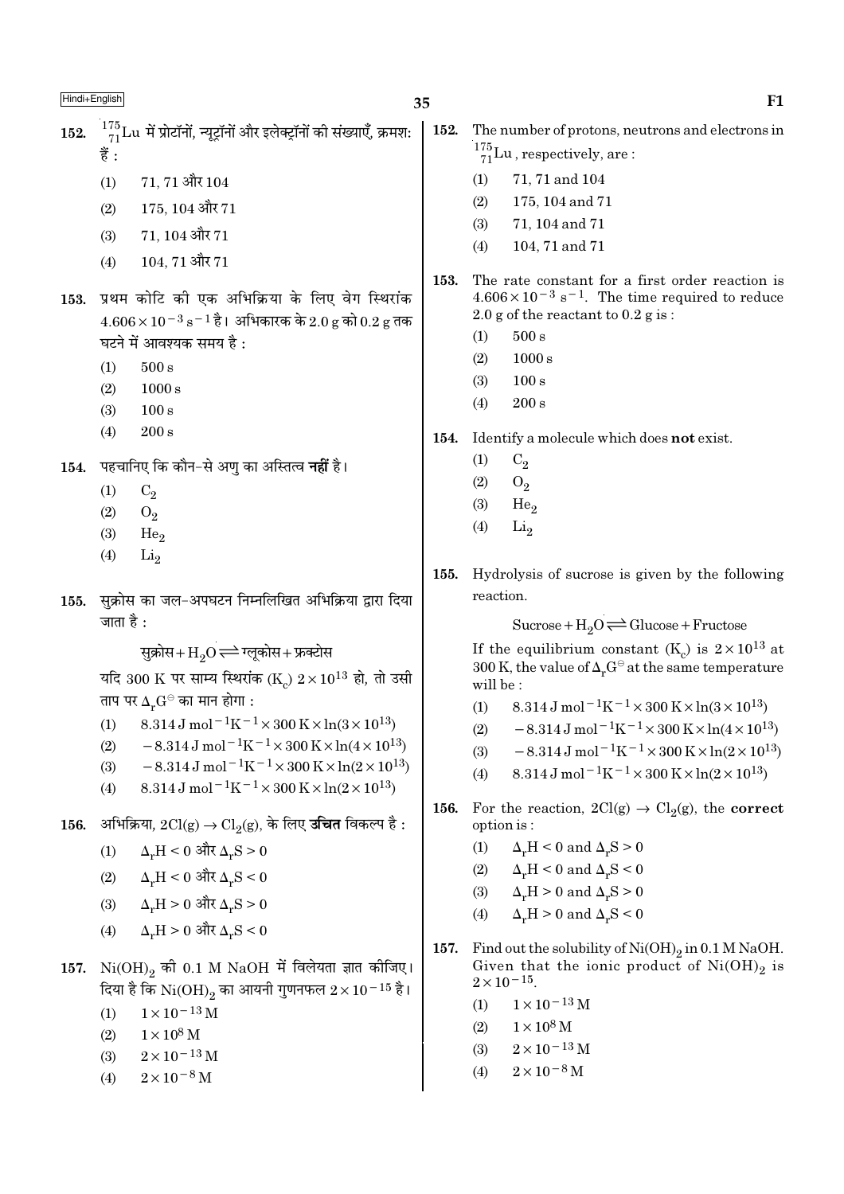152. $^{175}_{71}Lu$ में प्रोटॉनों, न्यूट्रॉनों और इलेक्ट्रॉनों की संख्याएँ, क्रमश: हैं :

(1) 71, 71 और 104

(2) 175, 104 और 71

(3) 71, 104 और 71

(4) 104, 71 और 71

153. प्रथम कोटि की एक अभिक्रिया के लिए वेग स्थिरांक $4.606 \times 10^{-3}\ s^{-1}$ है। अभिकारक के 2.0 g को 0.2 g तक घटने में आवश्यक समय है :

(1) 500 s

(2) 1000 s

(3) 100 s

(4) 200 s

154. पहचानिए कि कौन-से अणु का अस्तित्व **नहीं** है।

(1) $C_2$

(2) $O_2$

(3) $He_2$

(4) $Li_2$

155. सुक्रोस का जल-अपघटन निम्नलिखित अभिक्रिया द्वारा दिया जाता है :

$$\text{सुक्रोस} + H_2O \rightleftharpoons \text{ग्लूकोस} + \text{फ्रक्टोस}$$

यदि 300 K पर साम्य स्थिरांक ($K_c$) $2 \times 10^{13}$ हो, तो उसी ताप पर $\Delta_r G^\ominus$ का मान होगा :

(1) $8.314\ J\ mol^{-1}K^{-1} \times 300\ K \times \ln(3 \times 10^{13})$

(2) $-8.314\ J\ mol^{-1}K^{-1} \times 300\ K \times \ln(4 \times 10^{13})$

(3) $-8.314\ J\ mol^{-1}K^{-1} \times 300\ K \times \ln(2 \times 10^{13})$

(4) $8.314\ J\ mol^{-1}K^{-1} \times 300\ K \times \ln(2 \times 10^{13})$

156. अभिक्रिया, $2Cl(g) \rightarrow Cl_2(g)$, के लिए **उचित** विकल्प है :

(1) $\Delta_r H < 0$ और $\Delta_r S > 0$

(2) $\Delta_r H < 0$ और $\Delta_r S < 0$

(3) $\Delta_r H > 0$ और $\Delta_r S > 0$

(4) $\Delta_r H > 0$ और $\Delta_r S < 0$

157. $Ni(OH)_2$ की 0.1 M NaOH में विलेयता ज्ञात कीजिए। दिया है कि $Ni(OH)_2$ का आयनी गुणनफल $2 \times 10^{-15}$ है।

(1) $1 \times 10^{-13}$ M

(2) $1 \times 10^{8}$ M

(3) $2 \times 10^{-13}$ M

(4) $2 \times 10^{-8}$ M

152. The number of protons, neutrons and electrons in $^{175}_{71}Lu$, respectively, are :

(1) 71, 71 and 104

(2) 175, 104 and 71

(3) 71, 104 and 71

(4) 104, 71 and 71

153. The rate constant for a first order reaction is $4.606 \times 10^{-3}\ s^{-1}$. The time required to reduce 2.0 g of the reactant to 0.2 g is :

(1) 500 s

(2) 1000 s

(3) 100 s

(4) 200 s

154. Identify a molecule which does **not** exist.

(1) $C_2$

(2) $O_2$

(3) $He_2$

(4) $Li_2$

155. Hydrolysis of sucrose is given by the following reaction.

$$\text{Sucrose} + H_2O \rightleftharpoons \text{Glucose} + \text{Fructose}$$

If the equilibrium constant ($K_c$) is $2 \times 10^{13}$ at 300 K, the value of $\Delta_r G^\ominus$ at the same temperature will be :

(1) $8.314\ J\ mol^{-1}K^{-1} \times 300\ K \times \ln(3 \times 10^{13})$

(2) $-8.314\ J\ mol^{-1}K^{-1} \times 300\ K \times \ln(4 \times 10^{13})$

(3) $-8.314\ J\ mol^{-1}K^{-1} \times 300\ K \times \ln(2 \times 10^{13})$

(4) $8.314\ J\ mol^{-1}K^{-1} \times 300\ K \times \ln(2 \times 10^{13})$

156. For the reaction, $2Cl(g) \rightarrow Cl_2(g)$, the **correct** option is :

(1) $\Delta_r H < 0$ and $\Delta_r S > 0$

(2) $\Delta_r H < 0$ and $\Delta_r S < 0$

(3) $\Delta_r H > 0$ and $\Delta_r S > 0$

(4) $\Delta_r H > 0$ and $\Delta_r S < 0$

157. Find out the solubility of $Ni(OH)_2$ in 0.1 M NaOH. Given that the ionic product of $Ni(OH)_2$ is $2 \times 10^{-15}$.

(1) $1 \times 10^{-13}$ M

(2) $1 \times 10^{8}$ M

(3) $2 \times 10^{-13}$ M

(4) $2 \times 10^{-8}$ M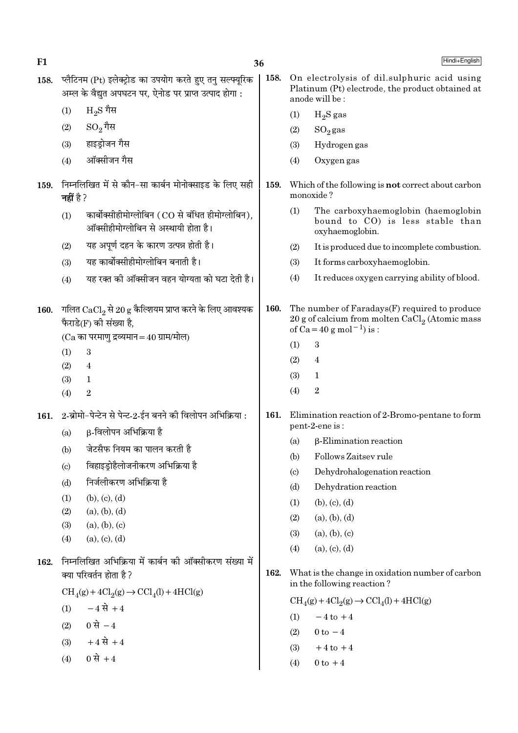158. प्लैटिनम (Pt) इलेक्ट्रोड का उपयोग करते हुए तनु सल्फ्यूरिक अम्ल के वैद्युत अपघटन पर, ऐनोड पर प्राप्त उत्पाद होगा :

(1) $H_2S$ गैस

(2) $SO_2$ गैस

(3) हाइड्रोजन गैस

(4) ऑक्सीजन गैस

159. निम्नलिखित में से कौन-सा कार्बन मोनोक्साइड के लिए सही **नहीं** है ?

(1) कार्बोक्सीहीमोग्लोबिन (CO से बंधित हीमोग्लोबिन), ऑक्सीहीमोग्लोबिन से अस्थायी होता है।

(2) यह अपूर्ण दहन के कारण उत्पन्न होती है।

(3) यह कार्बोक्सीहीमोग्लोबिन बनाती है।

(4) यह रक्त की ऑक्सीजन वहन योग्यता को घटा देती है।

160. गलित $CaCl_2$ से 20 g कैल्शियम प्राप्त करने के लिए आवश्यक फैराडे(F) की संख्या है,
(Ca का परमाणु द्रव्यमान = 40 ग्राम/मोल)

(1) 3

(2) 4

(3) 1

(4) 2

161. 2-ब्रोमो-पेन्टेन से पेन्ट-2-ईन बनने की विलोपन अभिक्रिया :

(a) β-विलोपन अभिक्रिया है

(b) जेटसैफ नियम का पालन करती है

(c) विहाइड्रोहैलोजनीकरण अभिक्रिया है

(d) निर्जलीकरण अभिक्रिया है

(1) (b), (c), (d)

(2) (a), (b), (d)

(3) (a), (b), (c)

(4) (a), (c), (d)

162. निम्नलिखित अभिक्रिया में कार्बन की ऑक्सीकरण संख्या में क्या परिवर्तन होता है ?

$$CH_4(g) + 4Cl_2(g) \rightarrow CCl_4(l) + 4HCl(g)$$

(1) $-4$ से $+4$

(2) $0$ से $-4$

(3) $+4$ से $+4$

(4) $0$ से $+4$

158. On electrolysis of dil.sulphuric acid using Platinum (Pt) electrode, the product obtained at anode will be :

(1) $H_2S$ gas

(2) $SO_2$ gas

(3) Hydrogen gas

(4) Oxygen gas

159. Which of the following is **not** correct about carbon monoxide ?

(1) The carboxyhaemoglobin (haemoglobin bound to CO) is less stable than oxyhaemoglobin.

(2) It is produced due to incomplete combustion.

(3) It forms carboxyhaemoglobin.

(4) It reduces oxygen carrying ability of blood.

160. The number of Faradays(F) required to produce 20 g of calcium from molten $CaCl_2$ (Atomic mass of Ca = 40 g $mol^{-1}$) is :

(1) 3

(2) 4

(3) 1

(4) 2

161. Elimination reaction of 2-Bromo-pentane to form pent-2-ene is :

(a) β-Elimination reaction

(b) Follows Zaitsev rule

(c) Dehydrohalogenation reaction

(d) Dehydration reaction

(1) (b), (c), (d)

(2) (a), (b), (d)

(3) (a), (b), (c)

(4) (a), (c), (d)

162. What is the change in oxidation number of carbon in the following reaction ?

$$CH_4(g) + 4Cl_2(g) \rightarrow CCl_4(l) + 4HCl(g)$$

(1) $-4$ to $+4$

(2) $0$ to $-4$

(3) $+4$ to $+4$

(4) $0$ to $+4$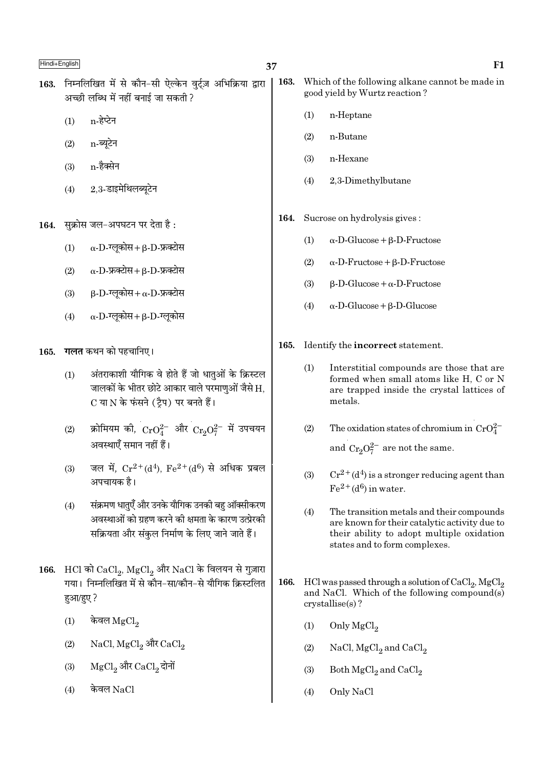163. निम्नलिखित में से कौन-सी ऐल्केन वुर्ट्ज़ अभिक्रिया द्वारा अच्छी लब्धि में नहीं बनाई जा सकती ?

(1) n-हेप्टेन

(2) n-ब्यूटेन

(3) n-हैक्सेन

(4) 2,3-डाइमेथिलब्यूटेन

164. सुक्रोस जल-अपघटन पर देता है :

(1) $\alpha$-D-ग्लूकोस + $\beta$-D-फ्रक्टोस

(2) $\alpha$-D-फ्रक्टोस + $\beta$-D-फ्रक्टोस

(3) $\beta$-D-ग्लूकोस + $\alpha$-D-फ्रक्टोस

(4) $\alpha$-D-ग्लूकोस + $\beta$-D-ग्लूकोस

165. **गलत** कथन को पहचानिए।

(1) अंतराकाशी यौगिक वे होते हैं जो धातुओं के क्रिस्टल जालकों के भीतर छोटे आकार वाले परमाणुओं जैसे H, C या N के फंसने (ट्रैप) पर बनते हैं।

(2) क्रोमियम की, $CrO_4^{2-}$ और $Cr_2O_7^{2-}$ में उपचयन अवस्थाएँ समान नहीं हैं।

(3) जल में, $Cr^{2+}(d^4)$, $Fe^{2+}(d^6)$ से अधिक प्रबल अपचायक है।

(4) संक्रमण धातुएँ और उनके यौगिक उनकी बहु ऑक्सीकरण अवस्थाओं को ग्रहण करने की क्षमता के कारण उत्प्रेरकी सक्रियता और संकुल निर्माण के लिए जाने जाते हैं।

166. HCl को $CaCl_2$, $MgCl_2$ और NaCl के विलयन से गुज़ारा गया। निम्नलिखित में से कौन-सा/कौन-से यौगिक क्रिस्टलित हुआ/हुए ?

(1) केवल $MgCl_2$

(2) NaCl, $MgCl_2$ और $CaCl_2$

(3) $MgCl_2$ और $CaCl_2$ दोनों

(4) केवल NaCl

163. Which of the following alkane cannot be made in good yield by Wurtz reaction ?

(1) n-Heptane

(2) n-Butane

(3) n-Hexane

(4) 2,3-Dimethylbutane

164. Sucrose on hydrolysis gives :

(1) $\alpha$-D-Glucose + $\beta$-D-Fructose

(2) $\alpha$-D-Fructose + $\beta$-D-Fructose

(3) $\beta$-D-Glucose + $\alpha$-D-Fructose

(4) $\alpha$-D-Glucose + $\beta$-D-Glucose

165. Identify the **incorrect** statement.

(1) Interstitial compounds are those that are formed when small atoms like H, C or N are trapped inside the crystal lattices of metals.

(2) The oxidation states of chromium in $CrO_4^{2-}$ and $Cr_2O_7^{2-}$ are not the same.

(3) $Cr^{2+}(d^4)$ is a stronger reducing agent than $Fe^{2+}(d^6)$ in water.

(4) The transition metals and their compounds are known for their catalytic activity due to their ability to adopt multiple oxidation states and to form complexes.

166. HCl was passed through a solution of $CaCl_2$, $MgCl_2$ and NaCl. Which of the following compound(s) crystallise(s) ?

(1) Only $MgCl_2$

(2) NaCl, $MgCl_2$ and $CaCl_2$

(3) Both $MgCl_2$ and $CaCl_2$

(4) Only NaCl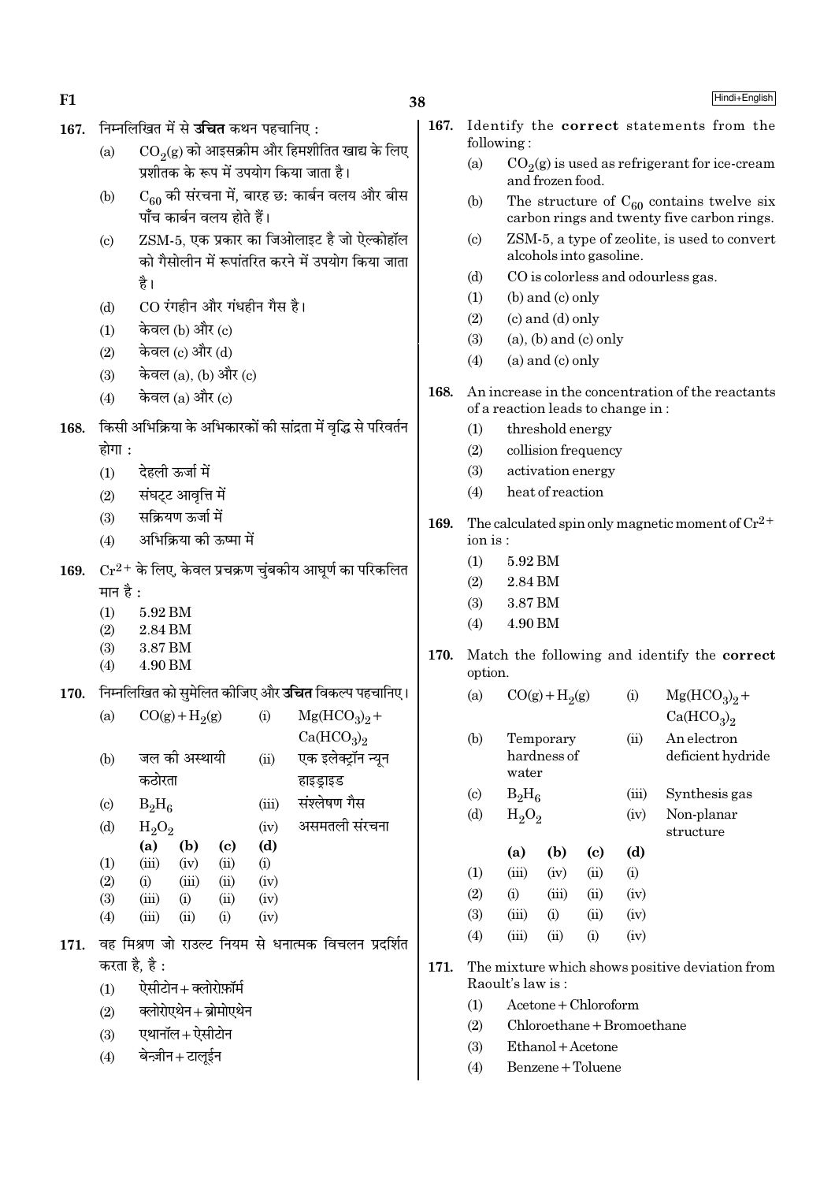**167.** निम्नलिखित में से **उचित** कथन पहचानिए :

(a) $CO_2$(g) को आइसक्रीम और हिमशीतित खाद्य के लिए प्रशीतक के रूप में उपयोग किया जाता है।

(b) $C_{60}$ की संरचना में, बारह छः कार्बन वलय और बीस पाँच कार्बन वलय होते हैं।

(c) ZSM-5, एक प्रकार का जिओलाइट है जो ऐल्कोहॉल को गैसोलीन में रूपांतरित करने में उपयोग किया जाता है।

(d) CO रंगहीन और गंधहीन गैस है।

(1) केवल (b) और (c)

(2) केवल (c) और (d)

(3) केवल (a), (b) और (c)

(4) केवल (a) और (c)

**168.** किसी अभिक्रिया के अभिकारकों की सांद्रता में वृद्धि से परिवर्तन होगा :

(1) देहली ऊर्जा में

(2) संघट्ट आवृत्ति में

(3) सक्रियण ऊर्जा में

(4) अभिक्रिया की ऊष्मा में

**169.** $Cr^{2+}$ के लिए, केवल प्रचक्रण चुंबकीय आघूर्ण का परिकलित मान है :

(1) 5.92 BM

(2) 2.84 BM

(3) 3.87 BM

(4) 4.90 BM

**170.** निम्नलिखित को सुमेलित कीजिए और **उचित** विकल्प पहचानिए।

| | | | |
|---|---|---|---|
| (a) | $CO(g) + H_2(g)$ | (i) | $Mg(HCO_3)_2 + Ca(HCO_3)_2$ |
| (b) | जल की अस्थायी कठोरता | (ii) | एक इलेक्ट्रॉन न्यून हाइड्राइड |
| (c) | $B_2H_6$ | (iii) | संश्लेषण गैस |
| (d) | $H_2O_2$ | (iv) | असमतली संरचना |

| | (a) | (b) | (c) | (d) |
|---|---|---|---|---|
| (1) | (iii) | (iv) | (ii) | (i) |
| (2) | (i) | (iii) | (ii) | (iv) |
| (3) | (iii) | (i) | (ii) | (iv) |
| (4) | (iii) | (ii) | (i) | (iv) |

**171.** वह मिश्रण जो राउल्ट नियम से धनात्मक विचलन प्रदर्शित करता है, है :

(1) ऐसीटोन + क्लोरोफ़ॉर्म

(2) क्लोरोएथेन + ब्रोमोएथेन

(3) एथानॉल + ऐसीटोन

(4) बेन्ज़ीन + टालूईन

**167.** Identify the **correct** statements from the following :

(a) $CO_2$(g) is used as refrigerant for ice-cream and frozen food.

(b) The structure of $C_{60}$ contains twelve six carbon rings and twenty five carbon rings.

(c) ZSM-5, a type of zeolite, is used to convert alcohols into gasoline.

(d) CO is colorless and odourless gas.

(1) (b) and (c) only

(2) (c) and (d) only

(3) (a), (b) and (c) only

(4) (a) and (c) only

**168.** An increase in the concentration of the reactants of a reaction leads to change in :

(1) threshold energy

(2) collision frequency

(3) activation energy

(4) heat of reaction

**169.** The calculated spin only magnetic moment of $Cr^{2+}$ ion is :

(1) 5.92 BM

(2) 2.84 BM

(3) 3.87 BM

(4) 4.90 BM

**170.** Match the following and identify the **correct** option.

| | | | |
|---|---|---|---|
| (a) | $CO(g) + H_2(g)$ | (i) | $Mg(HCO_3)_2 + Ca(HCO_3)_2$ |
| (b) | Temporary hardness of water | (ii) | An electron deficient hydride |
| (c) | $B_2H_6$ | (iii) | Synthesis gas |
| (d) | $H_2O_2$ | (iv) | Non-planar structure |

| | (a) | (b) | (c) | (d) |
|---|---|---|---|---|
| (1) | (iii) | (iv) | (ii) | (i) |
| (2) | (i) | (iii) | (ii) | (iv) |
| (3) | (iii) | (i) | (ii) | (iv) |
| (4) | (iii) | (ii) | (i) | (iv) |

**171.** The mixture which shows positive deviation from Raoult's law is :

(1) Acetone + Chloroform

(2) Chloroethane + Bromoethane

(3) Ethanol + Acetone

(4) Benzene + Toluene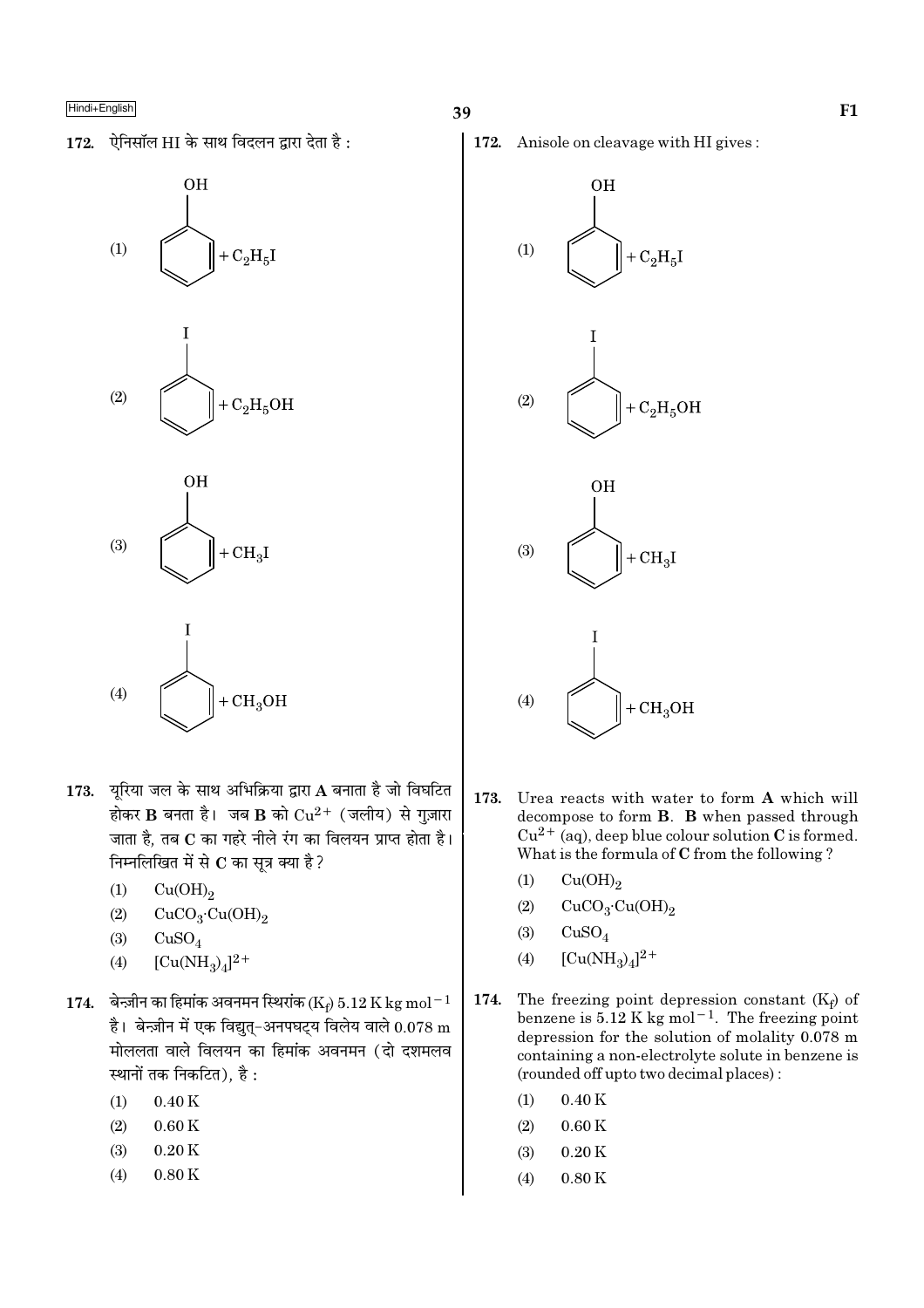172. ऐनिसॉल HI के साथ विदलन द्वारा देता है :

(1) Phenol (benzene ring with OH) $+ C_2H_5I$

(2) Iodobenzene (benzene ring with I) $+ C_2H_5OH$

(3) Phenol (benzene ring with OH) $+ CH_3I$

(4) Iodobenzene (benzene ring with I) $+ CH_3OH$

173. यूरिया जल के साथ अभिक्रिया द्वारा **A** बनाता है जो विघटित होकर **B** बनता है। जब **B** को $Cu^{2+}$ (जलीय) से गुज़ारा जाता है, तब **C** का गहरे नीले रंग का विलयन प्राप्त होता है। निम्नलिखित में से **C** का सूत्र क्या है ?

(1) $Cu(OH)_2$
(2) $CuCO_3 \cdot Cu(OH)_2$
(3) $CuSO_4$
(4) $[Cu(NH_3)_4]^{2+}$

174. बेन्ज़ीन का हिमांक अवनमन स्थिरांक ($K_f$) $5.12 \text{ K kg mol}^{-1}$ है। बेन्ज़ीन में एक विद्युत्-अनपघट्य विलेय वाले 0.078 m मोललता वाले विलयन का हिमांक अवनमन (दो दशमलव स्थानों तक निकटित), है :

(1) 0.40 K
(2) 0.60 K
(3) 0.20 K
(4) 0.80 K

172. Anisole on cleavage with HI gives :

(1) Phenol (benzene ring with OH) $+ C_2H_5I$

(2) Iodobenzene (benzene ring with I) $+ C_2H_5OH$

(3) Phenol (benzene ring with OH) $+ CH_3I$

(4) Iodobenzene (benzene ring with I) $+ CH_3OH$

173. Urea reacts with water to form **A** which will decompose to form **B**. **B** when passed through $Cu^{2+}$ (aq), deep blue colour solution **C** is formed. What is the formula of **C** from the following ?

(1) $Cu(OH)_2$
(2) $CuCO_3 \cdot Cu(OH)_2$
(3) $CuSO_4$
(4) $[Cu(NH_3)_4]^{2+}$

174. The freezing point depression constant ($K_f$) of benzene is $5.12 \text{ K kg mol}^{-1}$. The freezing point depression for the solution of molality 0.078 m containing a non-electrolyte solute in benzene is (rounded off upto two decimal places) :

(1) 0.40 K
(2) 0.60 K
(3) 0.20 K
(4) 0.80 K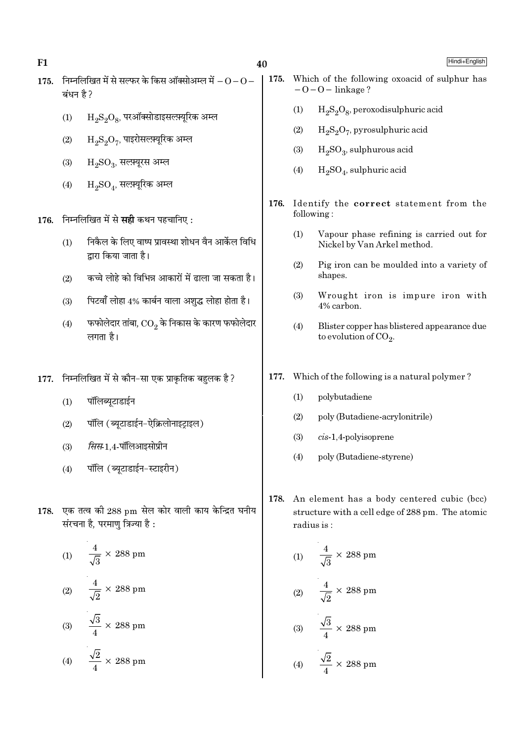175. निम्नलिखित में से सल्फर के किस ऑक्सोअम्ल में $-O-O-$ बंधन है ?

(1) $H_2S_2O_8$, परऑक्सोडाइसल्फ़्यूरिक अम्ल

(2) $H_2S_2O_7$, पाइरोसल्फ़्यूरिक अम्ल

(3) $H_2SO_3$, सल्फ़्यूरस अम्ल

(4) $H_2SO_4$, सल्फ़्यूरिक अम्ल

176. निम्नलिखित में से **सही** कथन पहचानिए :

(1) निकैल के लिए वाष्प प्रावस्था शोधन वैन आर्केल विधि द्वारा किया जाता है।

(2) कच्चे लोहे को विभिन्न आकारों में ढाला जा सकता है।

(3) पिटवाँ लोहा 4% कार्बन वाला अशुद्ध लोहा होता है।

(4) फफोलेदार तांबा, $CO_2$ के निकास के कारण फफोलेदार लगता है।

177. निम्नलिखित में से कौन-सा एक प्राकृतिक बहुलक है ?

(1) पॉलिब्यूटाडाईन

(2) पॉलि (ब्यूटाडाईन-ऐक्रिलोनाइट्राइल)

(3) *सिस*-1,4-पॉलिआइसोप्रीन

(4) पॉलि (ब्यूटाडाईन-स्टाइरीन)

178. एक तत्व की 288 pm सेल कोर वाली काय केन्द्रित घनीय संरचना है, परमाणु त्रिज्या है :

(1) $\frac{4}{\sqrt{3}} \times 288$ pm

(2) $\frac{4}{\sqrt{2}} \times 288$ pm

(3) $\frac{\sqrt{3}}{4} \times 288$ pm

(4) $\frac{\sqrt{2}}{4} \times 288$ pm

175. Which of the following oxoacid of sulphur has $-O-O-$ linkage ?

(1) $H_2S_2O_8$, peroxodisulphuric acid

(2) $H_2S_2O_7$, pyrosulphuric acid

(3) $H_2SO_3$, sulphurous acid

(4) $H_2SO_4$, sulphuric acid

176. Identify the **correct** statement from the following :

(1) Vapour phase refining is carried out for Nickel by Van Arkel method.

(2) Pig iron can be moulded into a variety of shapes.

(3) Wrought iron is impure iron with 4% carbon.

(4) Blister copper has blistered appearance due to evolution of $CO_2$.

177. Which of the following is a natural polymer ?

(1) polybutadiene

(2) poly (Butadiene-acrylonitrile)

(3) *cis*-1,4-polyisoprene

(4) poly (Butadiene-styrene)

178. An element has a body centered cubic (bcc) structure with a cell edge of 288 pm. The atomic radius is :

(1) $\frac{4}{\sqrt{3}} \times 288$ pm

(2) $\frac{4}{\sqrt{2}} \times 288$ pm

(3) $\frac{\sqrt{3}}{4} \times 288$ pm

(4) $\frac{\sqrt{2}}{4} \times 288$ pm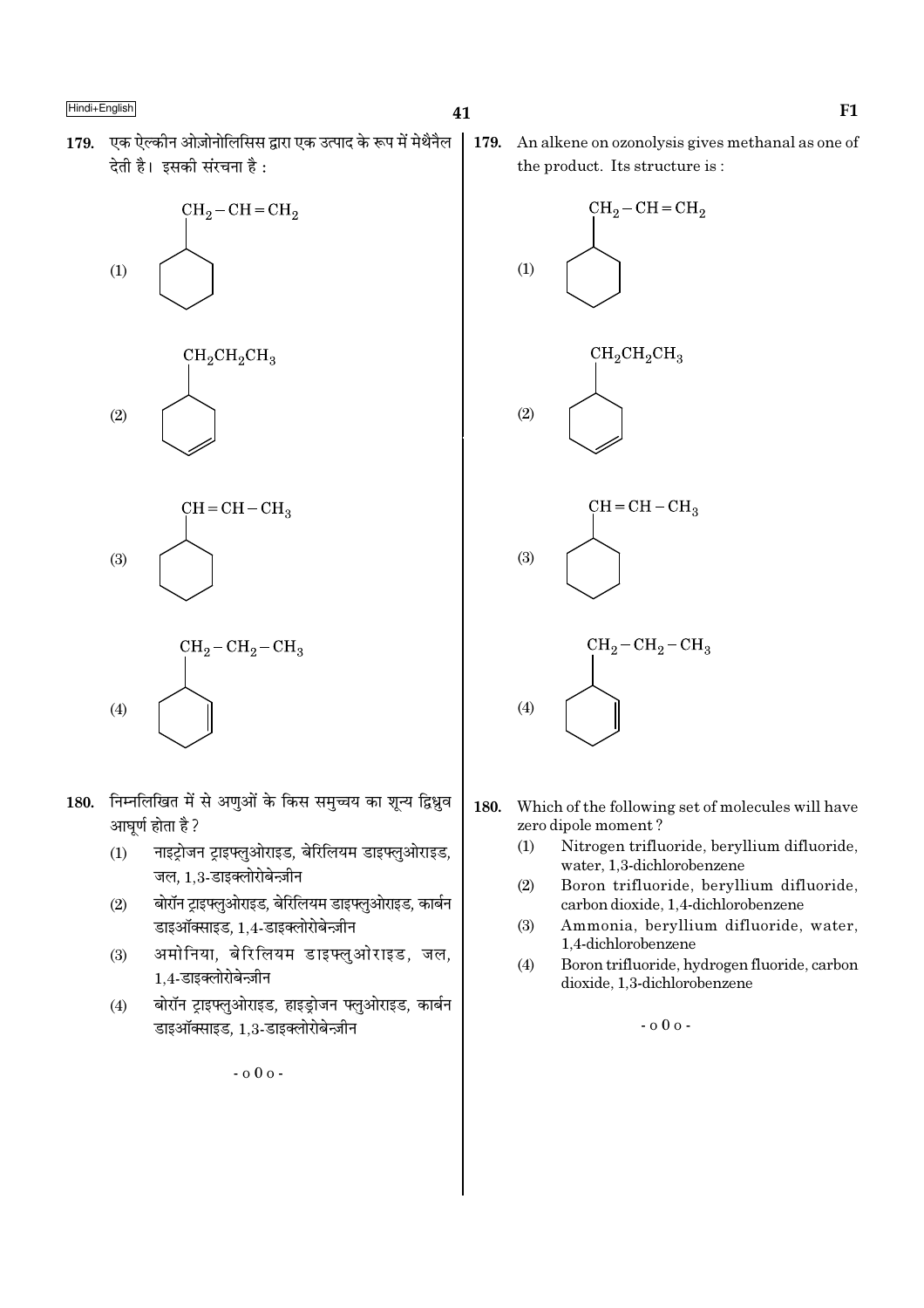179. एक ऐल्कीन ओज़ोनोलिसिस द्वारा एक उत्पाद के रूप में मेथैनैल देती है। इसकी संरचना है :

(1) Cyclohexane ring bearing substituent $CH_2-CH=CH_2$

(2) Cyclohexene ring bearing substituent $CH_2CH_2CH_3$

(3) Cyclohexane ring bearing substituent $CH=CH-CH_3$

(4) Cyclohexene ring bearing substituent $CH_2-CH_2-CH_3$

180. निम्नलिखित में से अणुओं के किस समुच्चय का शून्य द्विध्रुव आघूर्ण होता है ?

(1) नाइट्रोजन ट्राइफ्लुओराइड, बेरिलियम डाइफ्लुओराइड, जल, 1,3-डाइक्लोरोबेन्ज़ीन

(2) बोरॉन ट्राइफ्लुओराइड, बेरिलियम डाइफ्लुओराइड, कार्बन डाइऑक्साइड, 1,4-डाइक्लोरोबेन्ज़ीन

(3) अमोनिया, बेरिलियम डाइफ्लुओराइड, जल, 1,4-डाइक्लोरोबेन्ज़ीन

(4) बोरॉन ट्राइफ्लुओराइड, हाइड्रोजन फ्लुओराइड, कार्बन डाइऑक्साइड, 1,3-डाइक्लोरोबेन्ज़ीन

- o 0 o -

179. An alkene on ozonolysis gives methanal as one of the product. Its structure is :

(1) Cyclohexane ring bearing substituent $CH_2-CH=CH_2$

(2) Cyclohexene ring bearing substituent $CH_2CH_2CH_3$

(3) Cyclohexane ring bearing substituent $CH=CH-CH_3$

(4) Cyclohexene ring bearing substituent $CH_2-CH_2-CH_3$

180. Which of the following set of molecules will have zero dipole moment ?

(1) Nitrogen trifluoride, beryllium difluoride, water, 1,3-dichlorobenzene

(2) Boron trifluoride, beryllium difluoride, carbon dioxide, 1,4-dichlorobenzene

(3) Ammonia, beryllium difluoride, water, 1,4-dichlorobenzene

(4) Boron trifluoride, hydrogen fluoride, carbon dioxide, 1,3-dichlorobenzene

- o 0 o -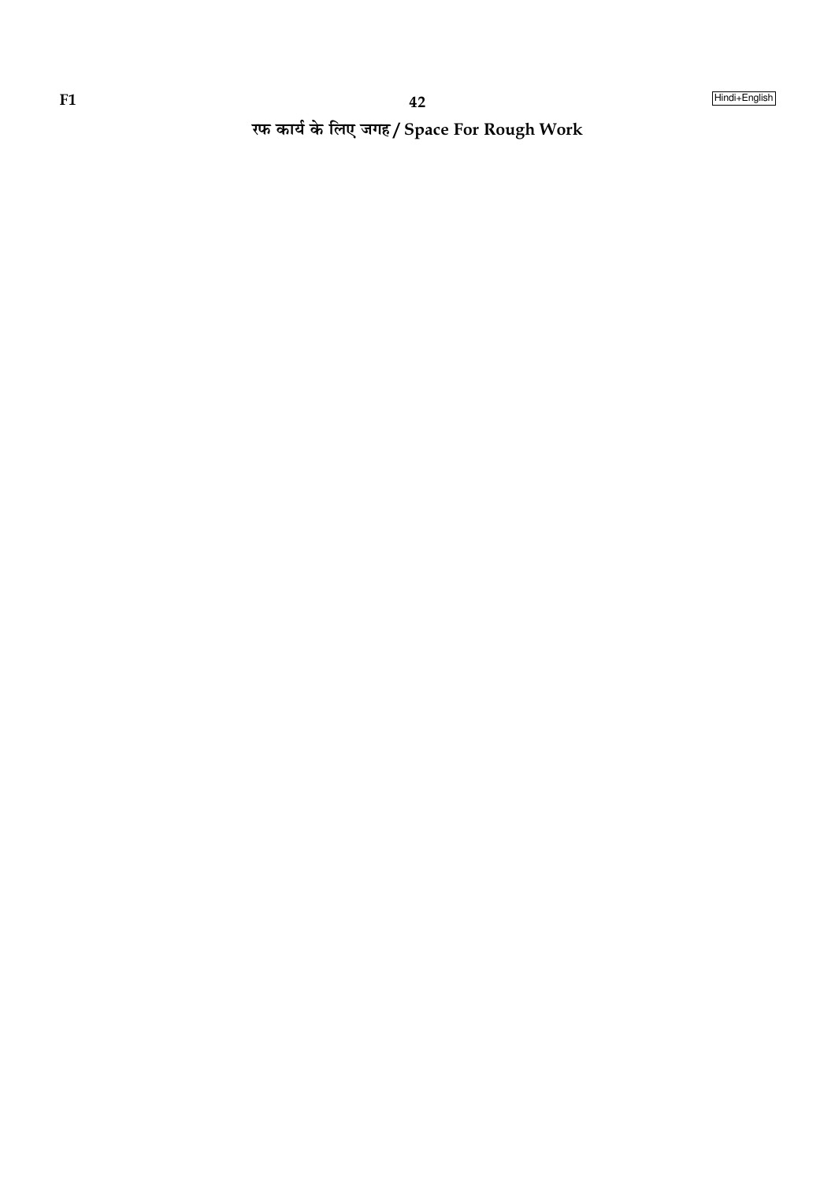रफ कार्य के लिए जगह / Space For Rough Work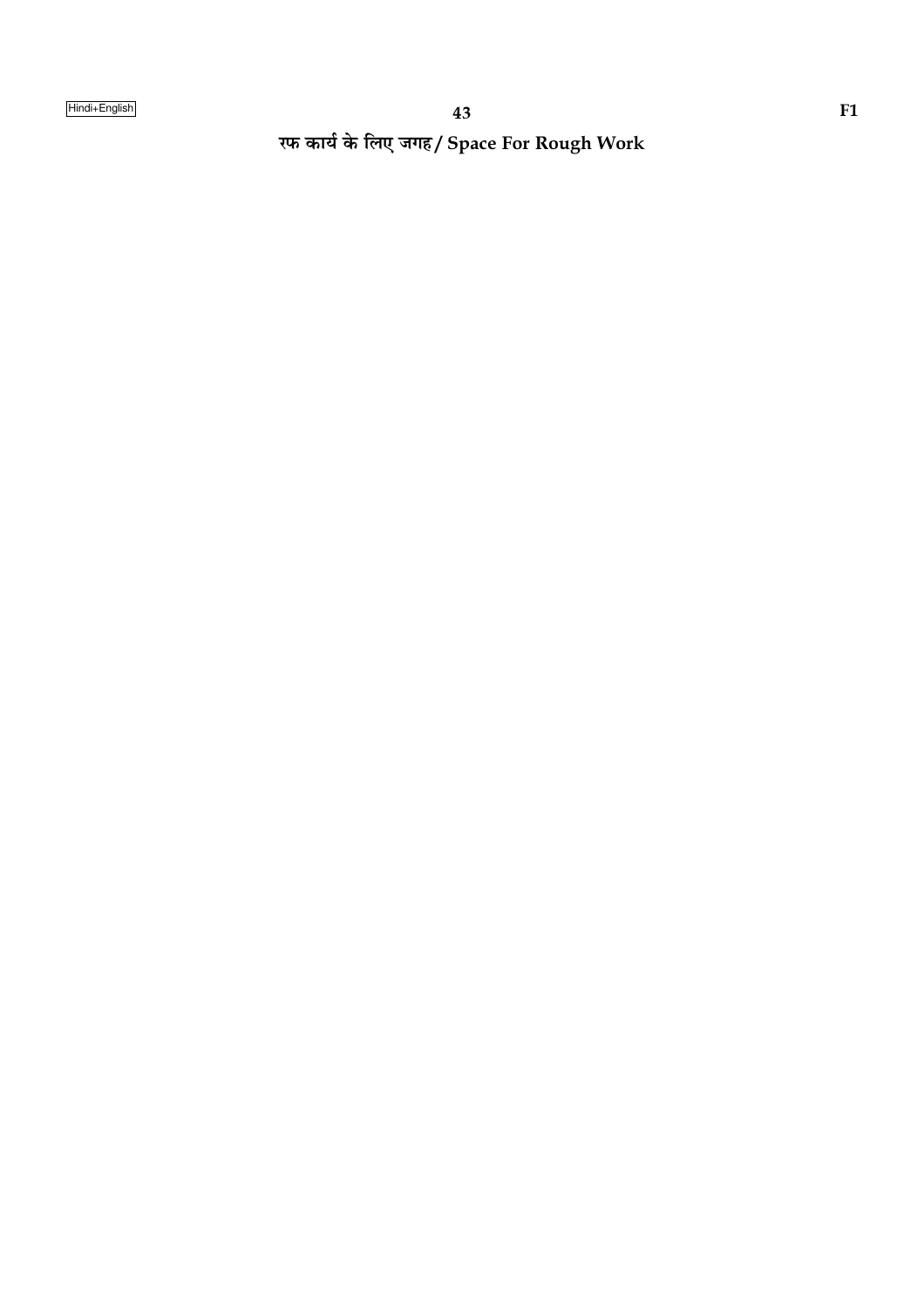रफ कार्य के लिए जगह / Space For Rough Work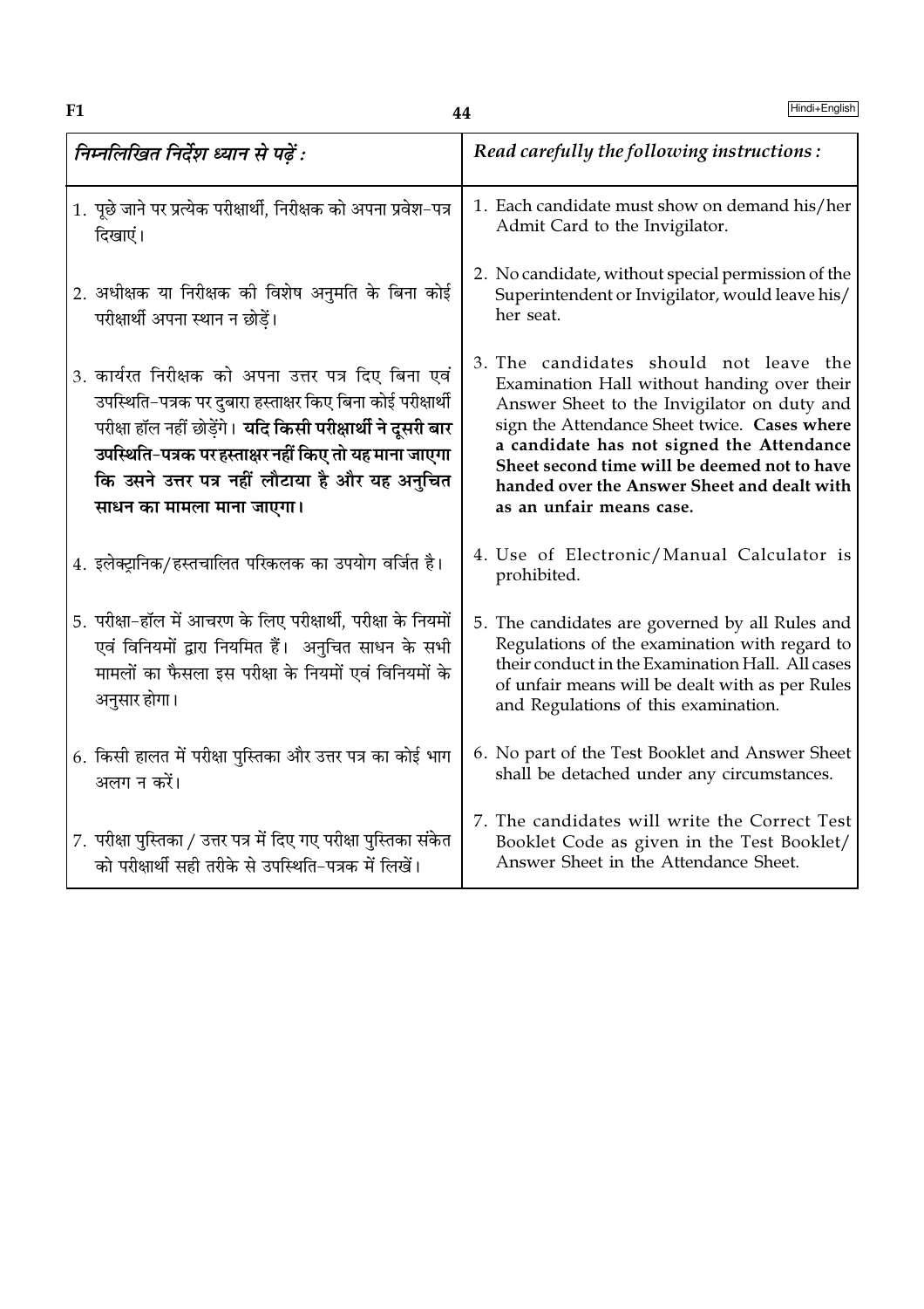| *निम्नलिखित निर्देश ध्यान से पढ़ें :* | *Read carefully the following instructions :* |
|---|---|
| 1. पूछे जाने पर प्रत्येक परीक्षार्थी, निरीक्षक को अपना प्रवेश-पत्र दिखाएं। | 1. Each candidate must show on demand his/her Admit Card to the Invigilator. |
| 2. अधीक्षक या निरीक्षक की विशेष अनुमति के बिना कोई परीक्षार्थी अपना स्थान न छोड़ें। | 2. No candidate, without special permission of the Superintendent or Invigilator, would leave his/her seat. |
| 3. कार्यरत निरीक्षक को अपना उत्तर पत्र दिए बिना एवं उपस्थिति-पत्रक पर दुबारा हस्ताक्षर किए बिना कोई परीक्षार्थी परीक्षा हॉल नहीं छोड़ेंगे। **यदि किसी परीक्षार्थी ने दूसरी बार उपस्थिति-पत्रक पर हस्ताक्षर नहीं किए तो यह माना जाएगा कि उसने उत्तर पत्र नहीं लौटाया है और यह अनुचित साधन का मामला माना जाएगा।** | 3. The candidates should not leave the Examination Hall without handing over their Answer Sheet to the Invigilator on duty and sign the Attendance Sheet twice. **Cases where a candidate has not signed the Attendance Sheet second time will be deemed not to have handed over the Answer Sheet and dealt with as an unfair means case.** |
| 4. इलेक्ट्रानिक/हस्तचालित परिकलक का उपयोग वर्जित है। | 4. Use of Electronic/Manual Calculator is prohibited. |
| 5. परीक्षा-हॉल में आचरण के लिए परीक्षार्थी, परीक्षा के नियमों एवं विनियमों द्वारा नियमित हैं। अनुचित साधन के सभी मामलों का फैसला इस परीक्षा के नियमों एवं विनियमों के अनुसार होगा। | 5. The candidates are governed by all Rules and Regulations of the examination with regard to their conduct in the Examination Hall. All cases of unfair means will be dealt with as per Rules and Regulations of this examination. |
| 6. किसी हालत में परीक्षा पुस्तिका और उत्तर पत्र का कोई भाग अलग न करें। | 6. No part of the Test Booklet and Answer Sheet shall be detached under any circumstances. |
| 7. परीक्षा पुस्तिका / उत्तर पत्र में दिए गए परीक्षा पुस्तिका संकेत को परीक्षार्थी सही तरीके से उपस्थिति-पत्रक में लिखें। | 7. The candidates will write the Correct Test Booklet Code as given in the Test Booklet/Answer Sheet in the Attendance Sheet. |